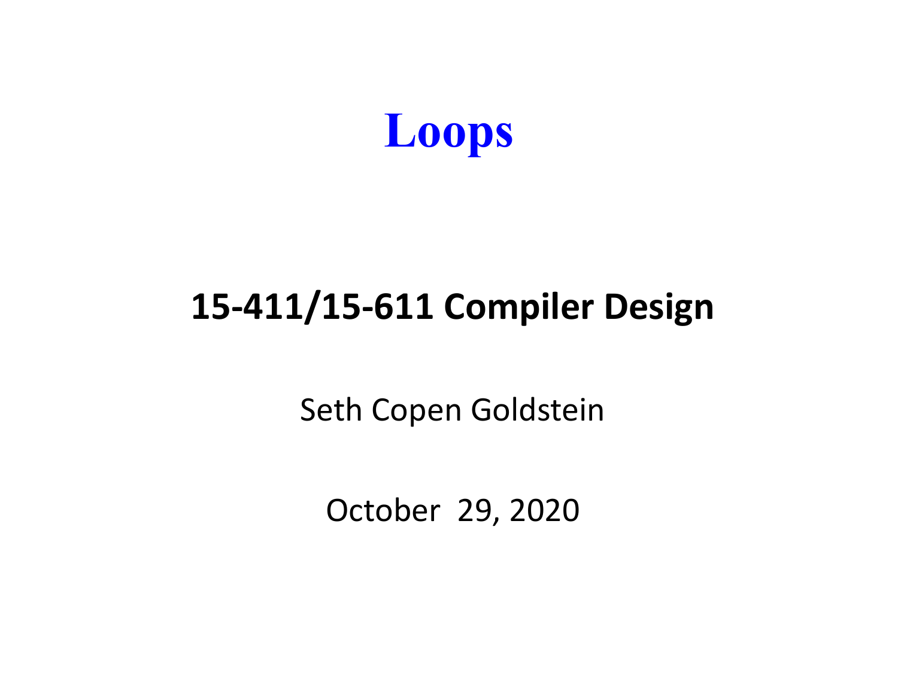# Loops

## 15-411/15-611 Compiler Design

Seth Copen Goldstein

October 29, 2020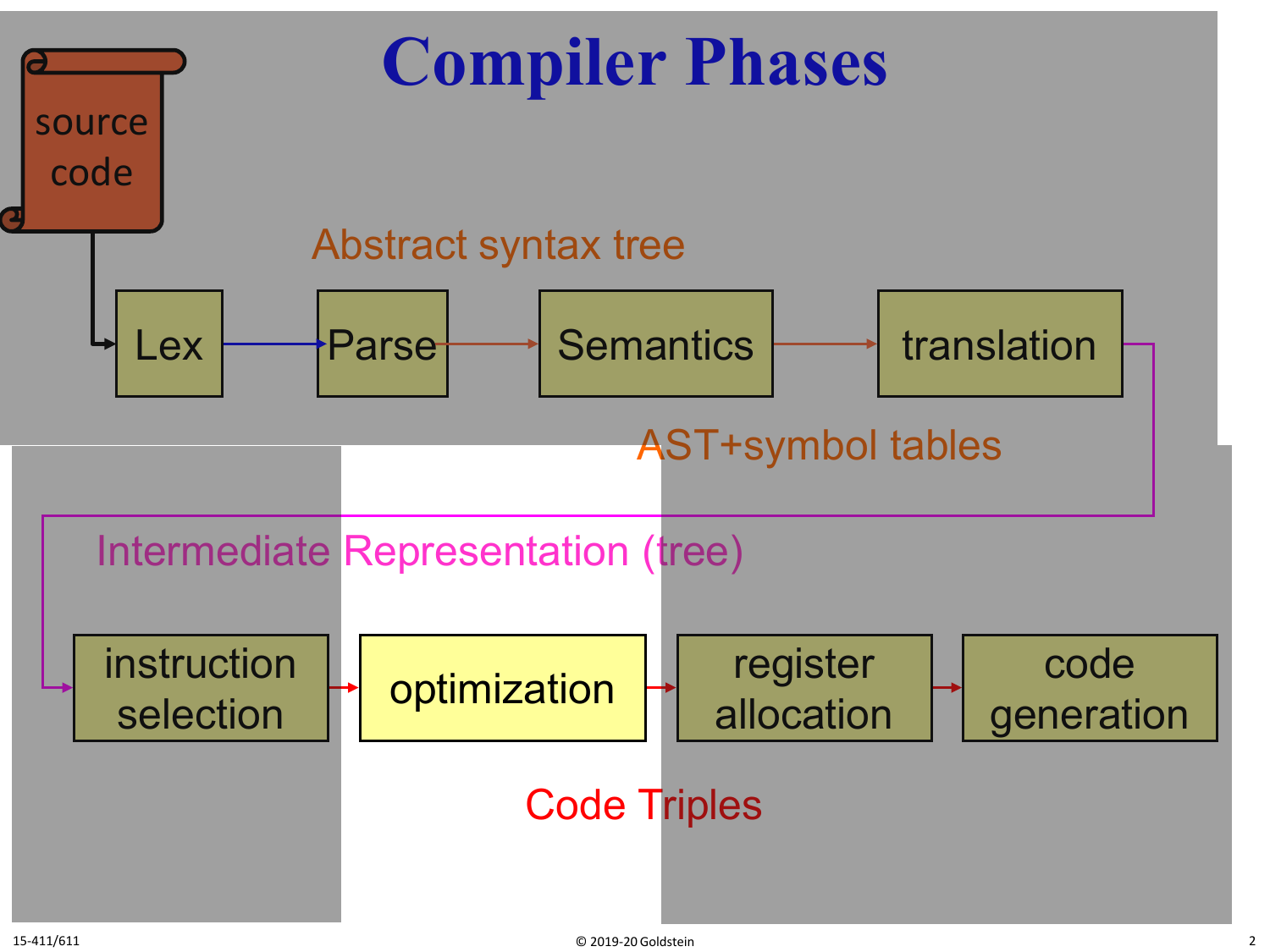# Compiler Phases

source code

Abstract syntax tree

Lex → Parse → Semantics → translation

AST+symbol tables

Intermediate Representation (tree)

instruction selection → optimization → register allocation → code generation

Code Triples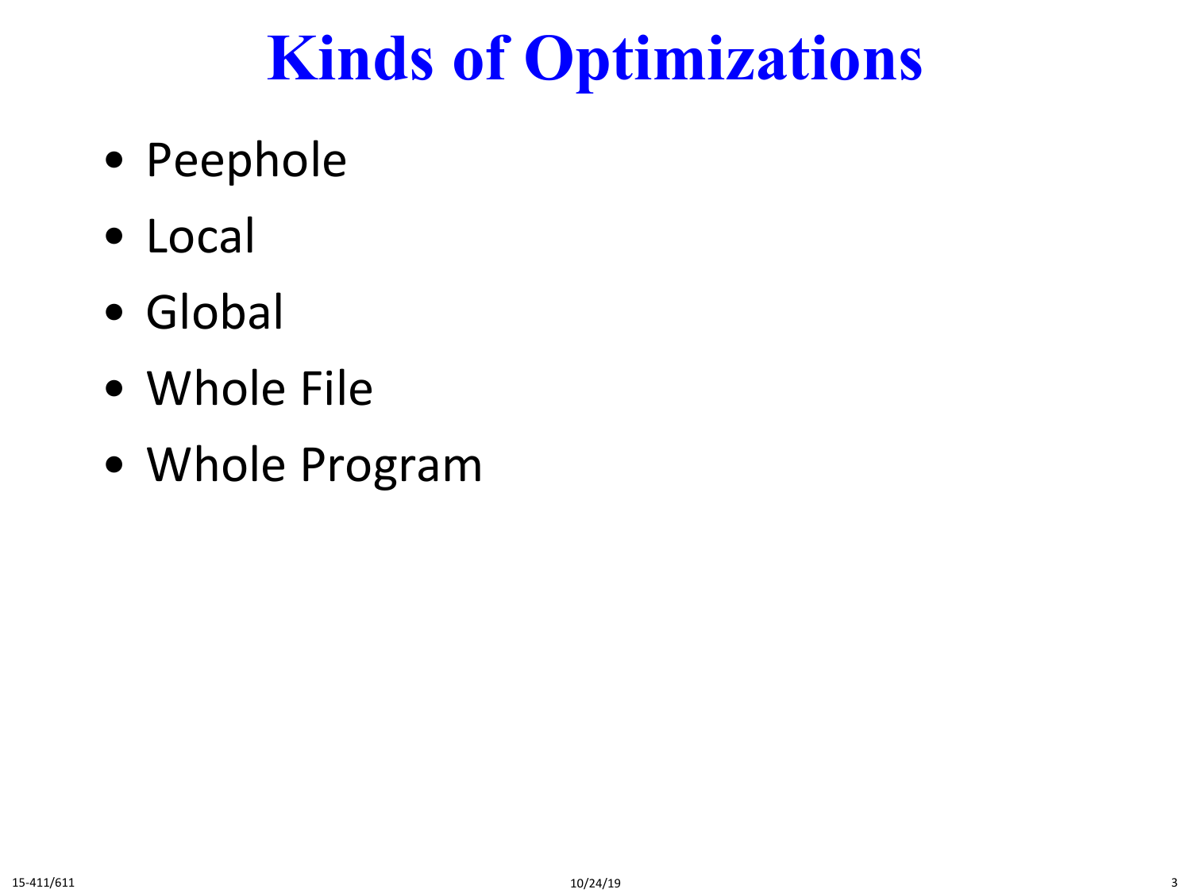# Kinds of Optimizations

- Peephole
- Local
- Global
- Whole File
- Whole Program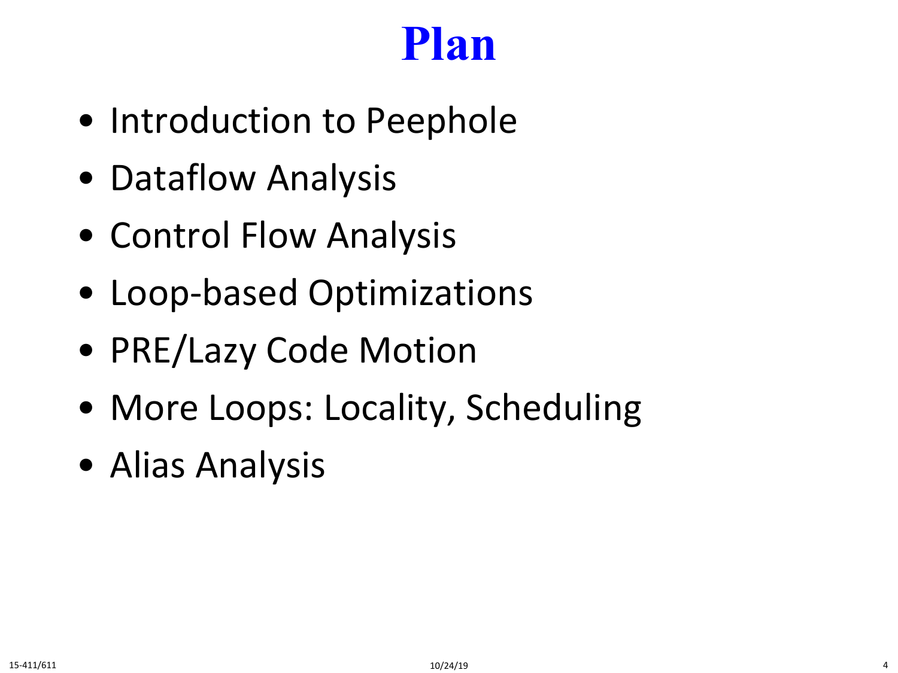# Plan

- Introduction to Peephole
- Dataflow Analysis
- Control Flow Analysis
- Loop-based Optimizations
- PRE/Lazy Code Motion
- More Loops: Locality, Scheduling
- Alias Analysis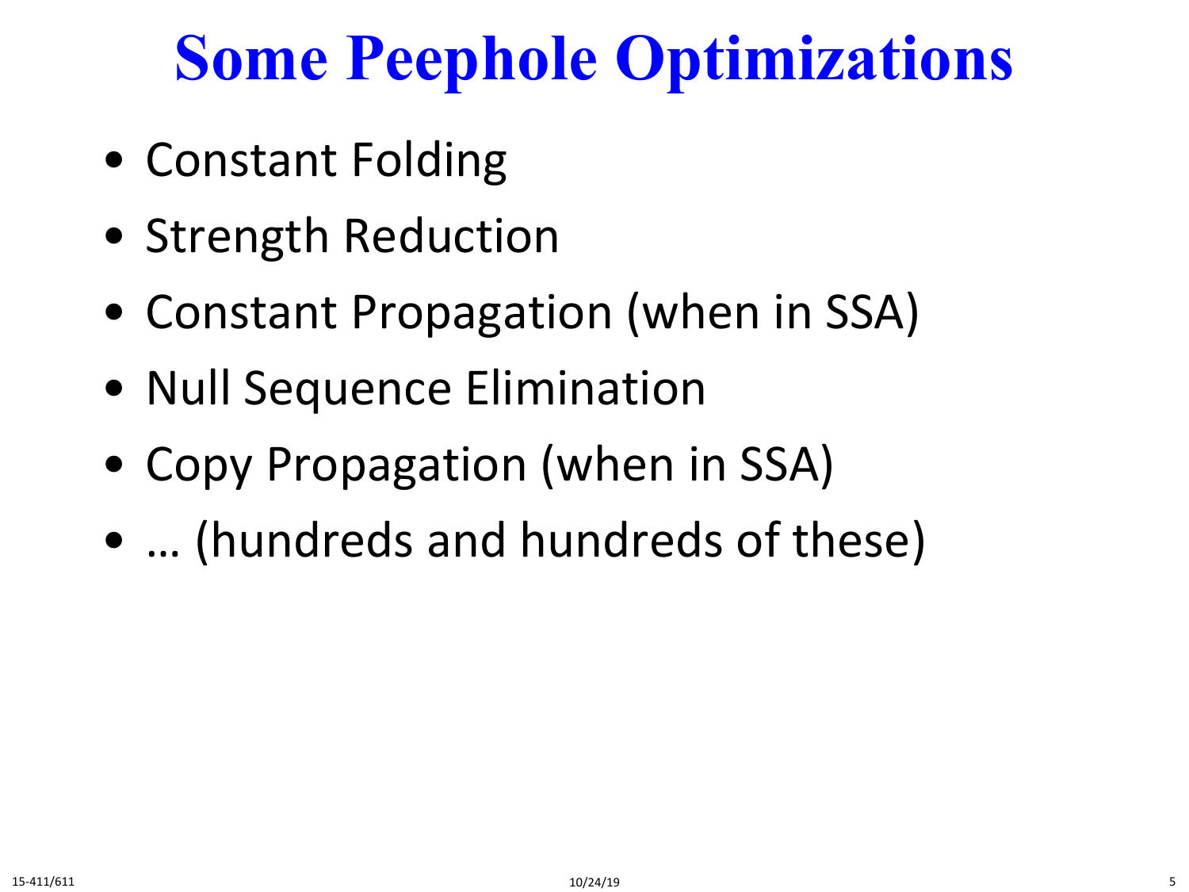# Some Peephole Optimizations

- Constant Folding
- Strength Reduction
- Constant Propagation (when in SSA)
- Null Sequence Elimination
- Copy Propagation (when in SSA)
- … (hundreds and hundreds of these)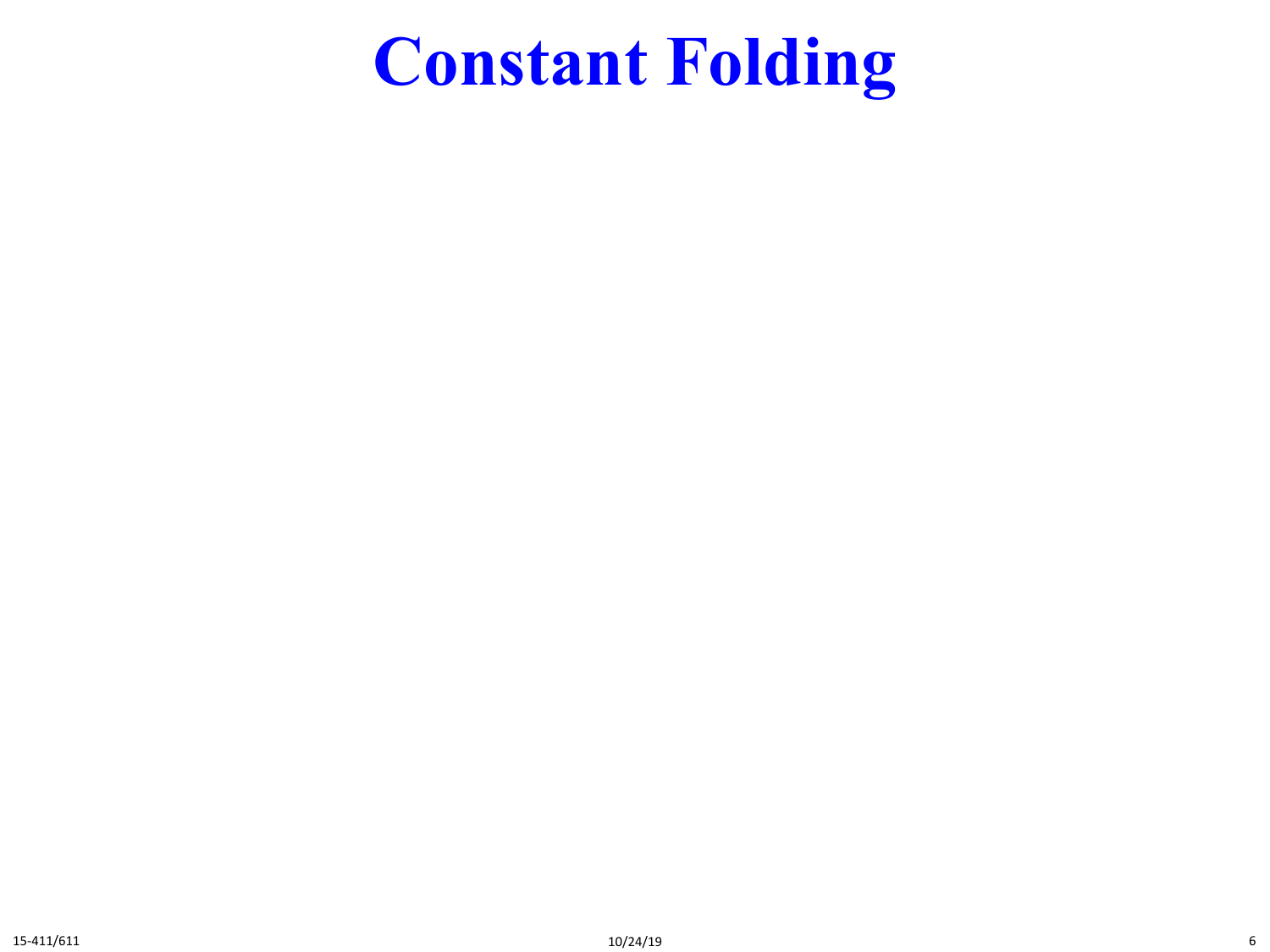# Constant Folding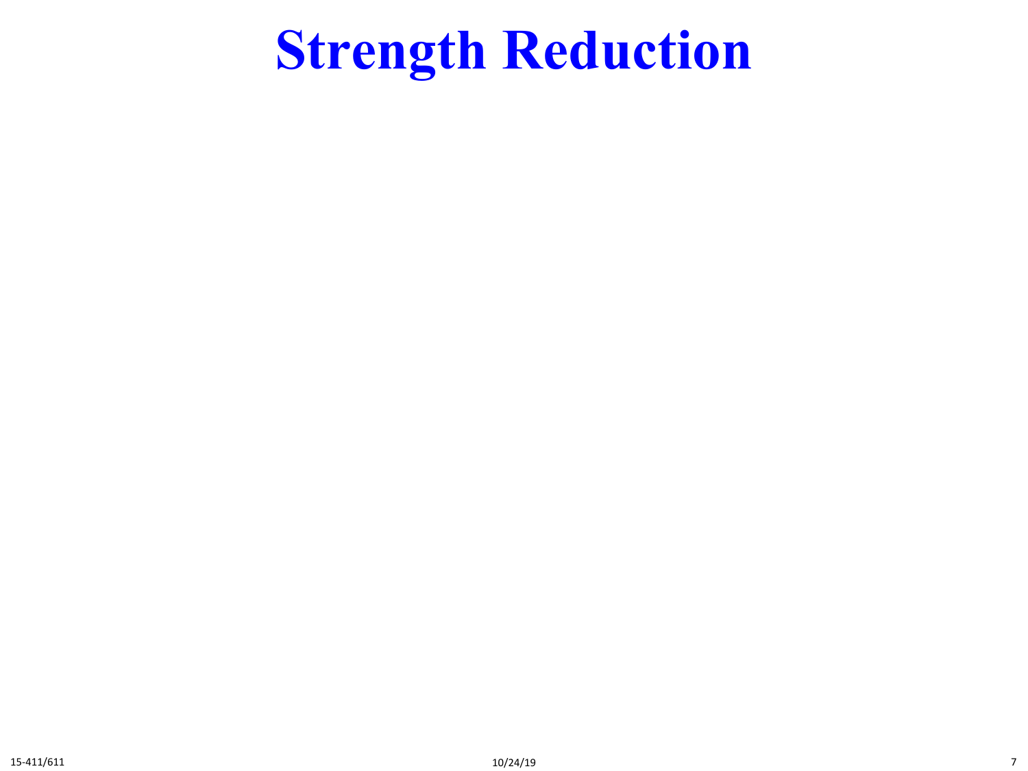# Strength Reduction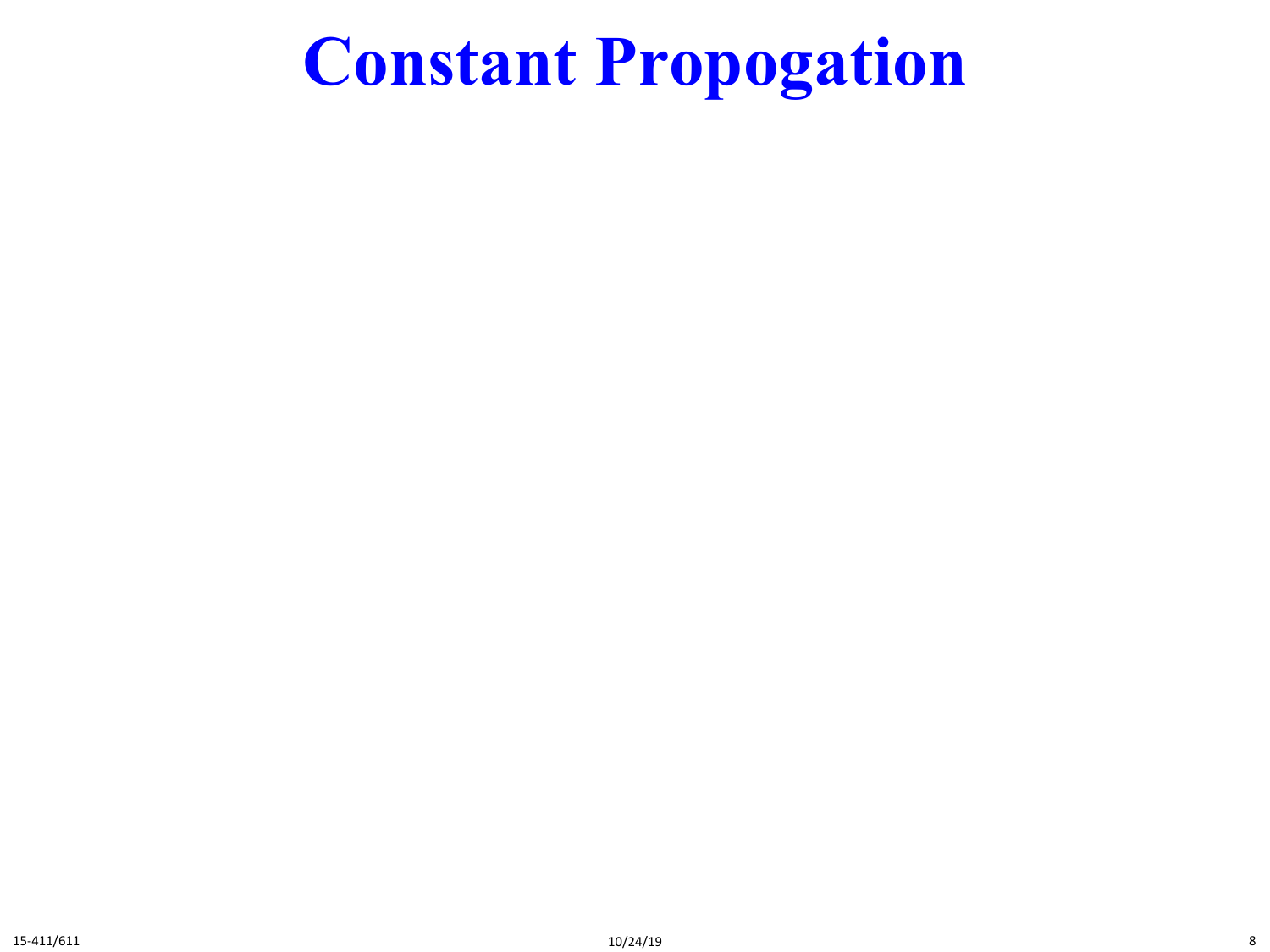# Constant Propogation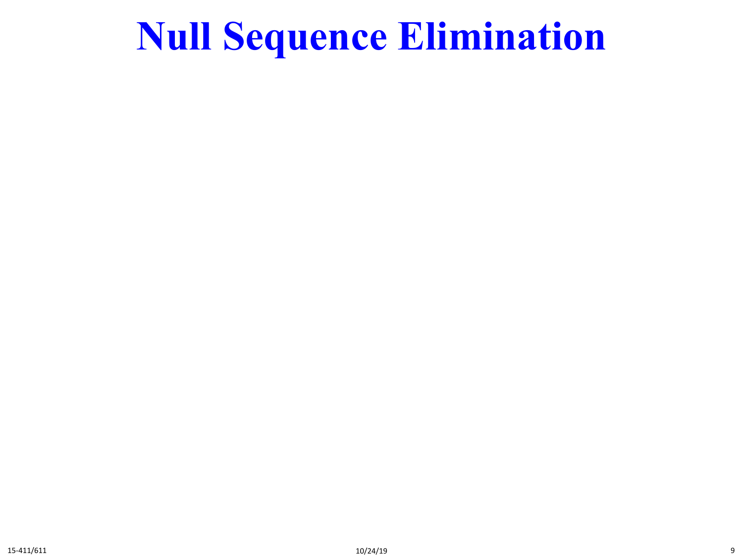# Null Sequence Elimination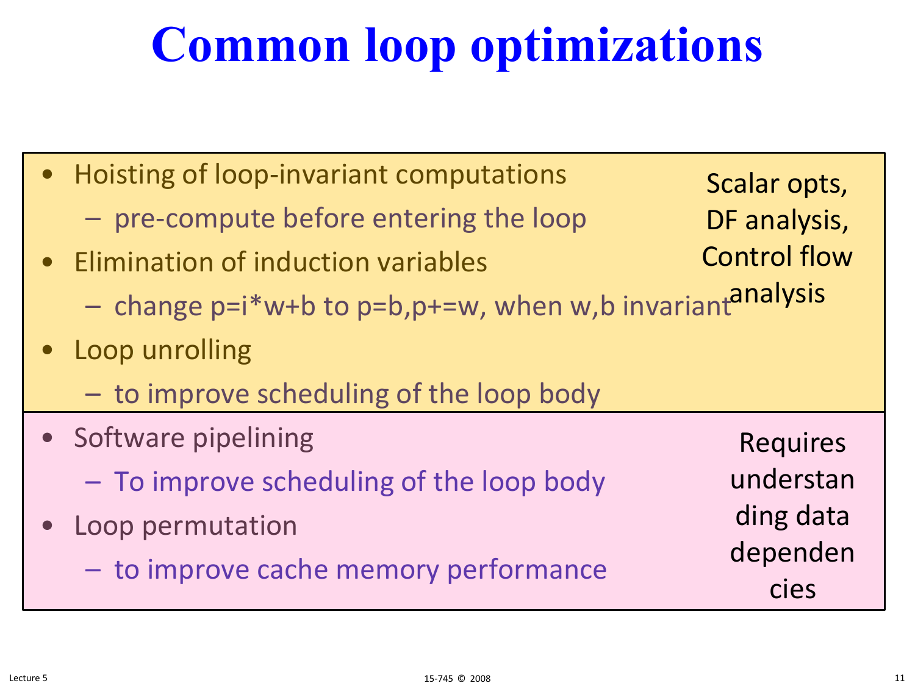# Common loop optimizations

- Hoisting of loop-invariant computations
  - pre-compute before entering the loop
- Elimination of induction variables
  - change p=i*w+b to p=b,p+=w, when w,b invariant
- Loop unrolling
  - to improve scheduling of the loop body

Scalar opts, DF analysis, Control flow analysis

- Software pipelining
  - To improve scheduling of the loop body
- Loop permutation
  - to improve cache memory performance

Requires understanding data dependencies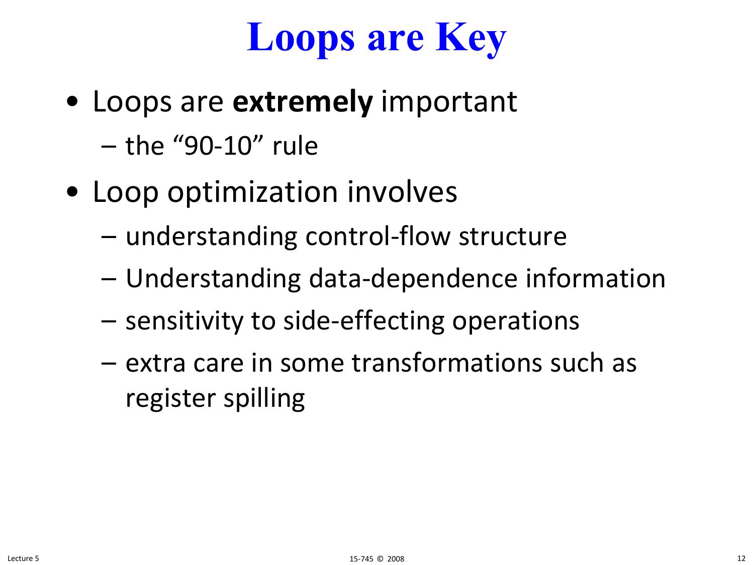# Loops are Key

- Loops are **extremely** important
  - the “90-10” rule
- Loop optimization involves
  - understanding control-flow structure
  - Understanding data-dependence information
  - sensitivity to side-effecting operations
  - extra care in some transformations such as register spilling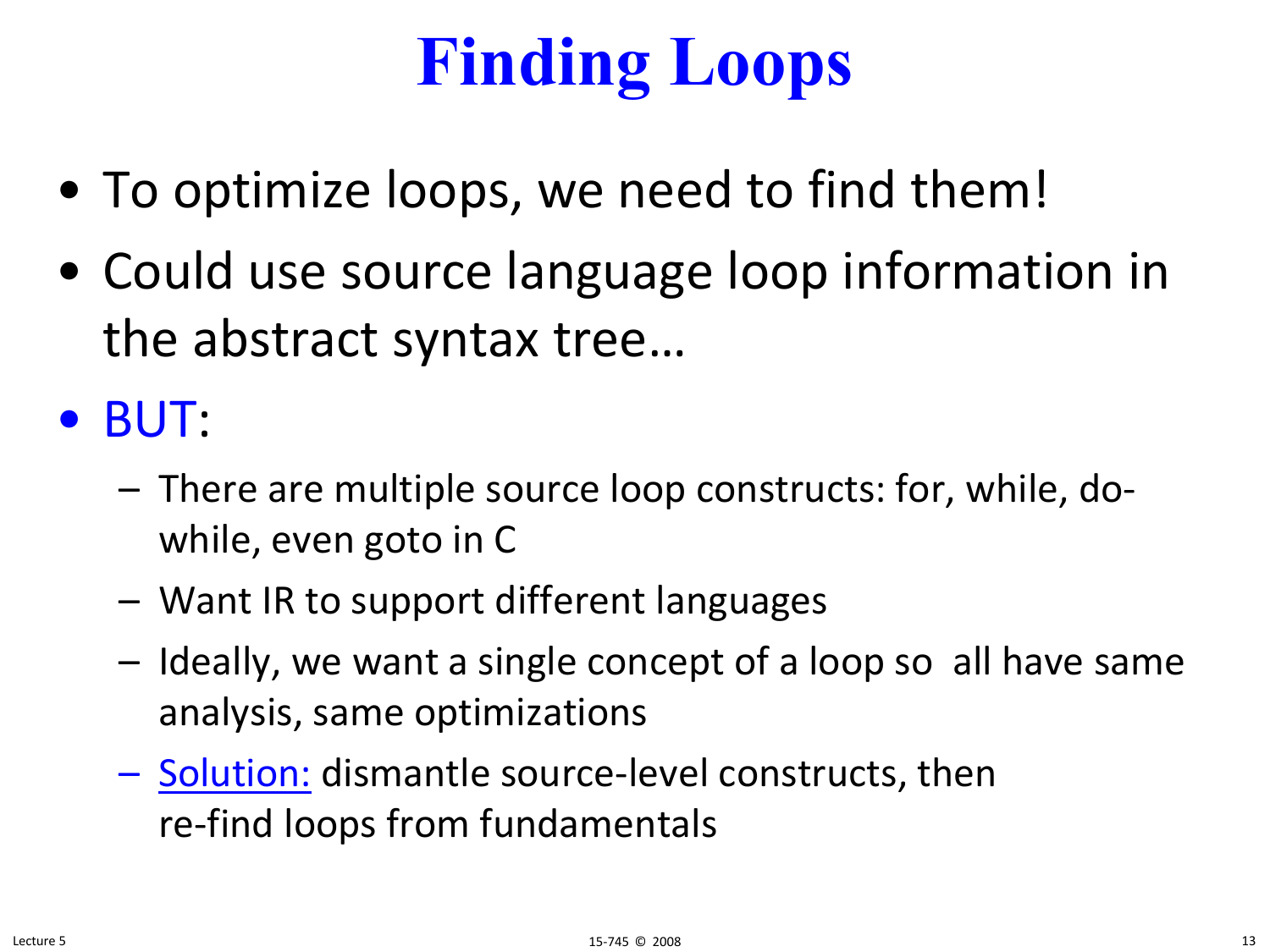# Finding Loops

- To optimize loops, we need to find them!
- Could use source language loop information in the abstract syntax tree…
- BUT:
  - There are multiple source loop constructs: for, while, do-while, even goto in C
  - Want IR to support different languages
  - Ideally, we want a single concept of a loop so all have same analysis, same optimizations
  - Solution: dismantle source-level constructs, then re-find loops from fundamentals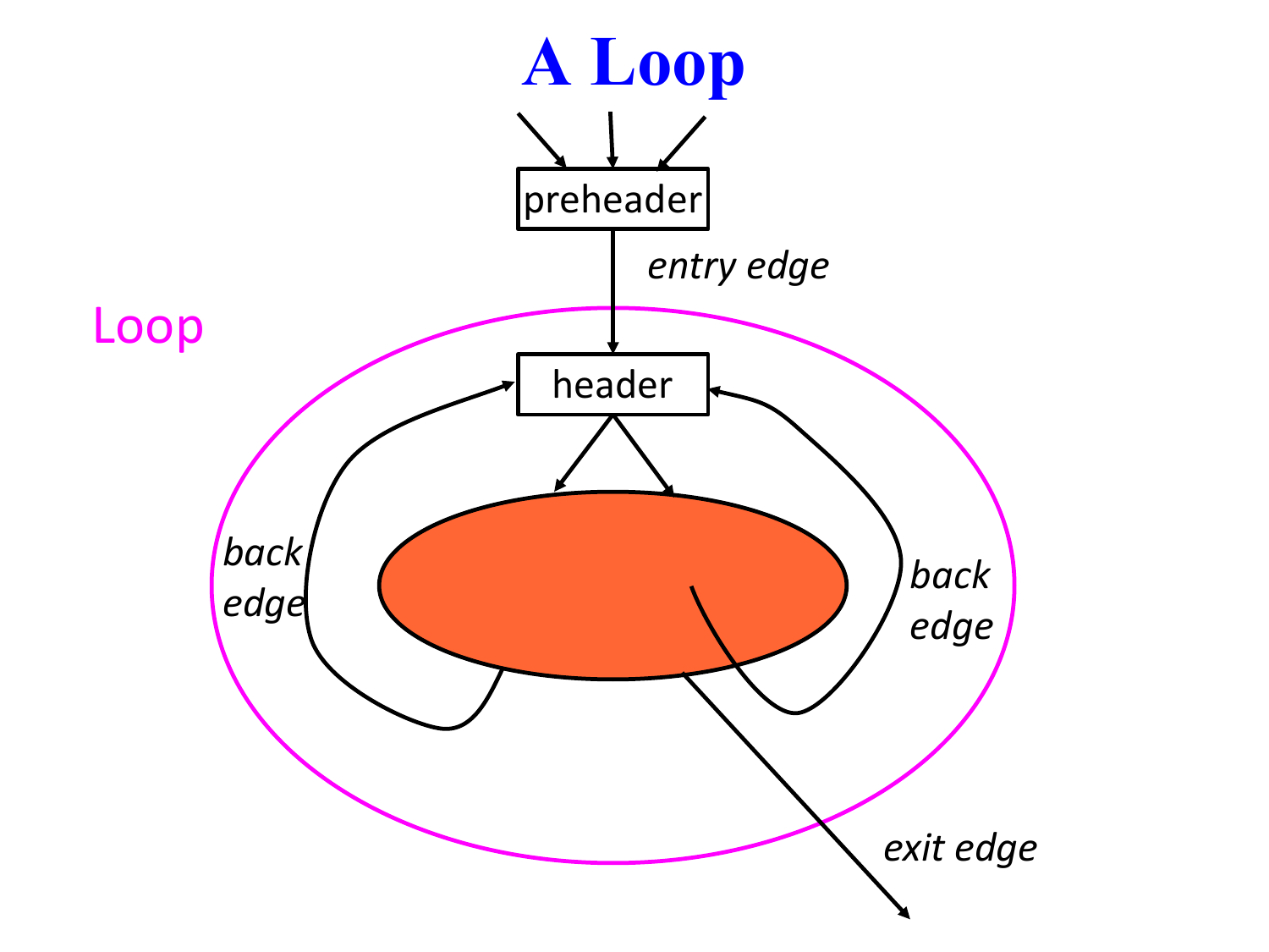# A Loop

preheader

*entry edge*

Loop

header

*back edge*

*back edge*

*exit edge*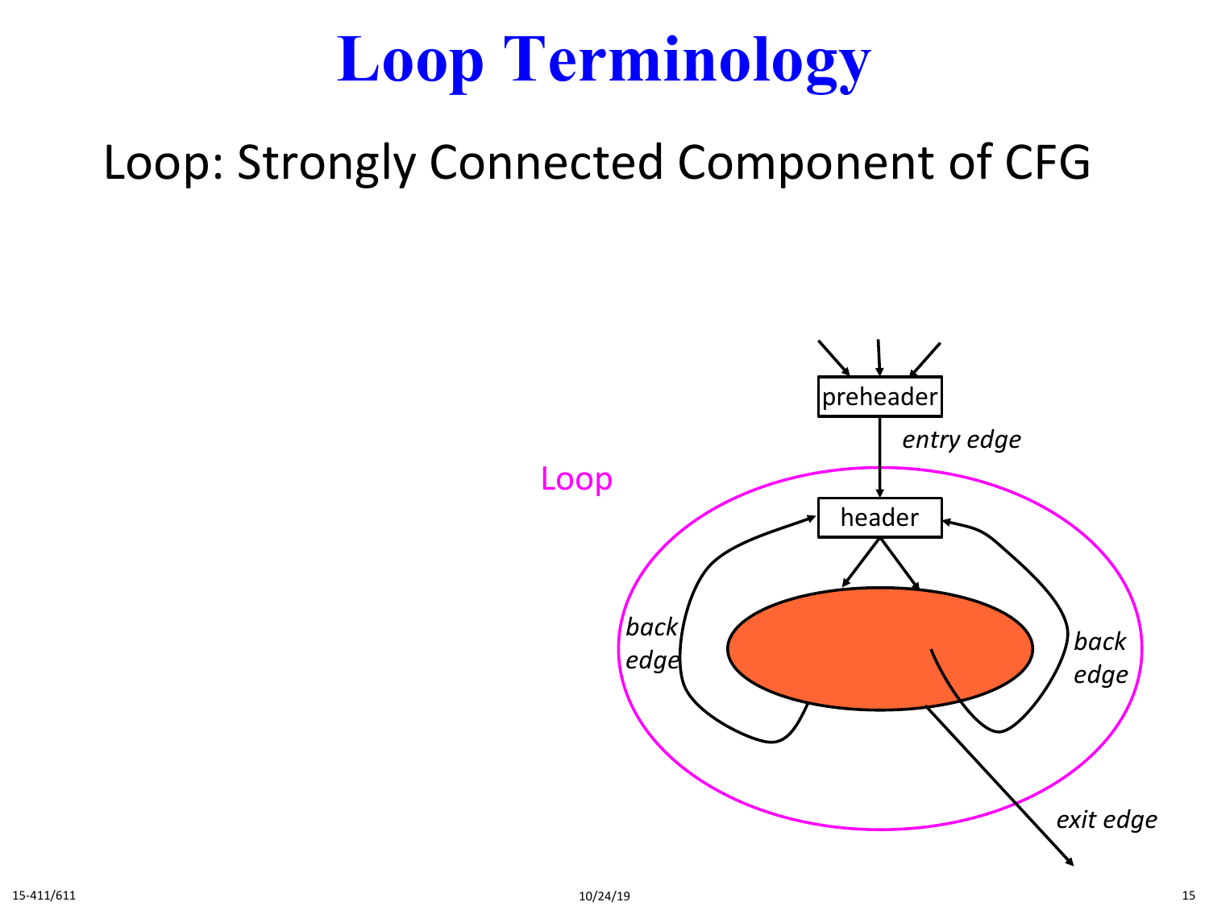# Loop Terminology

Loop: Strongly Connected Component of CFG

preheader

*entry edge*

Loop

header

*back edge*

*back edge*

*exit edge*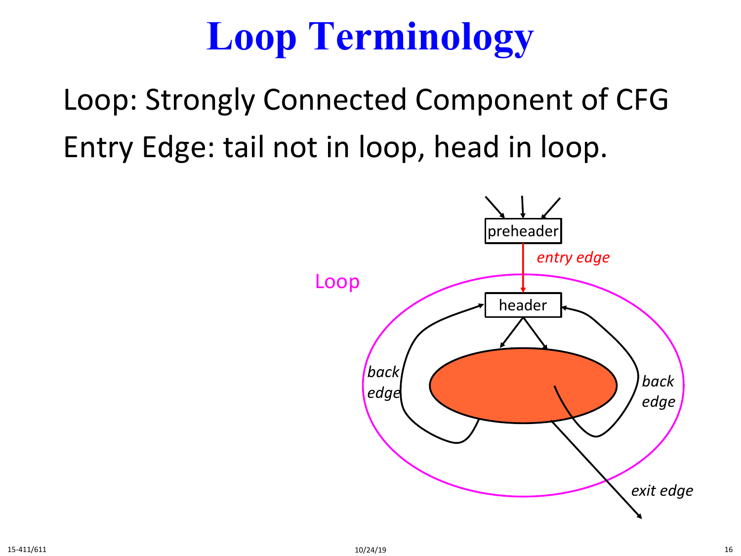# Loop Terminology

Loop: Strongly Connected Component of CFG

Entry Edge: tail not in loop, head in loop.

preheader

*entry edge*

Loop

header

*back edge*

*back edge*

*exit edge*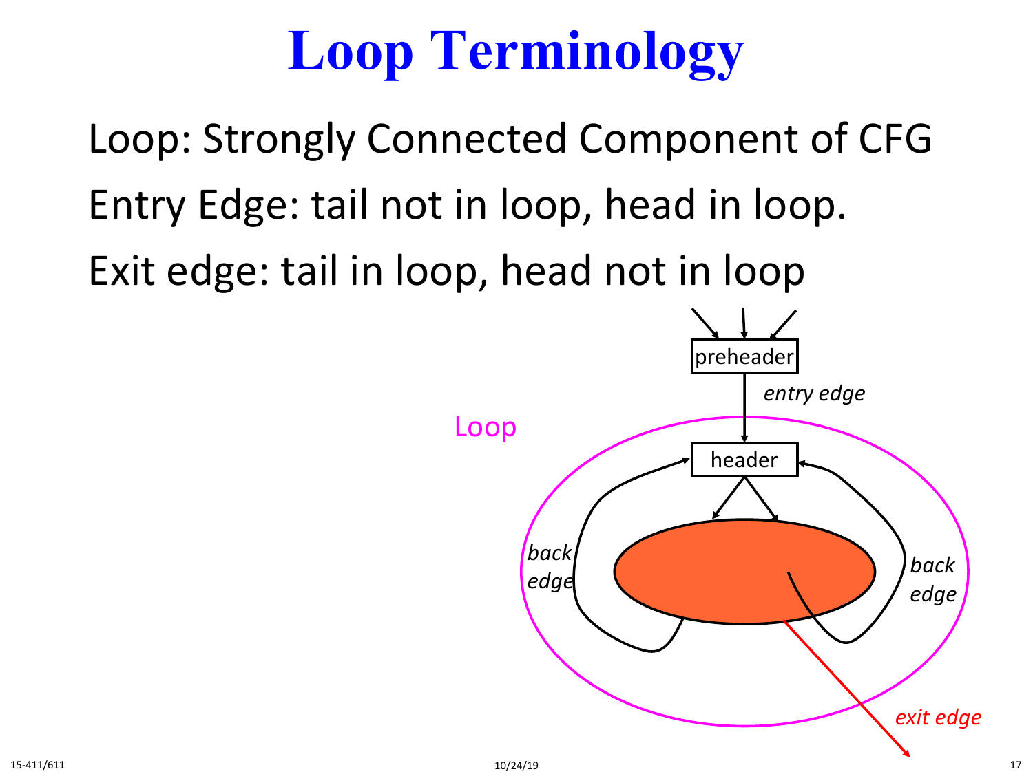# Loop Terminology

Loop: Strongly Connected Component of CFG

Entry Edge: tail not in loop, head in loop.

Exit edge: tail in loop, head not in loop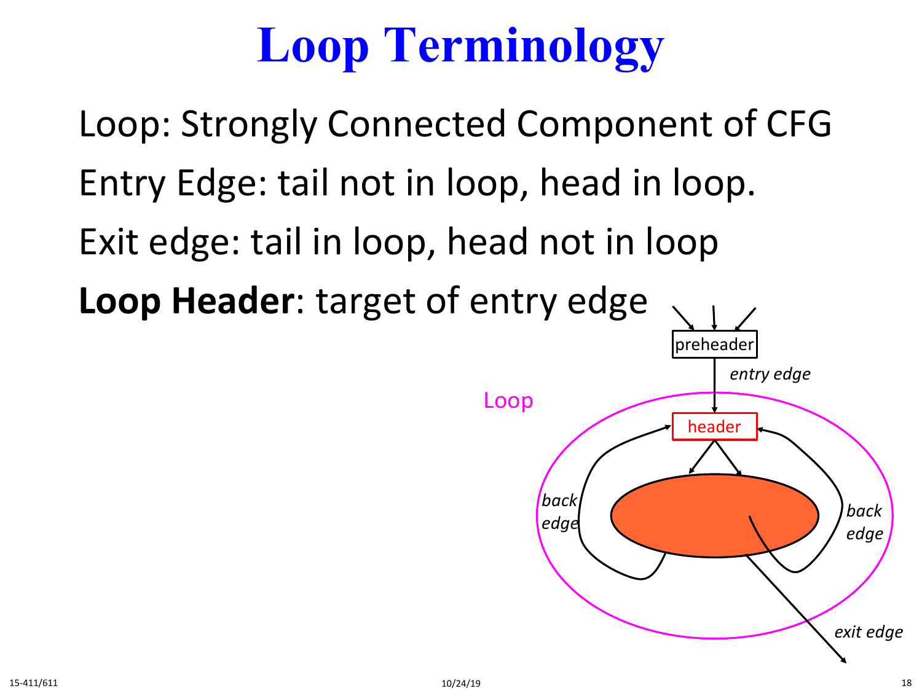# Loop Terminology

Loop: Strongly Connected Component of CFG

Entry Edge: tail not in loop, head in loop.

Exit edge: tail in loop, head not in loop

**Loop Header**: target of entry edge

preheader

*entry edge*

Loop

header

*back edge*

*back edge*

*exit edge*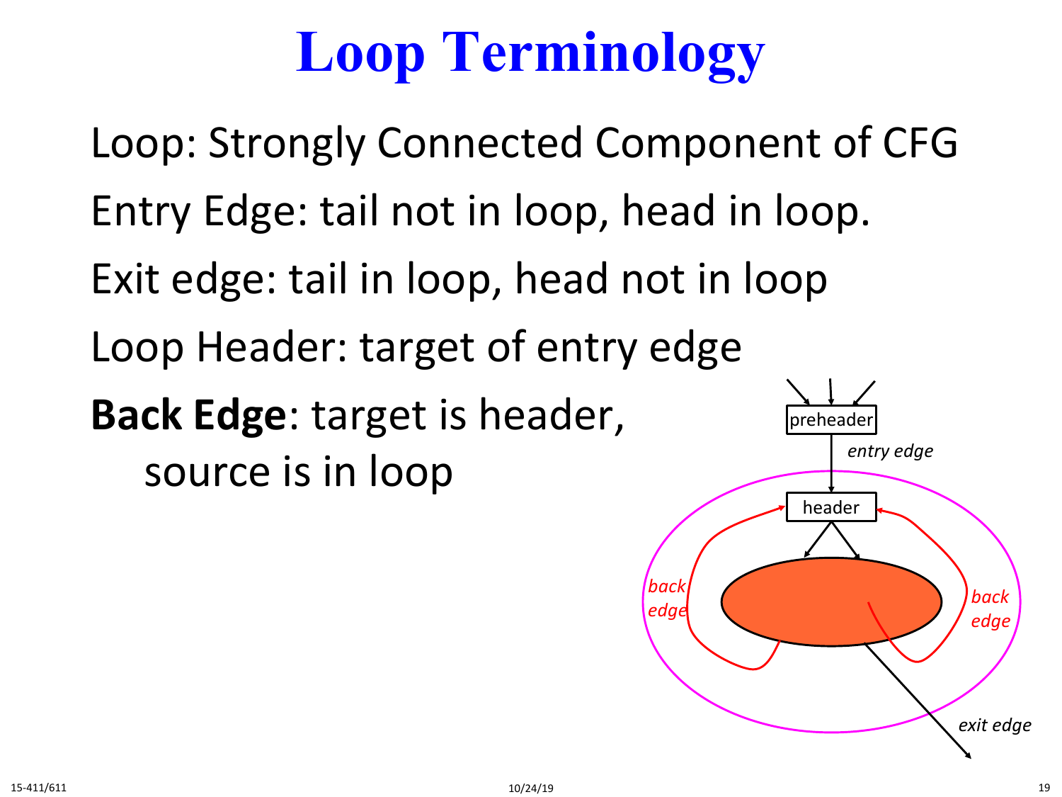# Loop Terminology

Loop: Strongly Connected Component of CFG

Entry Edge: tail not in loop, head in loop.

Exit edge: tail in loop, head not in loop

Loop Header: target of entry edge

**Back Edge**: target is header, source is in loop

preheader

*entry edge*

header

*back edge*

*back edge*

*exit edge*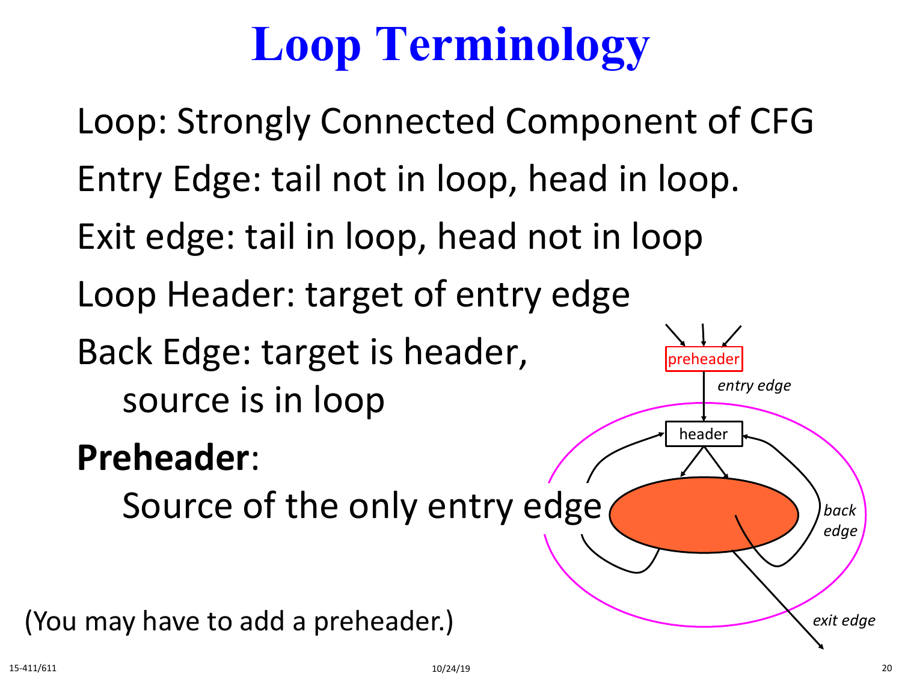# Loop Terminology

Loop: Strongly Connected Component of CFG

Entry Edge: tail not in loop, head in loop.

Exit edge: tail in loop, head not in loop

Loop Header: target of entry edge

Back Edge: target is header,
source is in loop

**Preheader**:
Source of the only entry edge

(You may have to add a preheader.)

preheader

*entry edge*

header

*back edge*

*exit edge*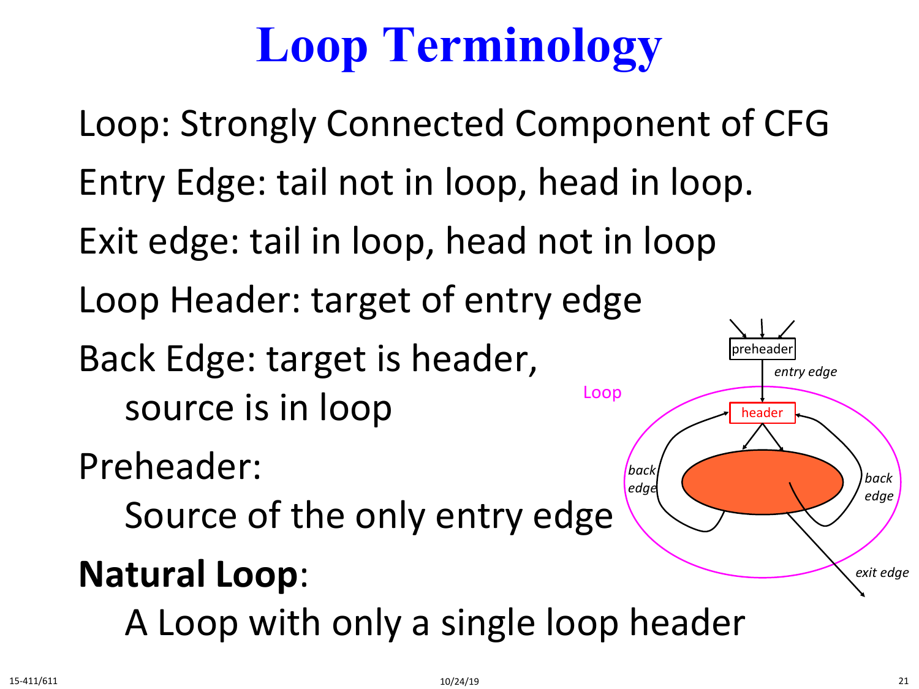# Loop Terminology

Loop: Strongly Connected Component of CFG

Entry Edge: tail not in loop, head in loop.

Exit edge: tail in loop, head not in loop

Loop Header: target of entry edge

Back Edge: target is header,
    source is in loop

Preheader:
    Source of the only entry edge

**Natural Loop**:
    A Loop with only a single loop header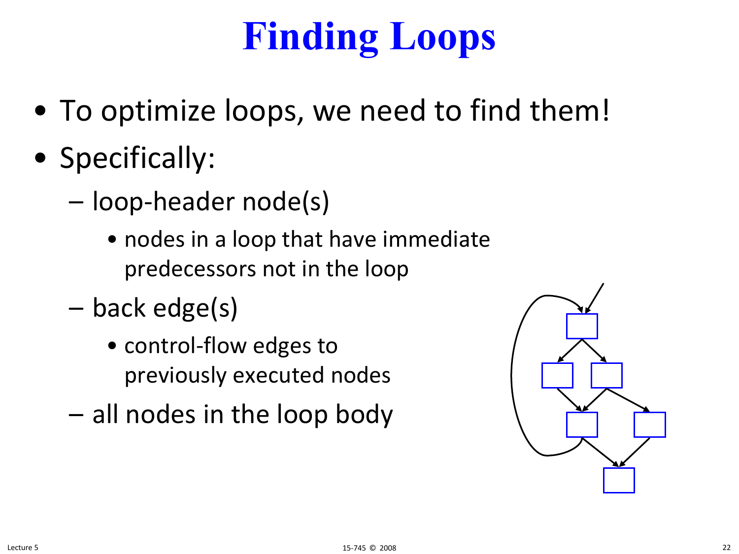# Finding Loops

- To optimize loops, we need to find them!
- Specifically:
  - loop-header node(s)
    - nodes in a loop that have immediate predecessors not in the loop
  - back edge(s)
    - control-flow edges to previously executed nodes
  - all nodes in the loop body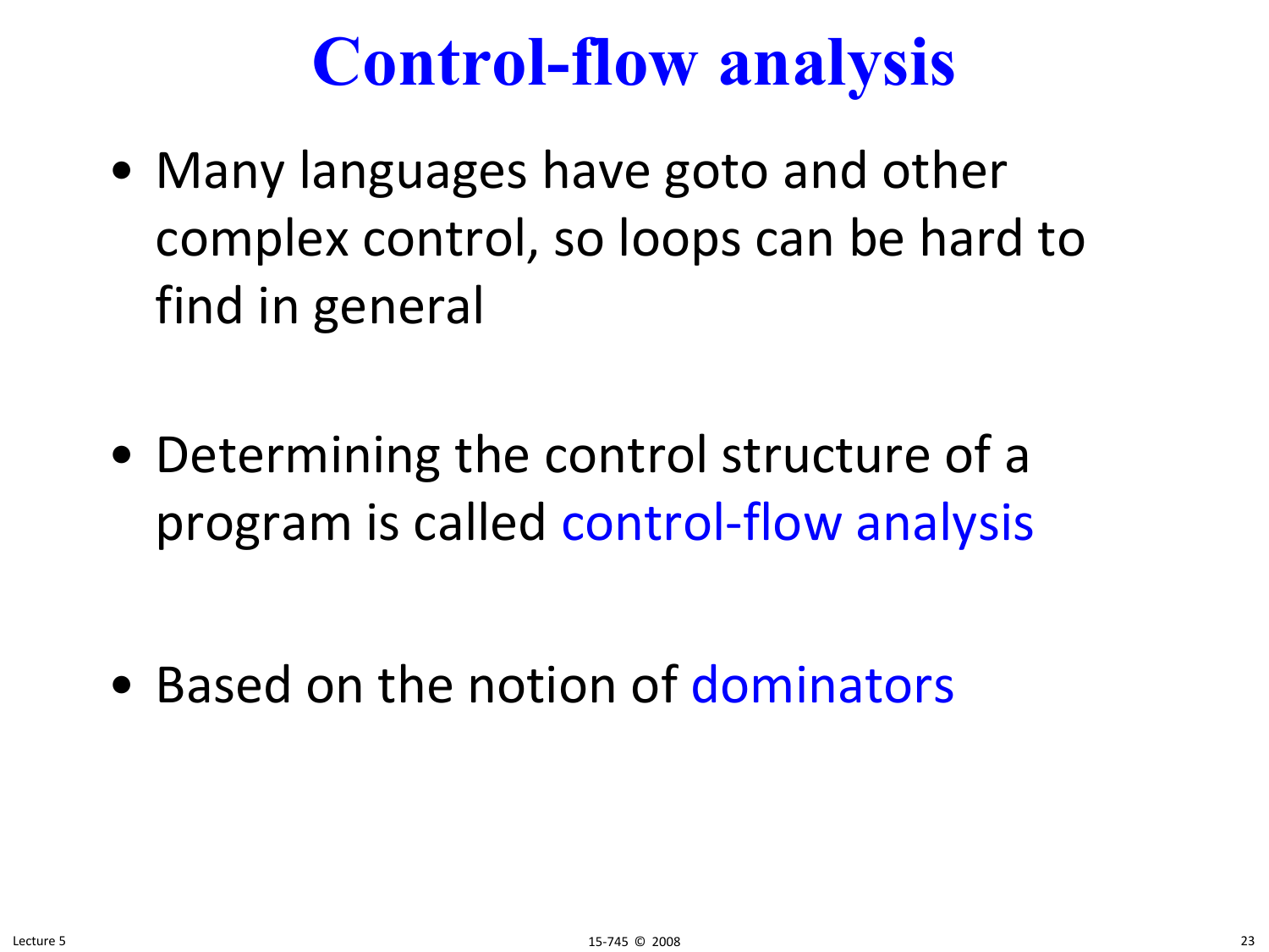# Control-flow analysis

- Many languages have goto and other complex control, so loops can be hard to find in general

- Determining the control structure of a program is called control-flow analysis

- Based on the notion of dominators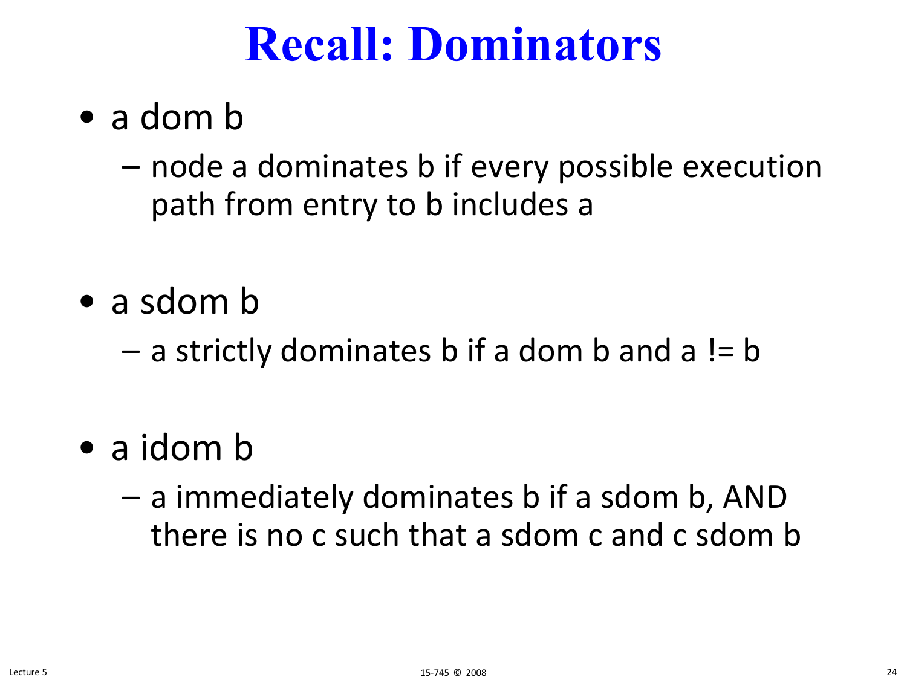# Recall: Dominators

- a dom b
  - node a dominates b if every possible execution path from entry to b includes a

- a sdom b
  - a strictly dominates b if a dom b and a != b

- a idom b
  - a immediately dominates b if a sdom b, AND there is no c such that a sdom c and c sdom b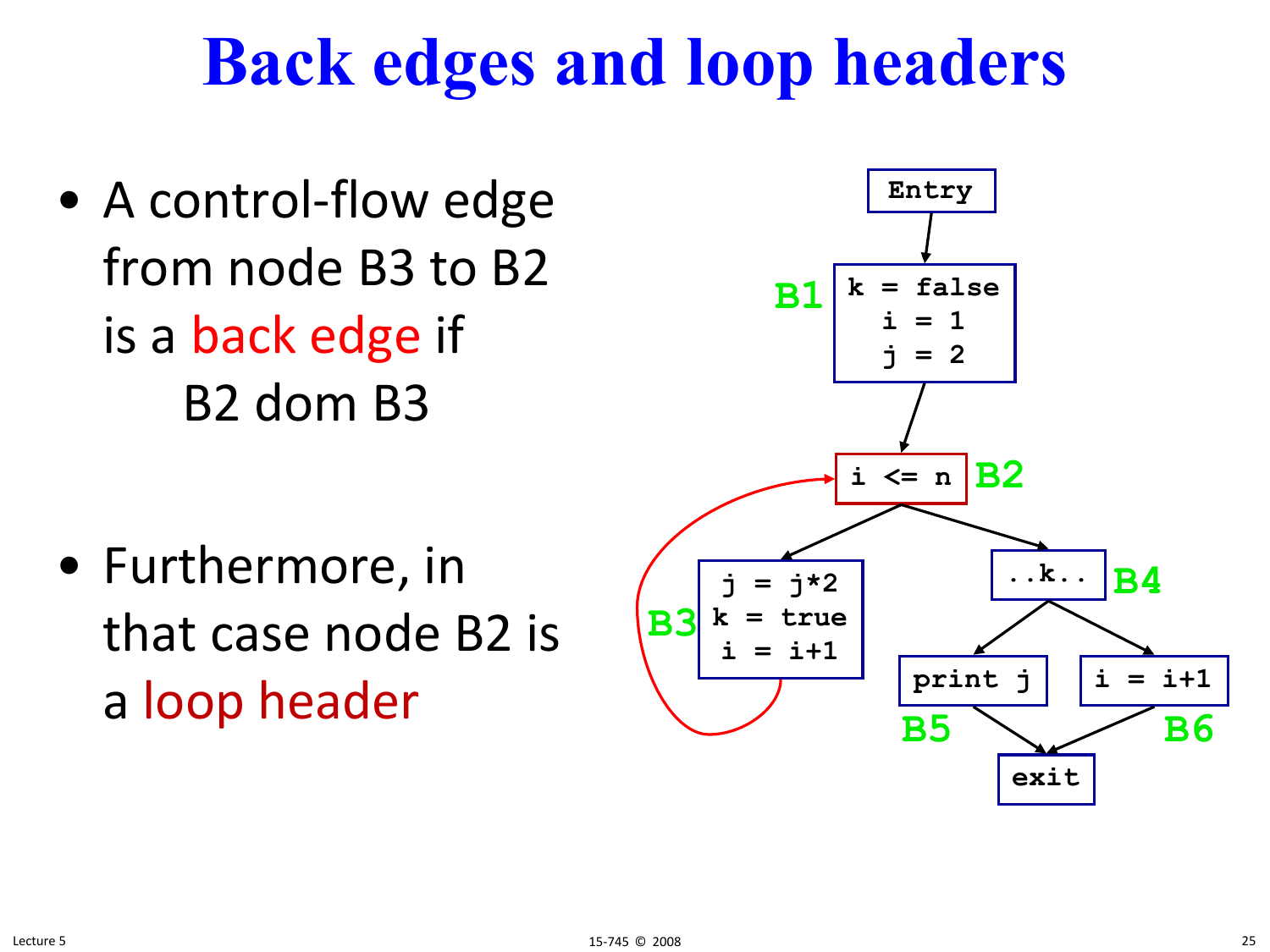# Back edges and loop headers

- A control-flow edge from node B3 to B2 is a back edge if
  B2 dom B3

- Furthermore, in that case node B2 is a loop header

```
Entry

B1:  k = false
     i = 1
     j = 2

B2:  i <= n

B3:  j = j*2
     k = true
     i = i+1

B4:  ..k..

B5:  print j

B6:  i = i+1

exit
```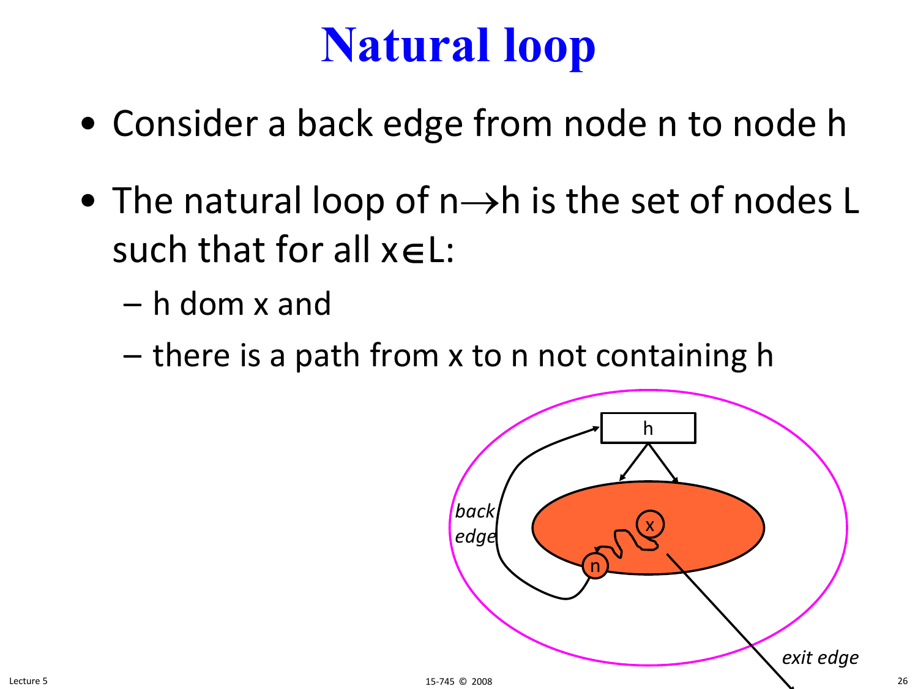# Natural loop

- Consider a back edge from node n to node h
- The natural loop of $n \rightarrow h$ is the set of nodes L such that for all $x \in L$:
  - h dom x and
  - there is a path from x to n not containing h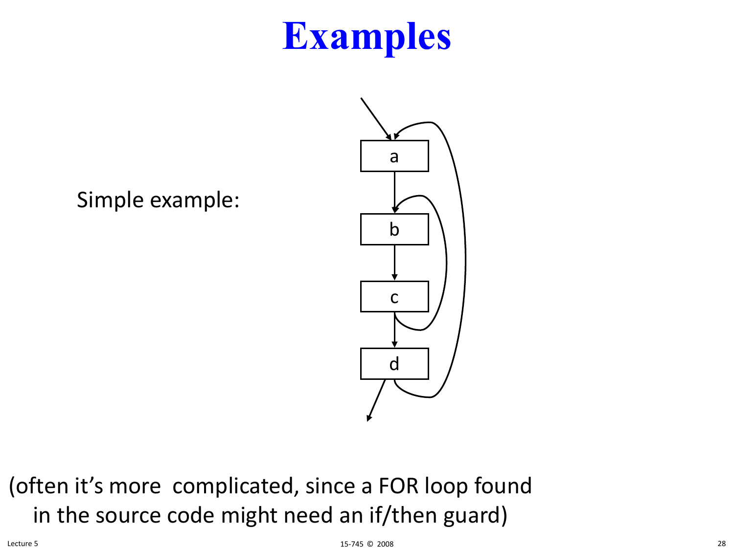# Examples

Simple example:

(often it's more complicated, since a FOR loop found in the source code might need an if/then guard)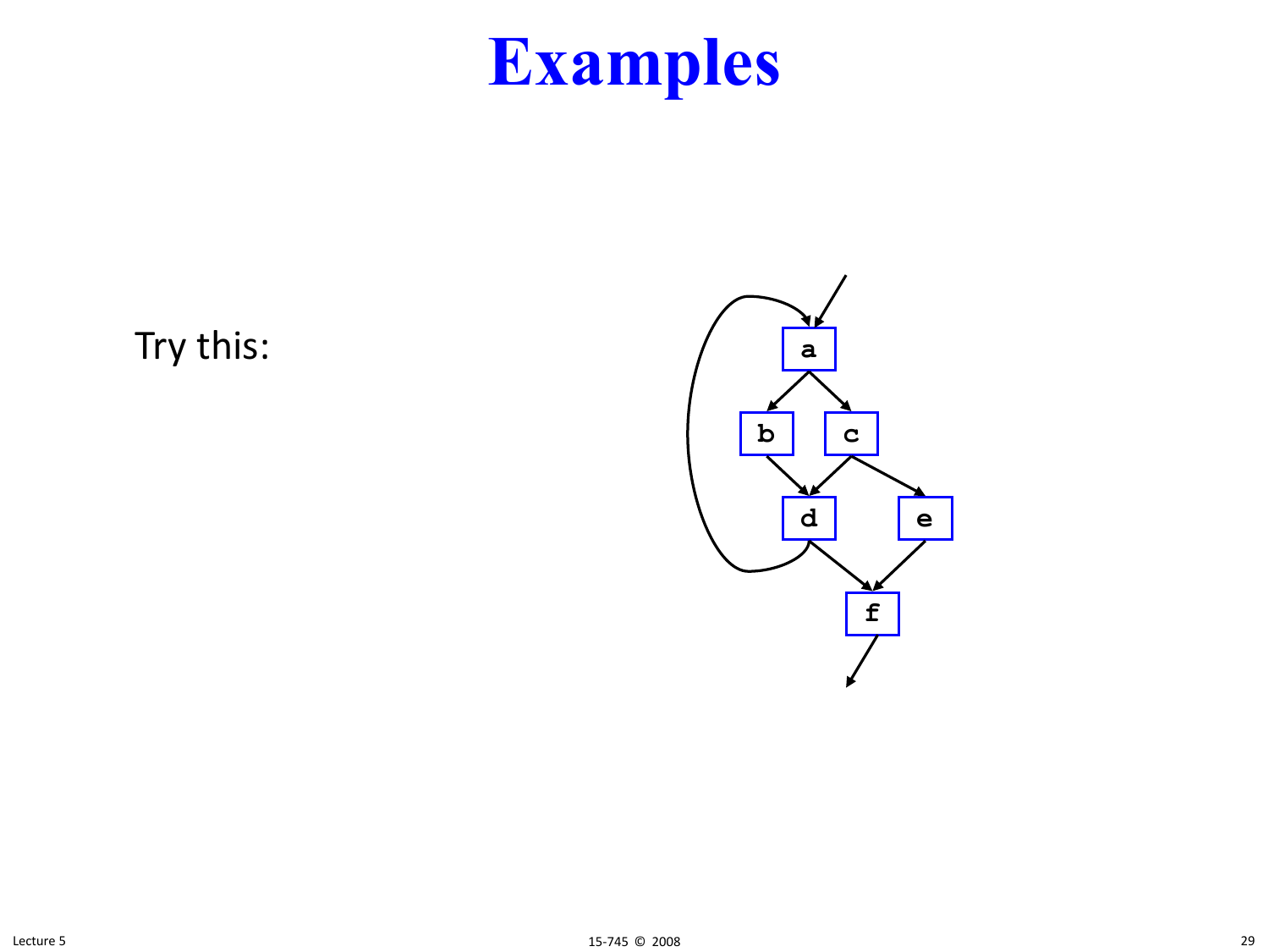# Examples

Try this: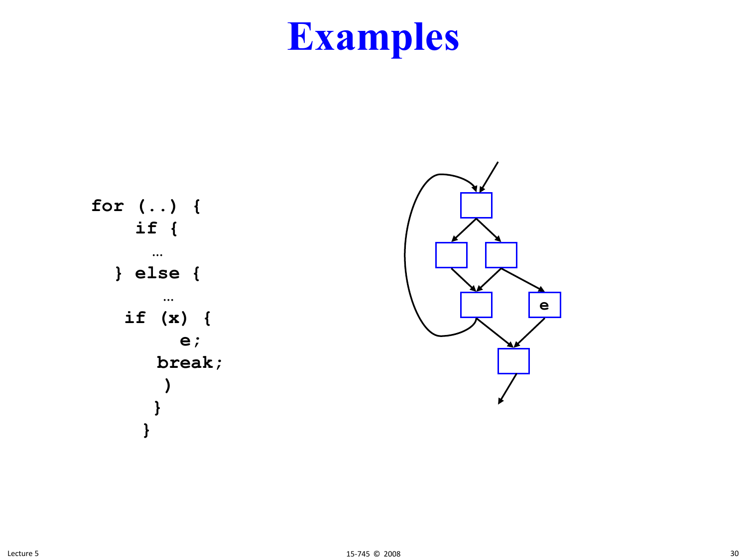# Examples

```
for (..) {
    if {
      …
  } else {
       …
   if (x) {
         e;
      break;
       )
      }
     }
```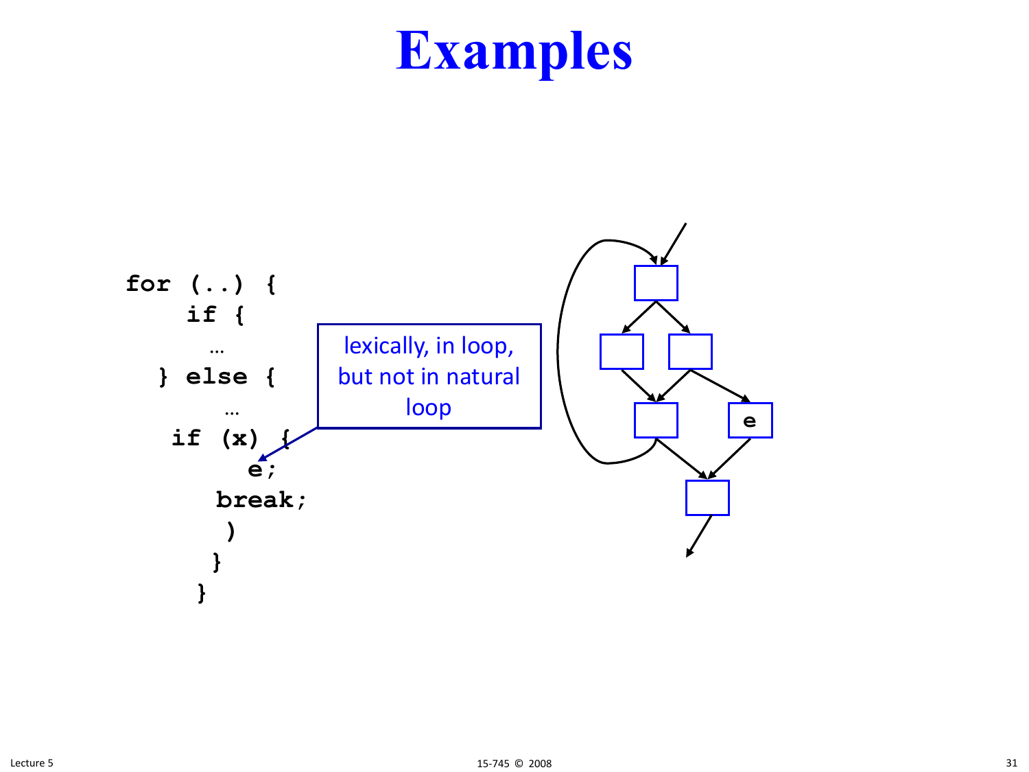# Examples

```
for (..) {
    if {
       …
  } else {
       …
   if (x) {
         e;
      break;
      )
     }
    }
```

lexically, in loop, but not in natural loop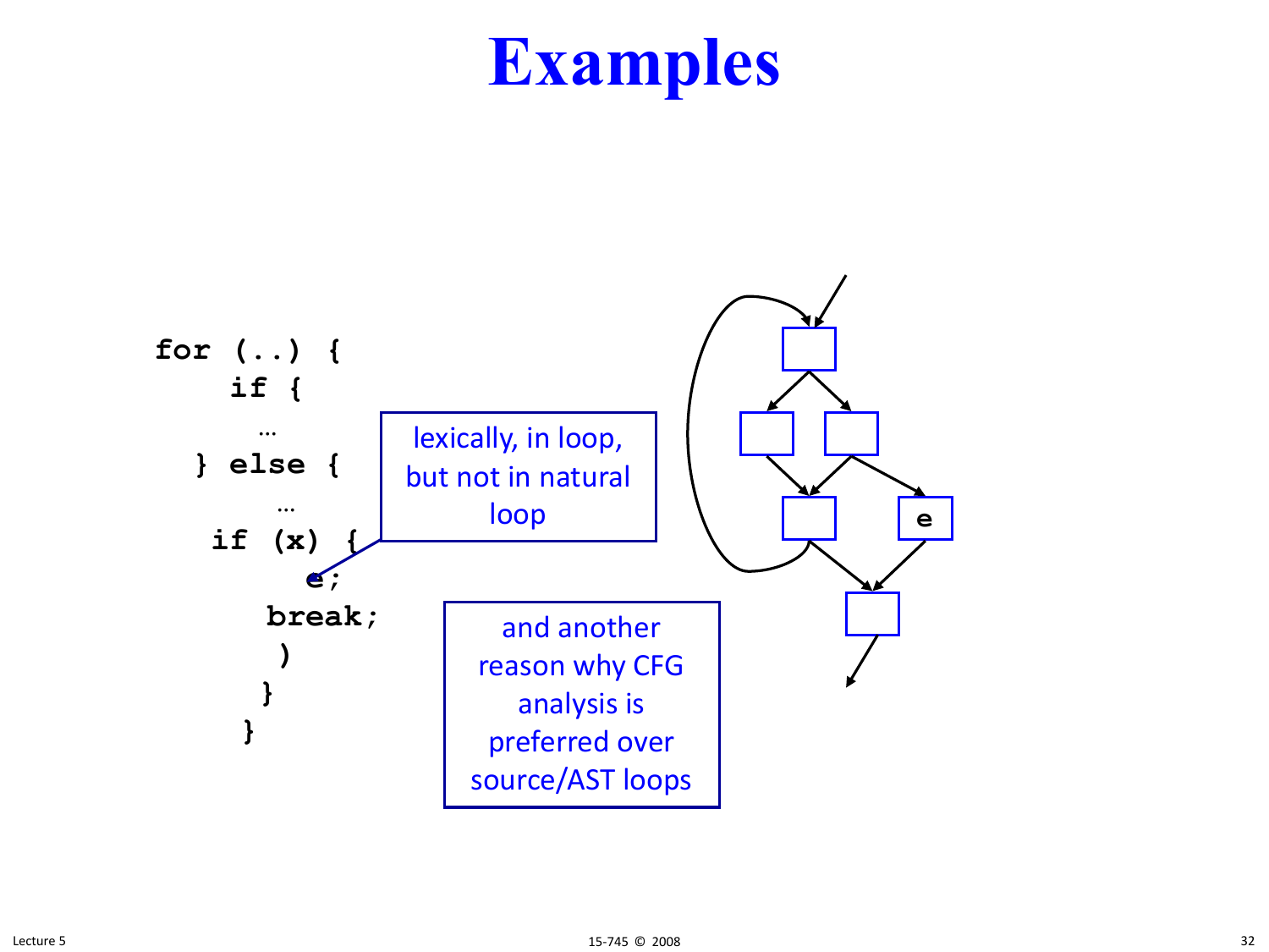# Examples

```
for (..) {
    if {
       …
  } else {
       …
   if (x) {
         e;
      break;
       )
      }
     }
```

lexically, in loop, but not in natural loop

and another reason why CFG analysis is preferred over source/AST loops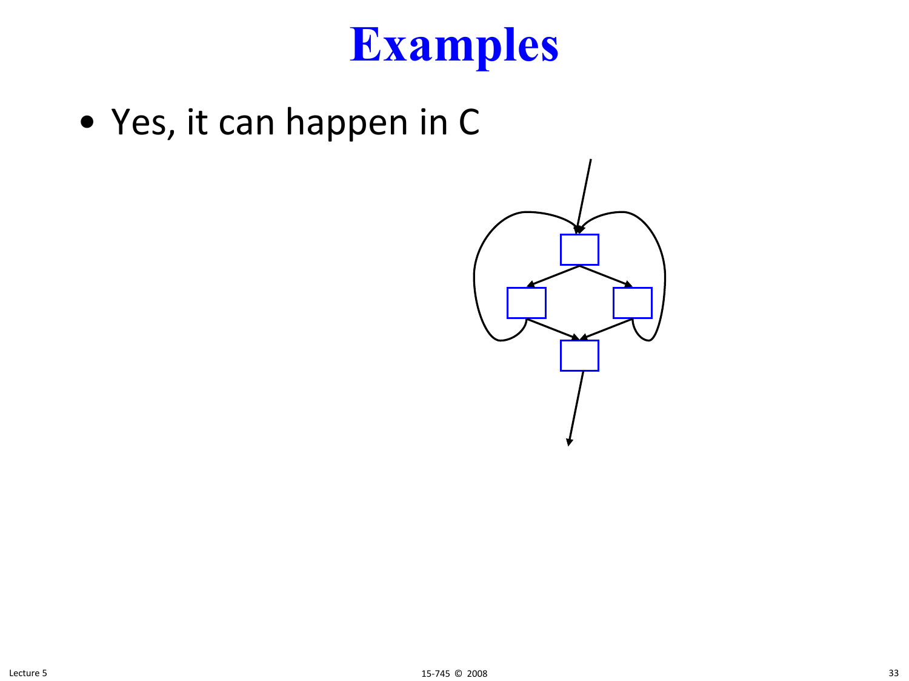# Examples

- Yes, it can happen in C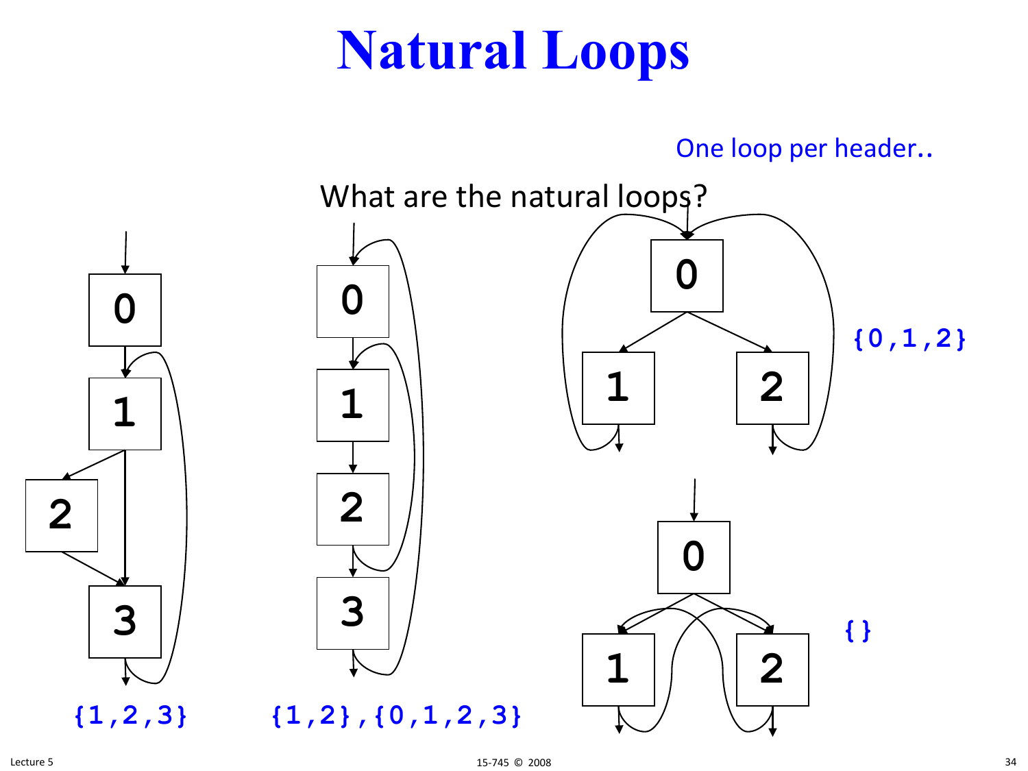# Natural Loops

One loop per header..

What are the natural loops?

{1,2,3}

{1,2},{0,1,2,3}

{0,1,2}

{}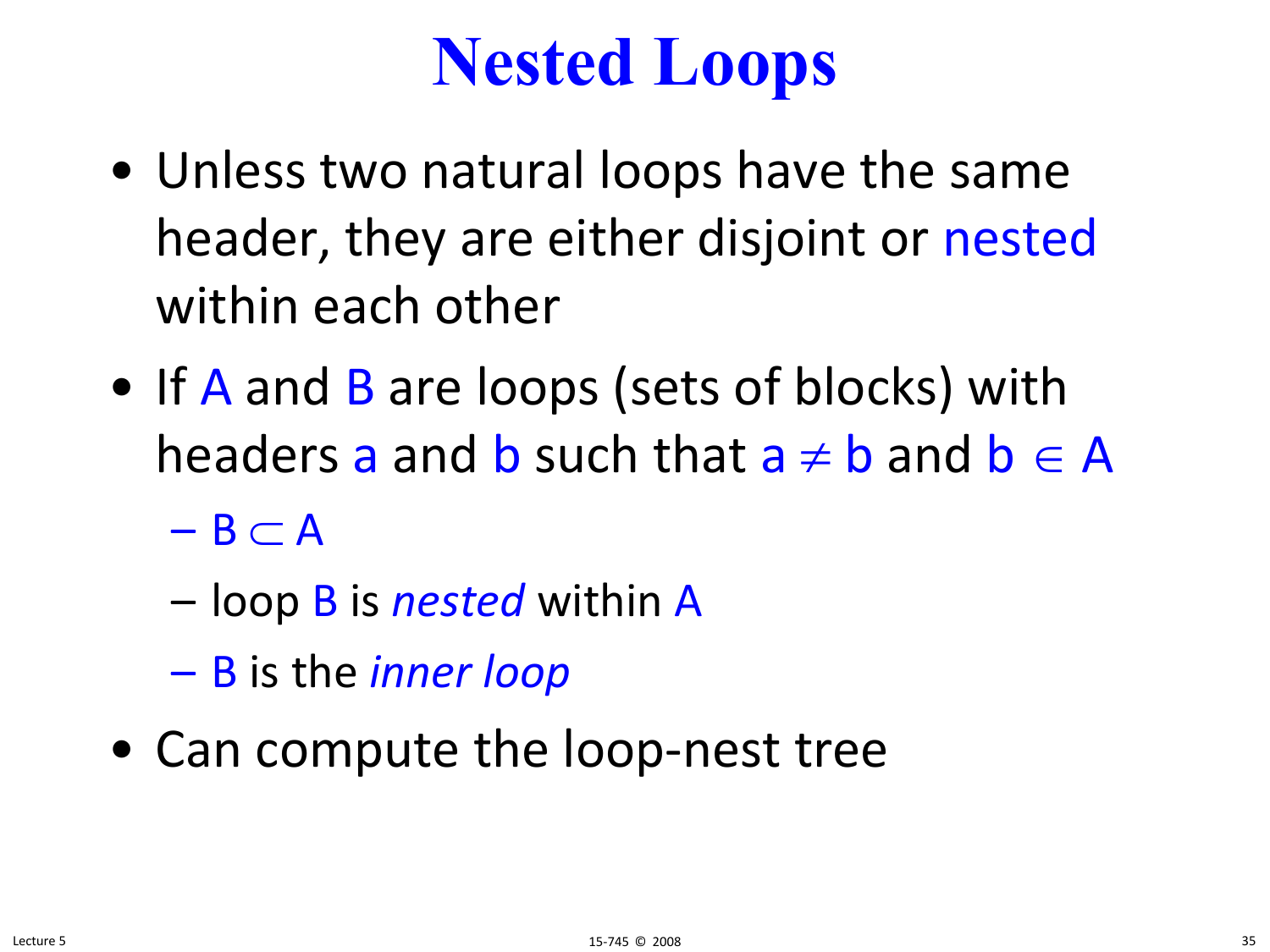# Nested Loops

- Unless two natural loops have the same header, they are either disjoint or nested within each other
- If A and B are loops (sets of blocks) with headers a and b such that $a \neq b$ and $b \in A$
  - $B \subset A$
  - loop B is *nested* within A
  - B is the *inner loop*
- Can compute the loop-nest tree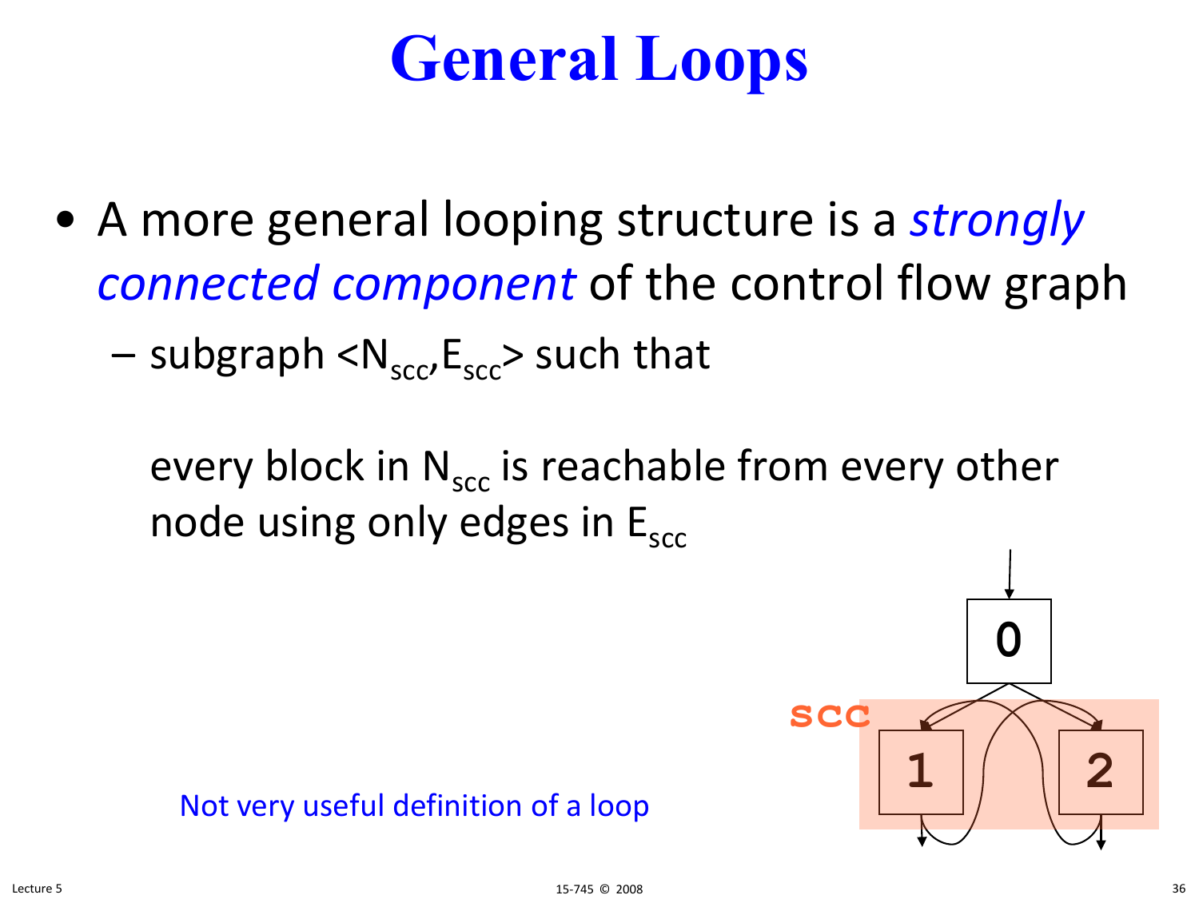# General Loops

- A more general looping structure is a *strongly connected component* of the control flow graph
  - subgraph $<N_{scc}, E_{scc}>$ such that

    every block in $N_{scc}$ is reachable from every other node using only edges in $E_{scc}$

Not very useful definition of a loop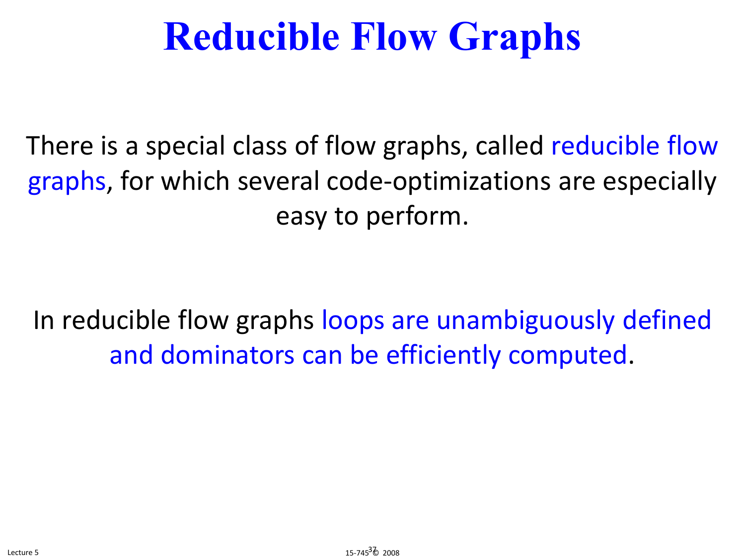# Reducible Flow Graphs

There is a special class of flow graphs, called reducible flow graphs, for which several code-optimizations are especially easy to perform.

In reducible flow graphs loops are unambiguously defined and dominators can be efficiently computed.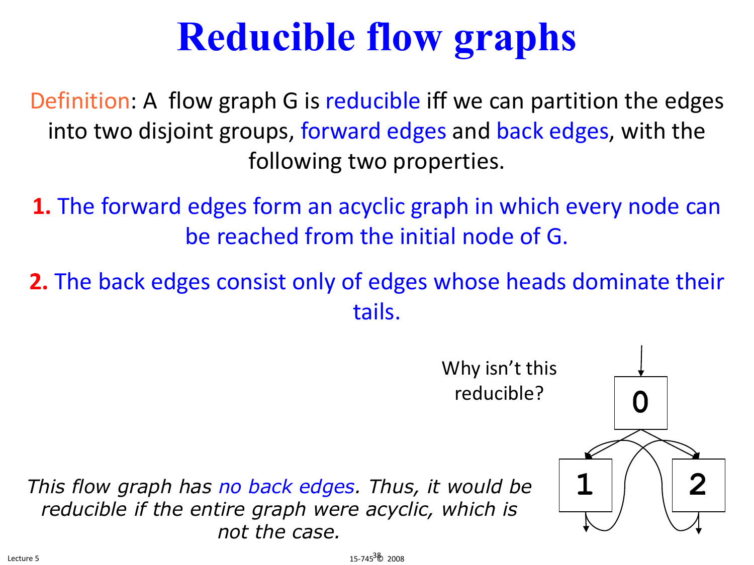# Reducible flow graphs

Definition: A flow graph G is reducible iff we can partition the edges into two disjoint groups, forward edges and back edges, with the following two properties.

**1.** The forward edges form an acyclic graph in which every node can be reached from the initial node of G.

**2.** The back edges consist only of edges whose heads dominate their tails.

Why isn't this reducible?

0

1 2

*This flow graph has no back edges. Thus, it would be reducible if the entire graph were acyclic, which is not the case.*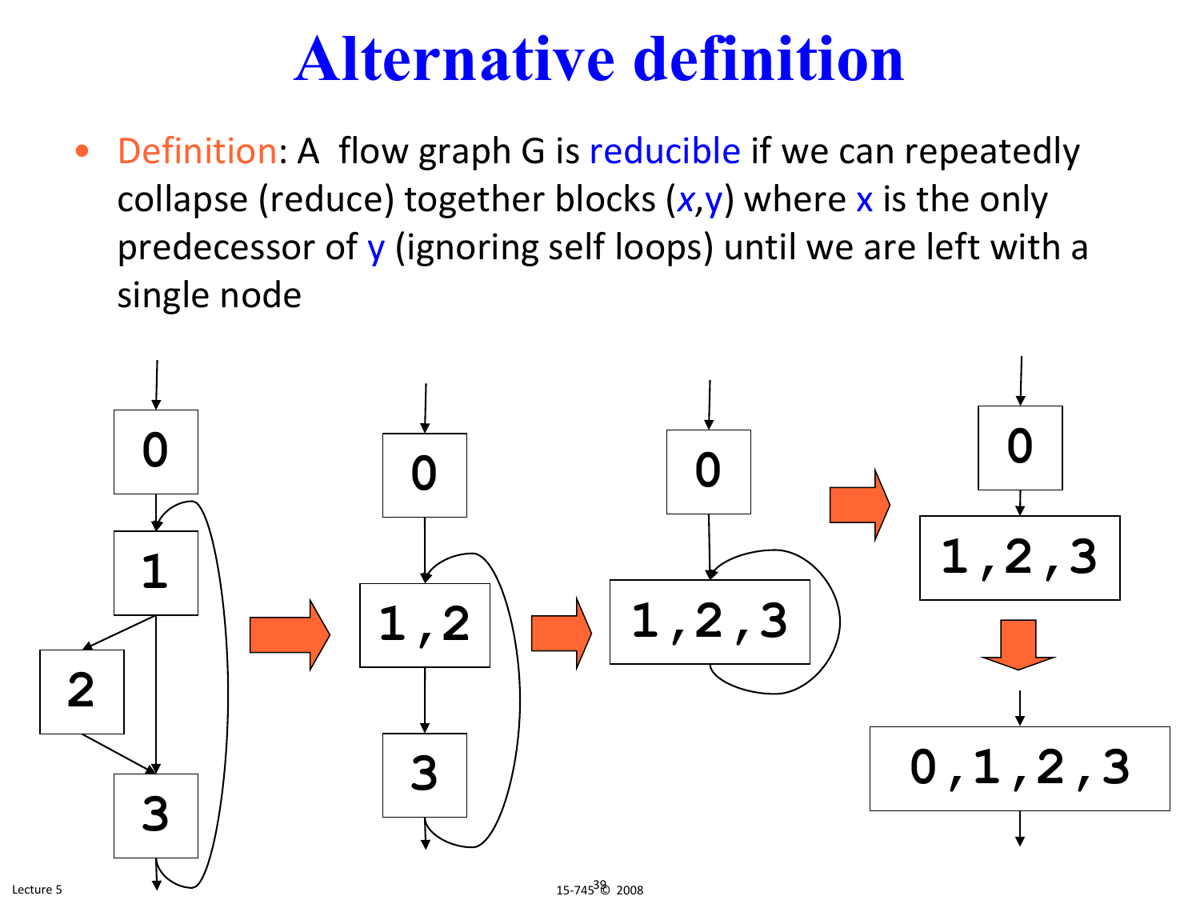# Alternative definition

- Definition: A flow graph G is reducible if we can repeatedly collapse (reduce) together blocks (*x*,y) where x is the only predecessor of y (ignoring self loops) until we are left with a single node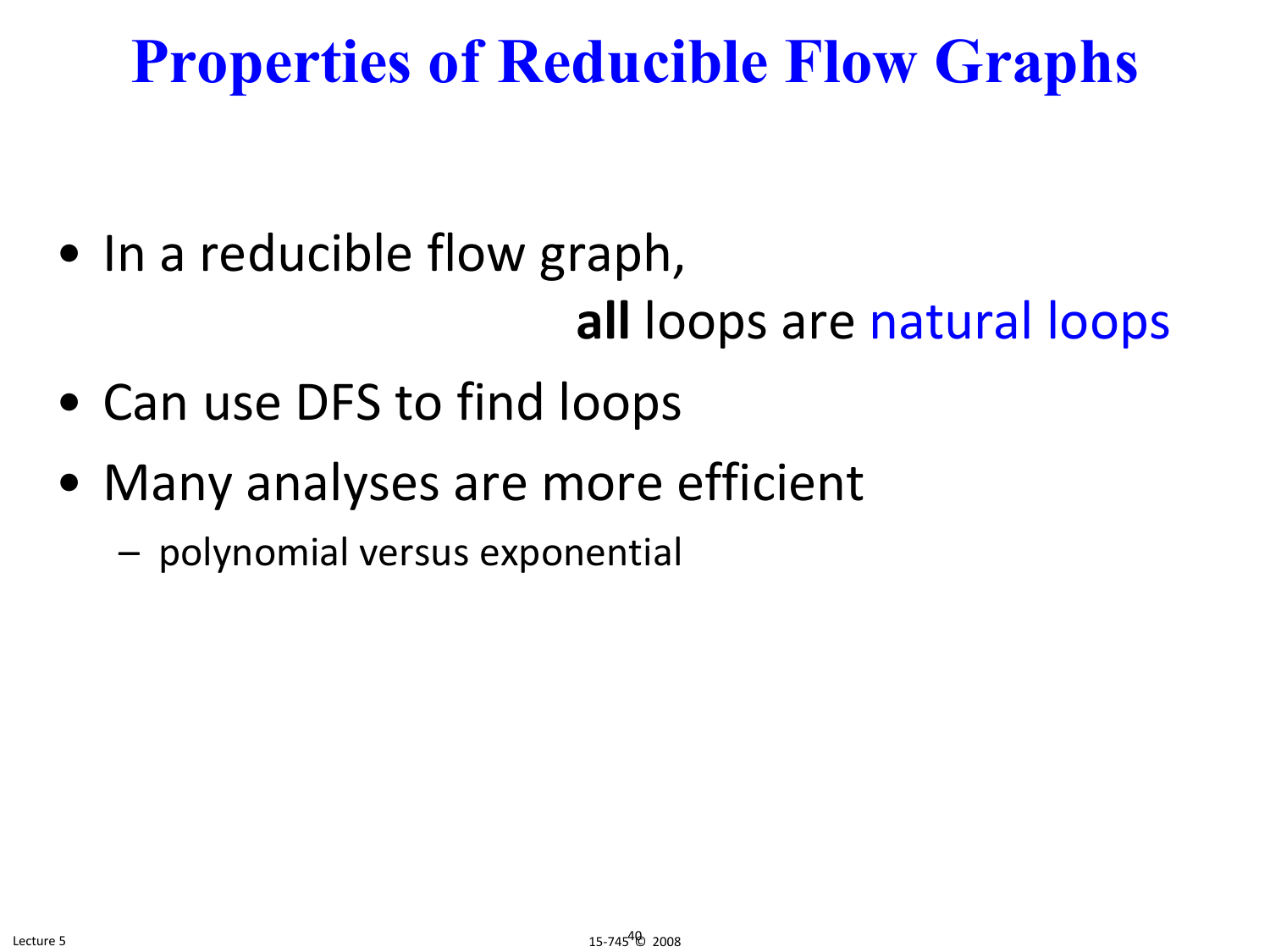# Properties of Reducible Flow Graphs

- In a reducible flow graph, **all** loops are natural loops
- Can use DFS to find loops
- Many analyses are more efficient
  - polynomial versus exponential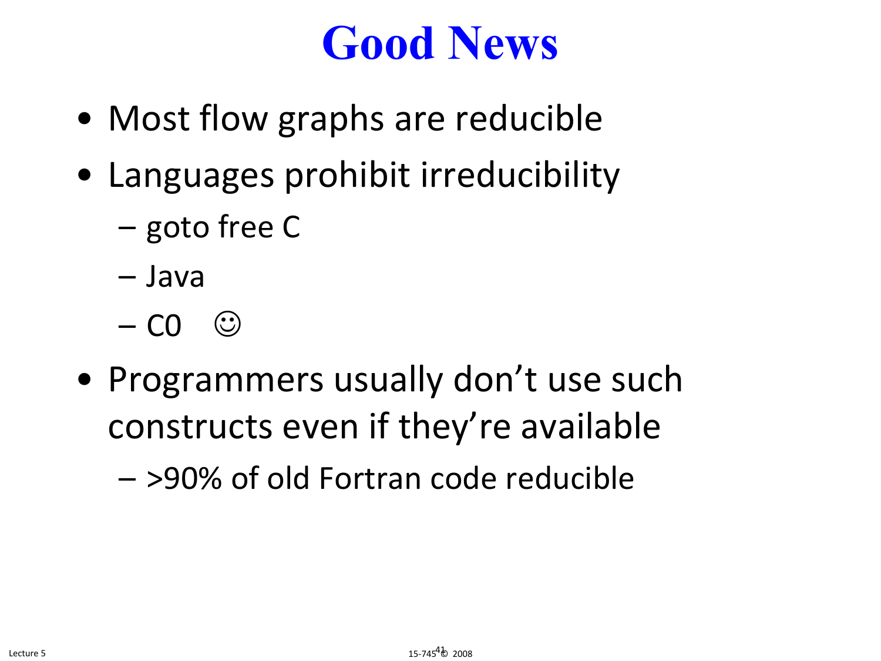# Good News

- Most flow graphs are reducible
- Languages prohibit irreducibility
  - goto free C
  - Java
  - C0 ☺
- Programmers usually don’t use such constructs even if they’re available
  - >90% of old Fortran code reducible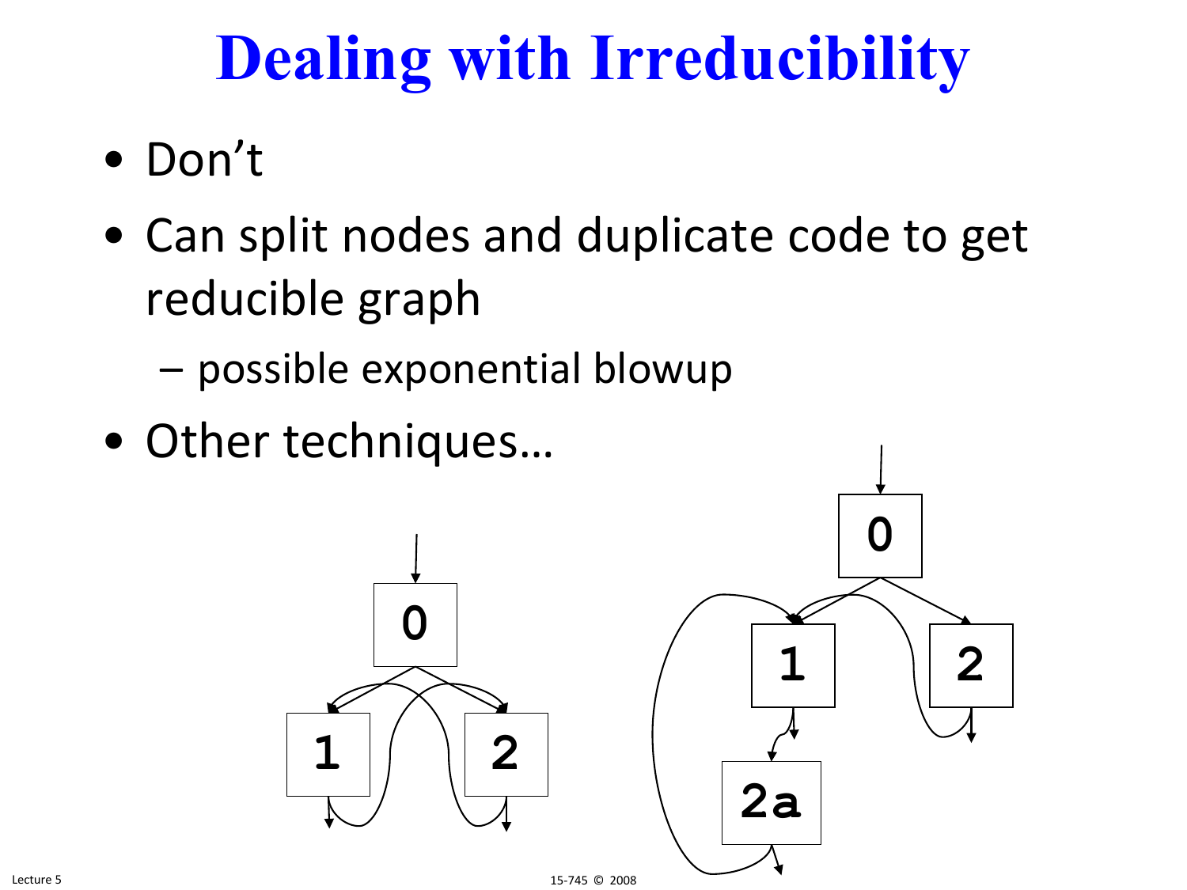# Dealing with Irreducibility

- Don't
- Can split nodes and duplicate code to get reducible graph
  - possible exponential blowup
- Other techniques…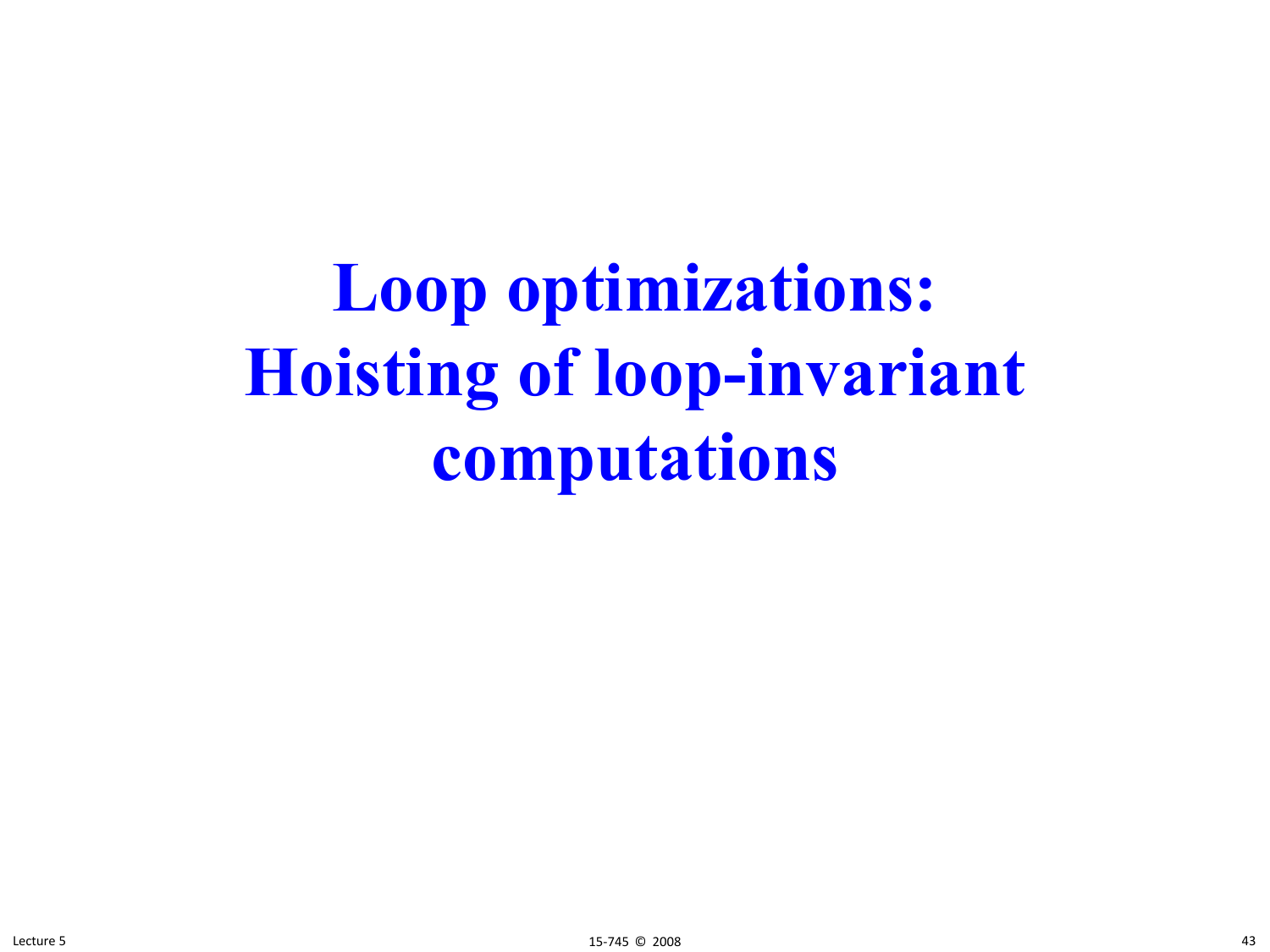# Loop optimizations: Hoisting of loop-invariant computations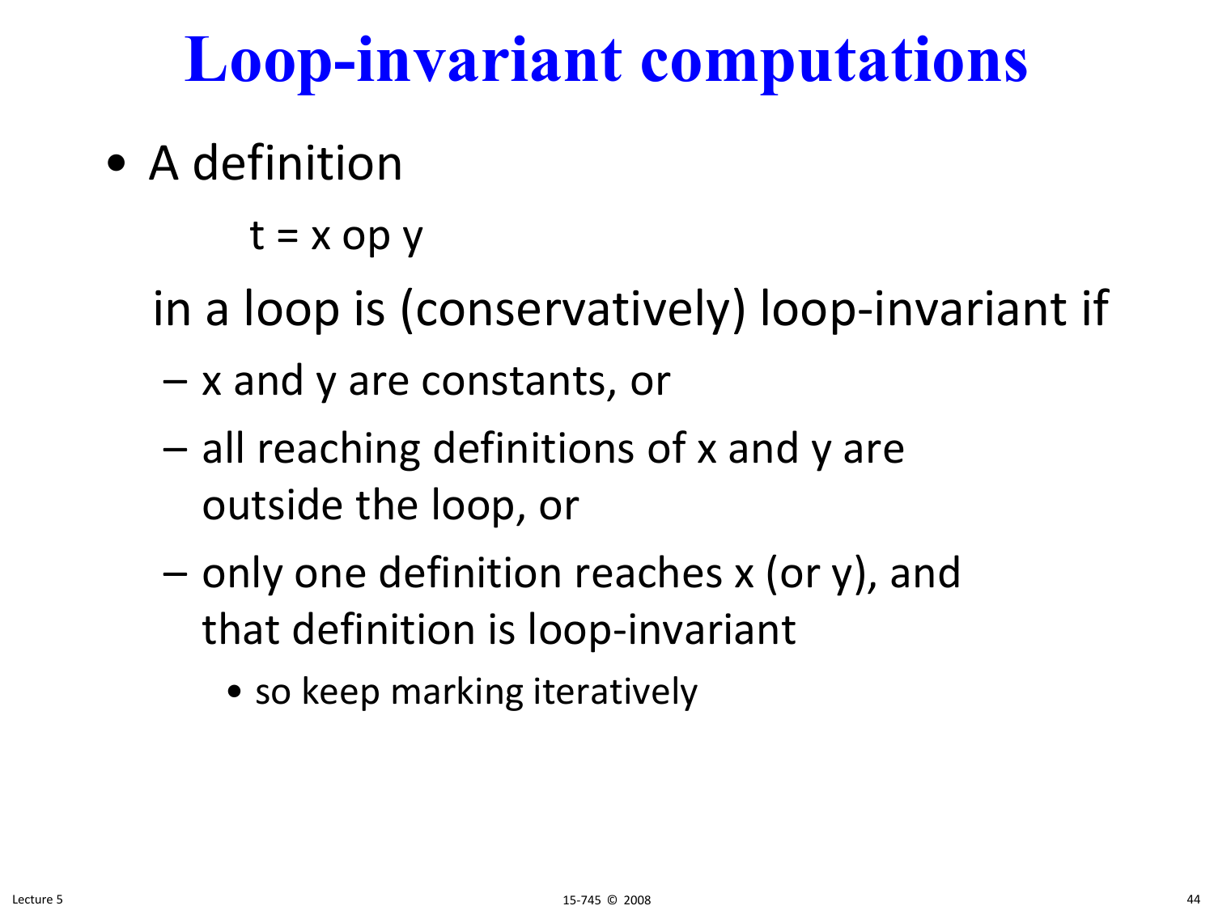# Loop-invariant computations

- A definition

  $t = x \text{ op } y$

  in a loop is (conservatively) loop-invariant if
  - x and y are constants, or
  - all reaching definitions of x and y are outside the loop, or
  - only one definition reaches x (or y), and that definition is loop-invariant
    - so keep marking iteratively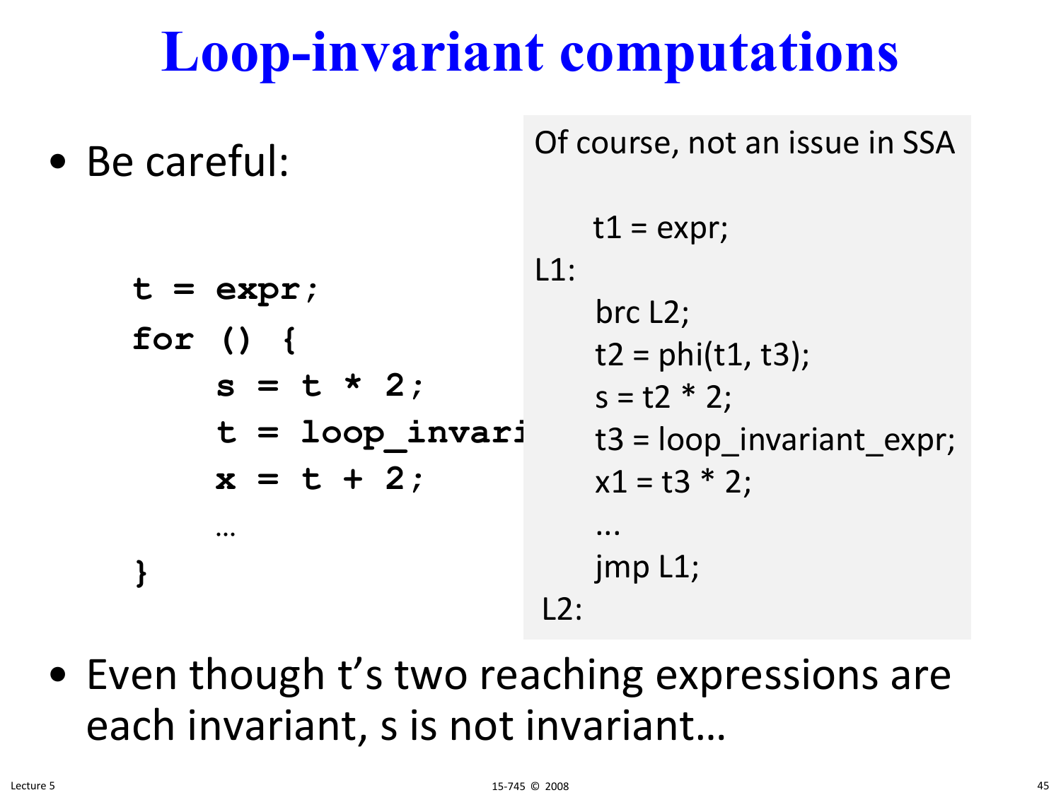# Loop-invariant computations

- Be careful:

```
t = expr;
for () {
    s = t * 2;
    t = loop_invari
    x = t + 2;
    …
}
```

Of course, not an issue in SSA

```
    t1 = expr;
L1:
    brc L2;
    t2 = phi(t1, t3);
    s = t2 * 2;
    t3 = loop_invariant_expr;
    x1 = t3 * 2;
    …
    jmp L1;
L2:
```

- Even though t's two reaching expressions are each invariant, s is not invariant…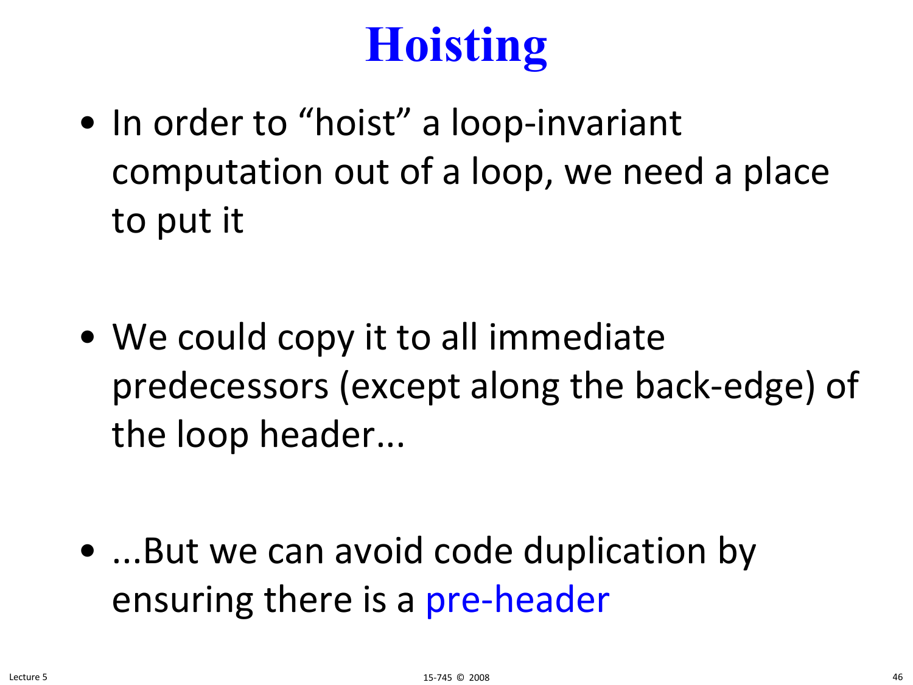# Hoisting

- In order to "hoist" a loop-invariant computation out of a loop, we need a place to put it

- We could copy it to all immediate predecessors (except along the back-edge) of the loop header...

- ...But we can avoid code duplication by ensuring there is a pre-header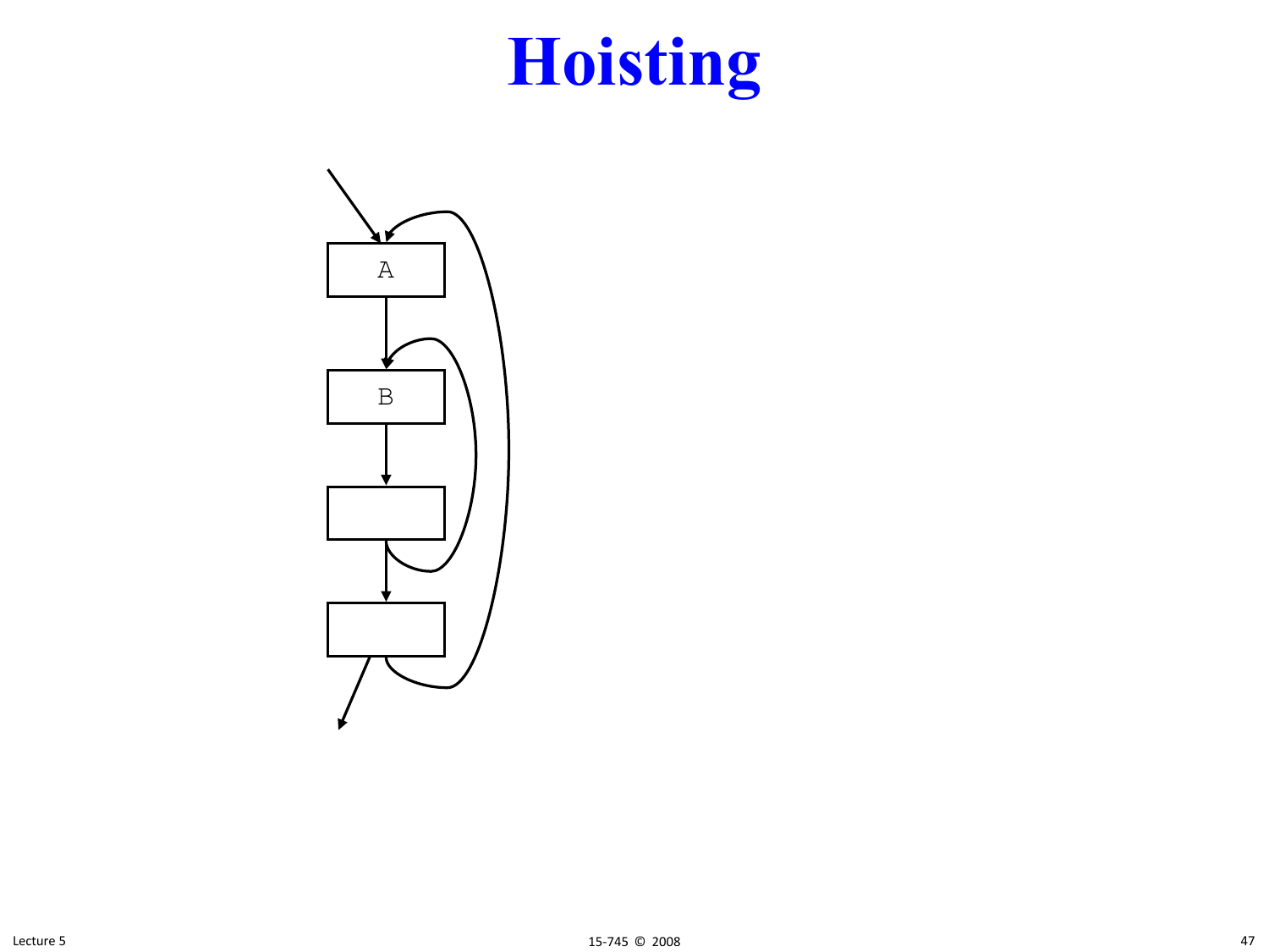# Hoisting

A

B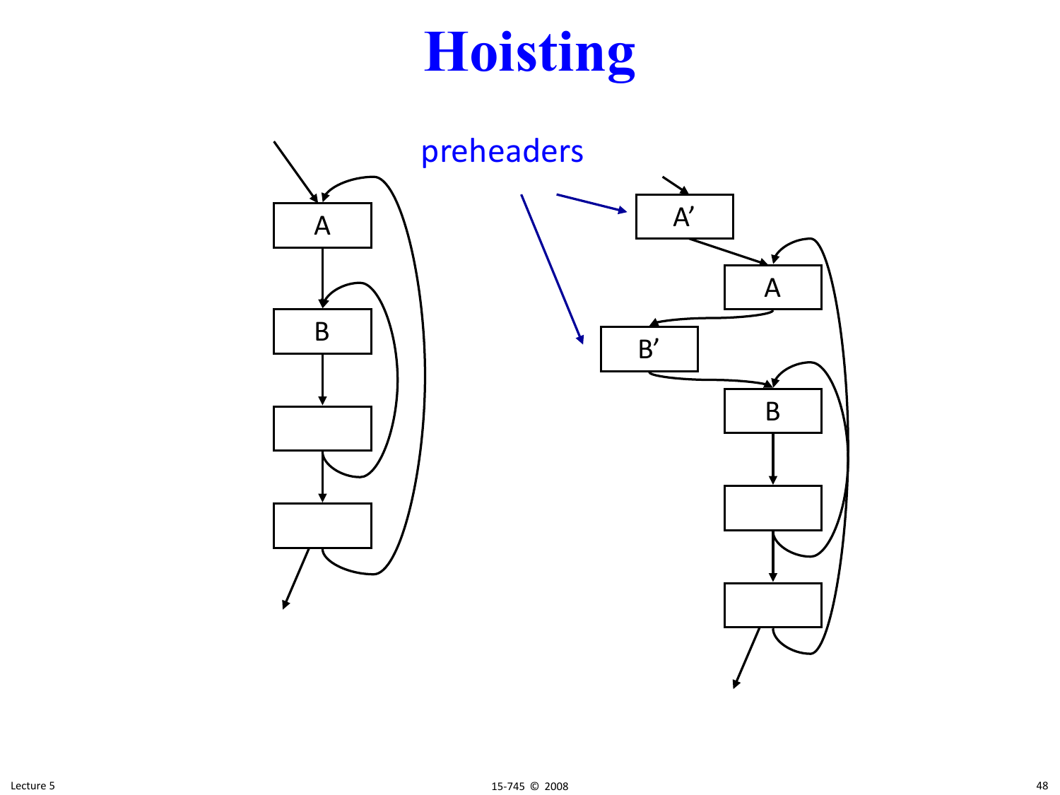# Hoisting

preheaders

A

B

A'

A

B'

B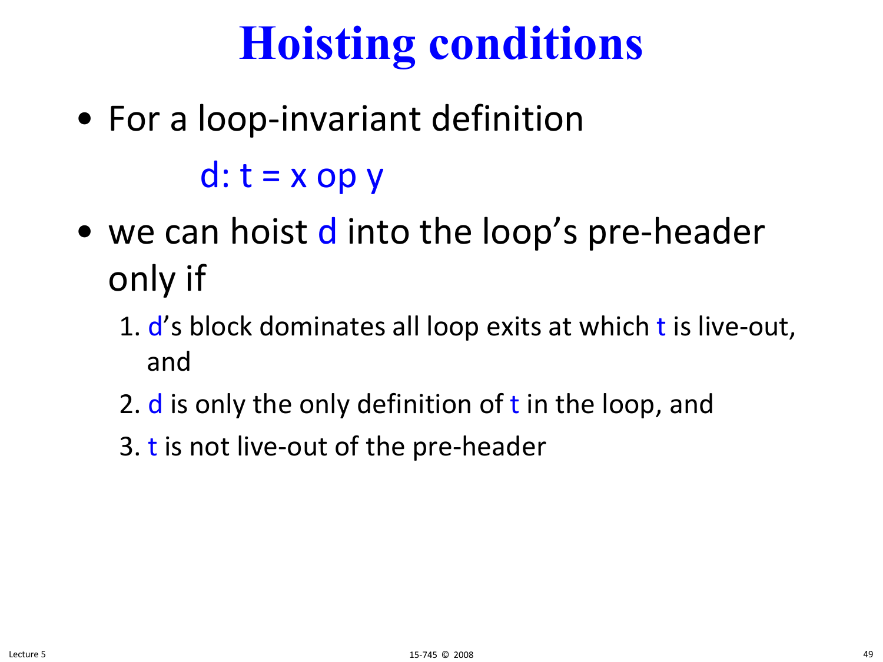# Hoisting conditions

- For a loop-invariant definition

  d: t = x op y

- we can hoist d into the loop's pre-header only if
  1. d's block dominates all loop exits at which t is live-out, and
  2. d is only the only definition of t in the loop, and
  3. t is not live-out of the pre-header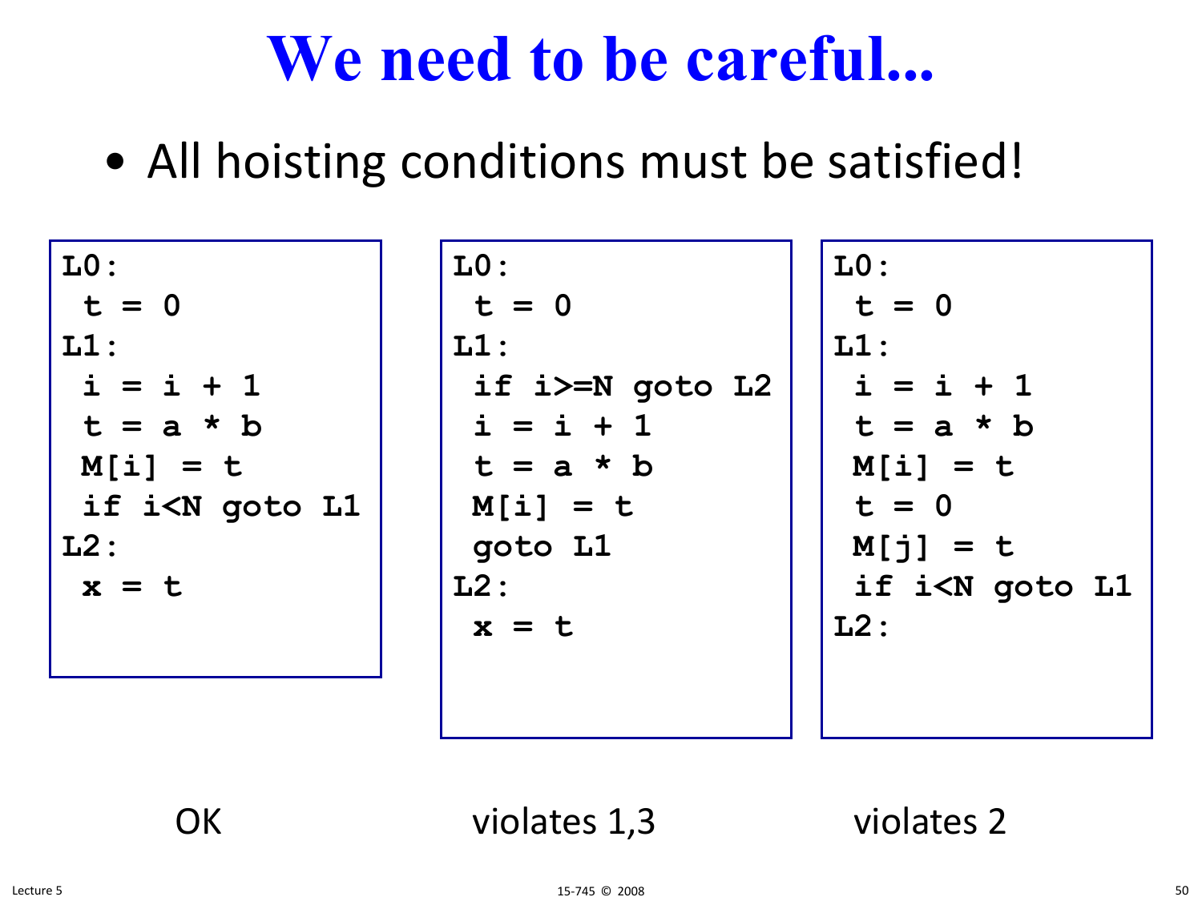# We need to be careful...

- All hoisting conditions must be satisfied!

```
L0:
 t = 0
L1:
 i = i + 1
 t = a * b
 M[i] = t
 if i<N goto L1
L2:
 x = t
```

OK

```
L0:
 t = 0
L1:
 if i>=N goto L2
 i = i + 1
 t = a * b
 M[i] = t
 goto L1
L2:
 x = t
```

violates 1,3

```
L0:
 t = 0
L1:
 i = i + 1
 t = a * b
 M[i] = t
 t = 0
 M[j] = t
 if i<N goto L1
L2:
```

violates 2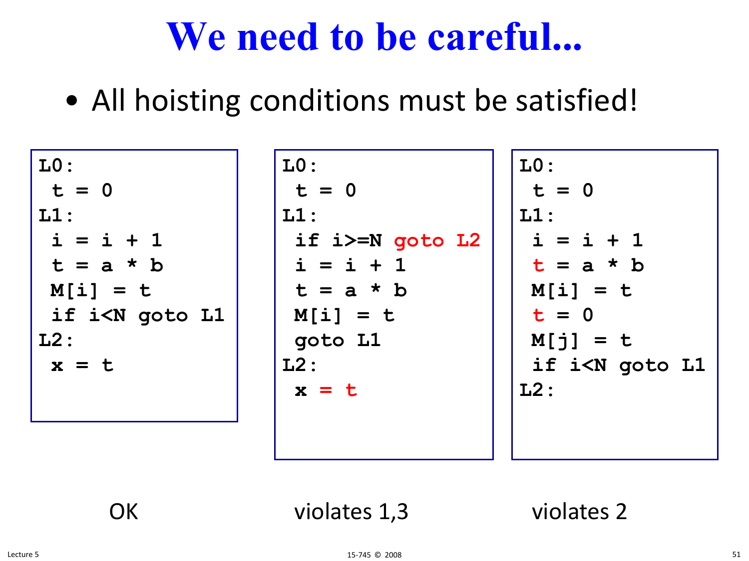# We need to be careful...

- All hoisting conditions must be satisfied!

```
L0:
 t = 0
L1:
 i = i + 1
 t = a * b
 M[i] = t
 if i<N goto L1
L2:
 x = t
```

OK

```
L0:
 t = 0
L1:
 if i>=N goto L2
 i = i + 1
 t = a * b
 M[i] = t
 goto L1
L2:
 x = t
```

violates 1,3

```
L0:
 t = 0
L1:
 i = i + 1
 t = a * b
 M[i] = t
 t = 0
 M[j] = t
 if i<N goto L1
L2:
```

violates 2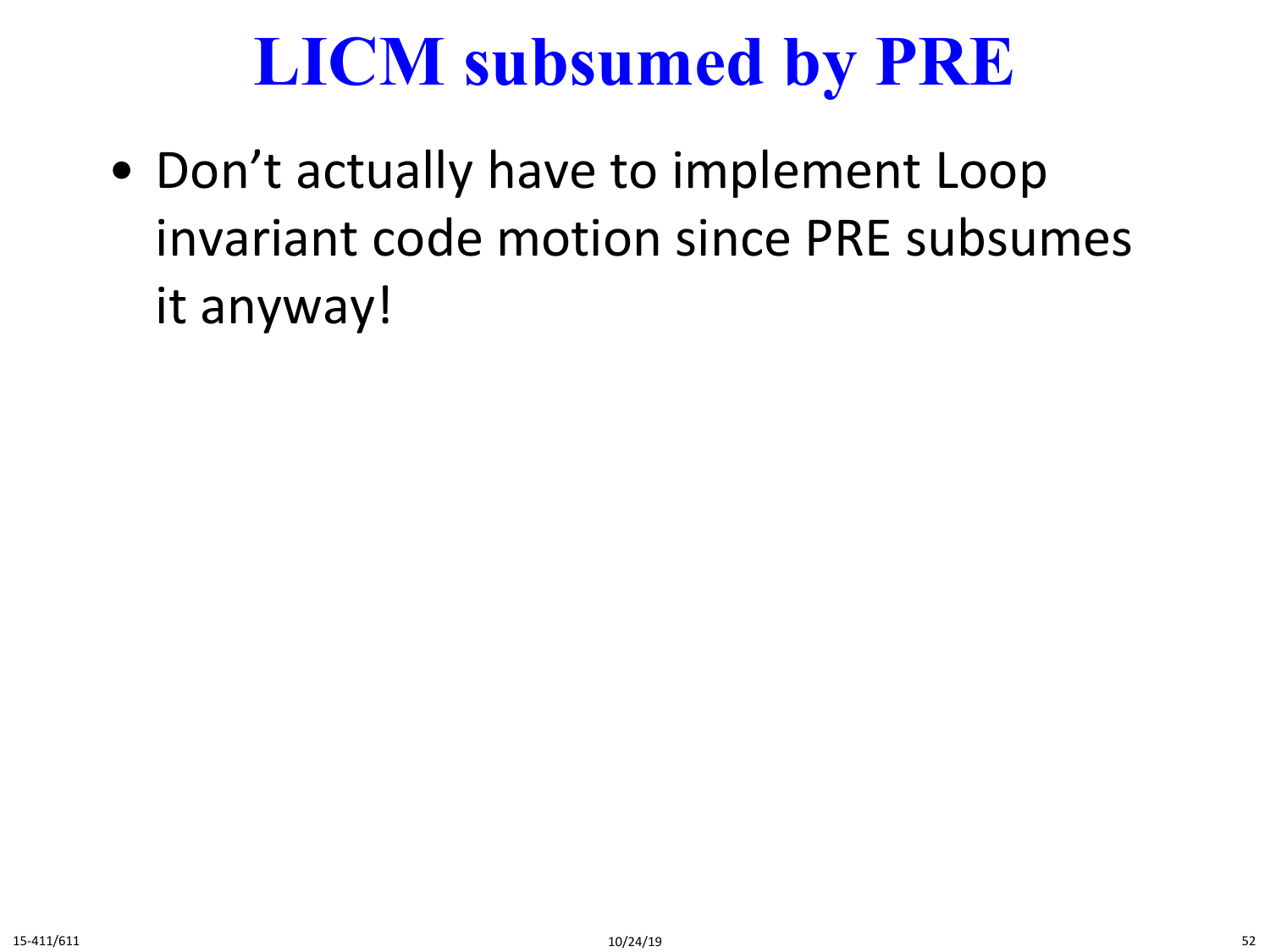# LICM subsumed by PRE

- Don’t actually have to implement Loop invariant code motion since PRE subsumes it anyway!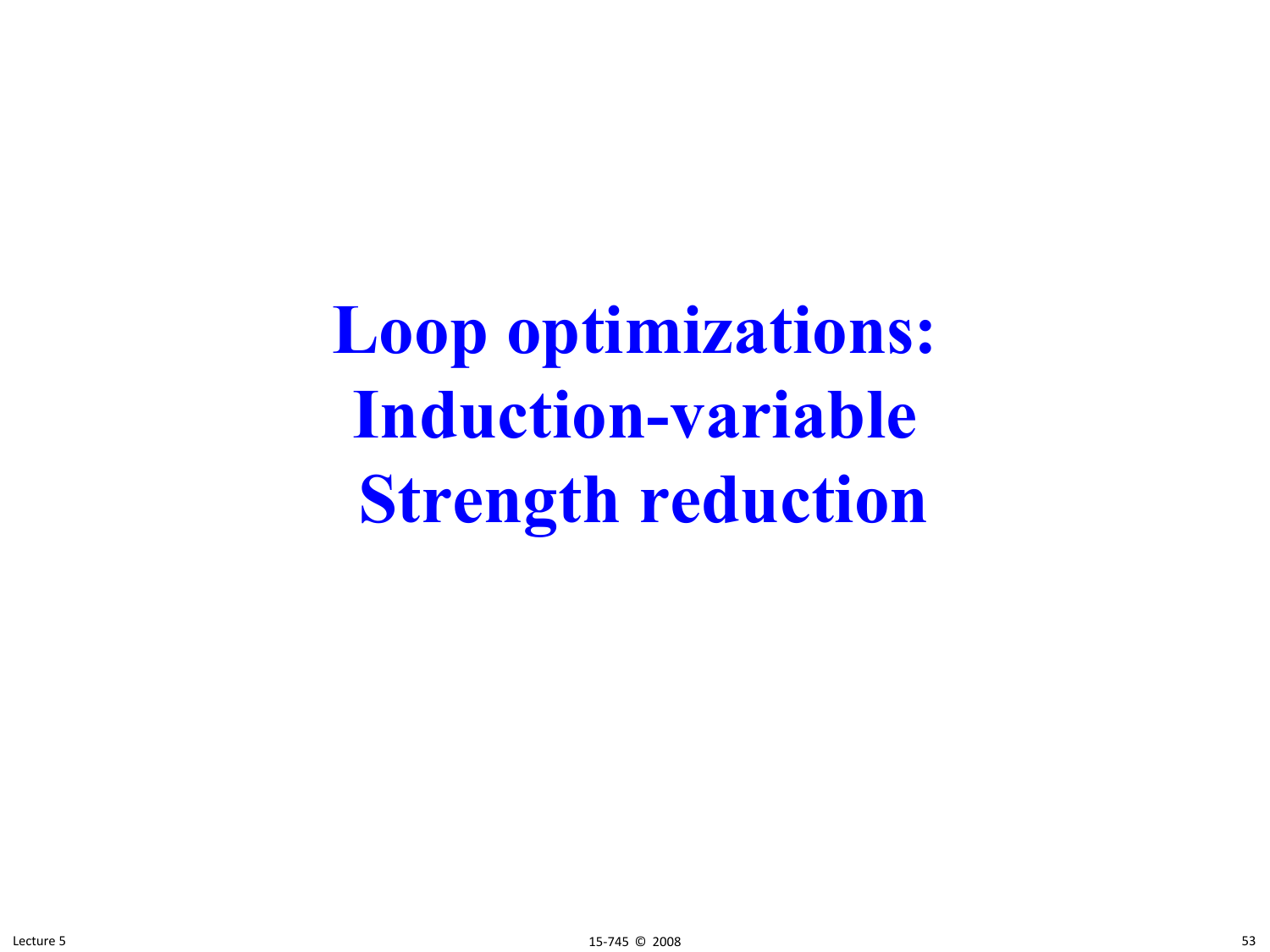# Loop optimizations: Induction-variable Strength reduction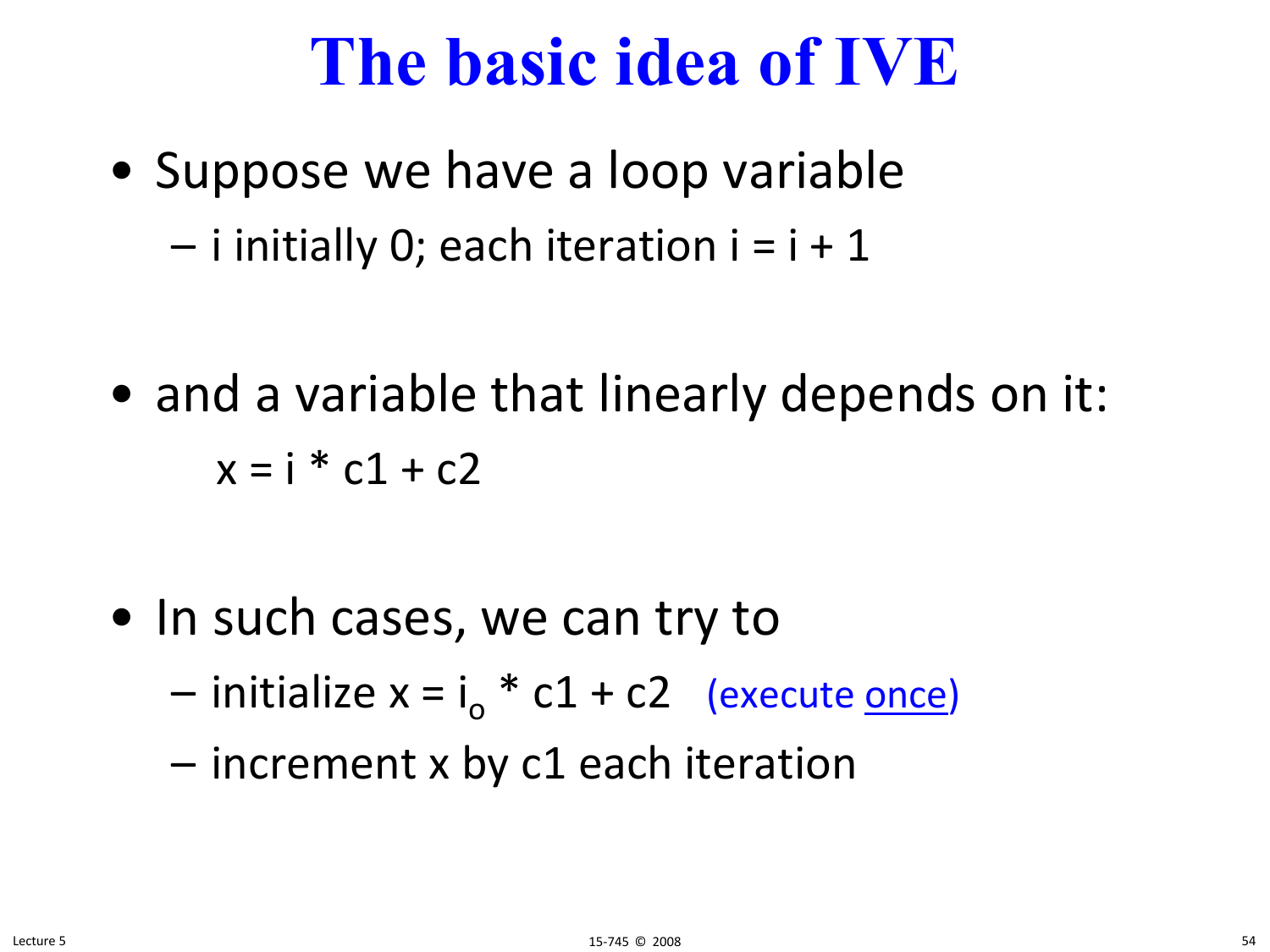# The basic idea of IVE

- Suppose we have a loop variable
  - i initially 0; each iteration i = i + 1

- and a variable that linearly depends on it:

  x = i * c1 + c2

- In such cases, we can try to
  - initialize x = $i_o$ * c1 + c2 (execute <u>once</u>)
  - increment x by c1 each iteration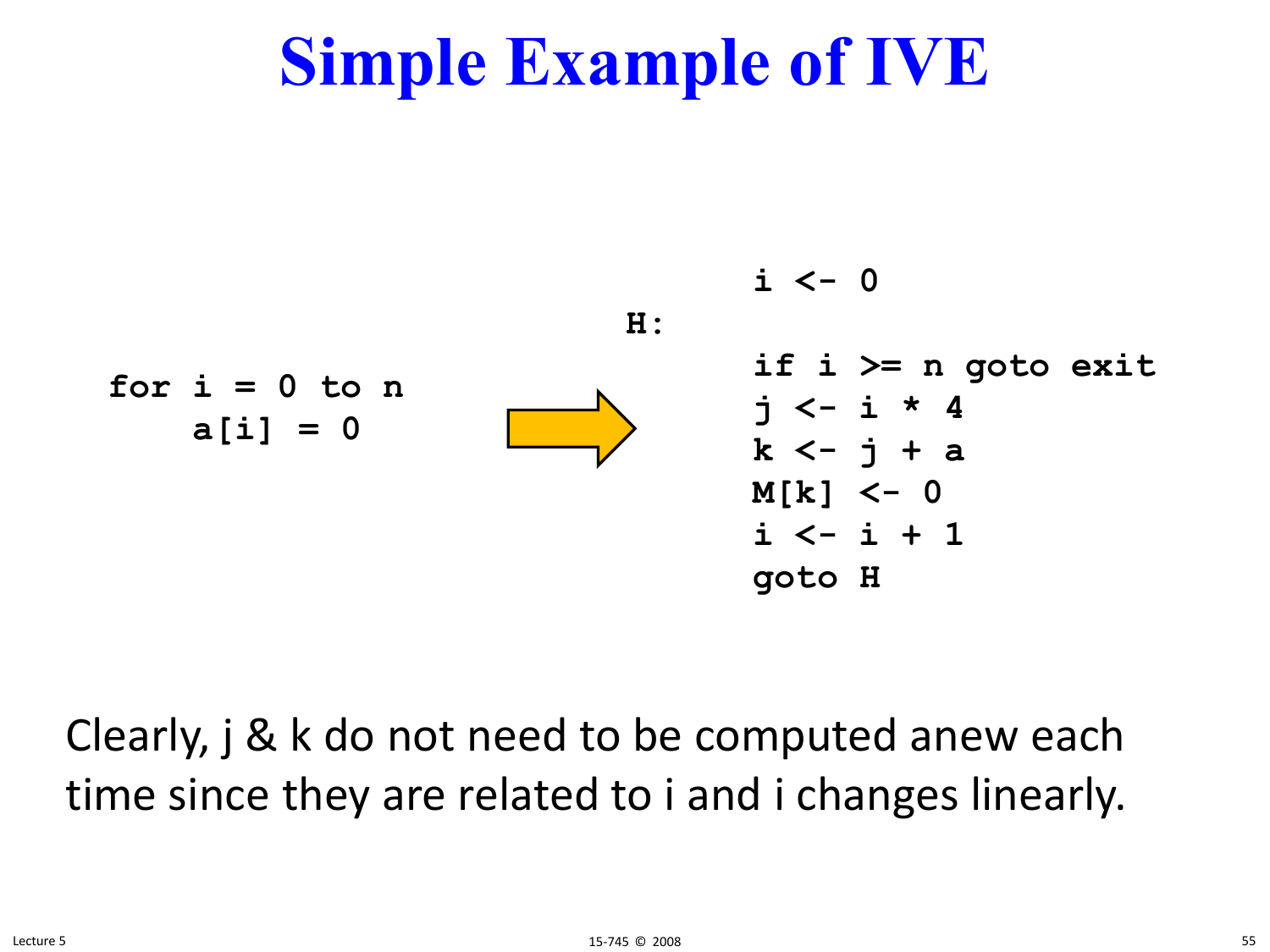# Simple Example of IVE

```
for i = 0 to n
    a[i] = 0
```

→

```
    i <- 0
H:
    if i >= n goto exit
    j <- i * 4
    k <- j + a
    M[k] <- 0
    i <- i + 1
    goto H
```

Clearly, j & k do not need to be computed anew each time since they are related to i and i changes linearly.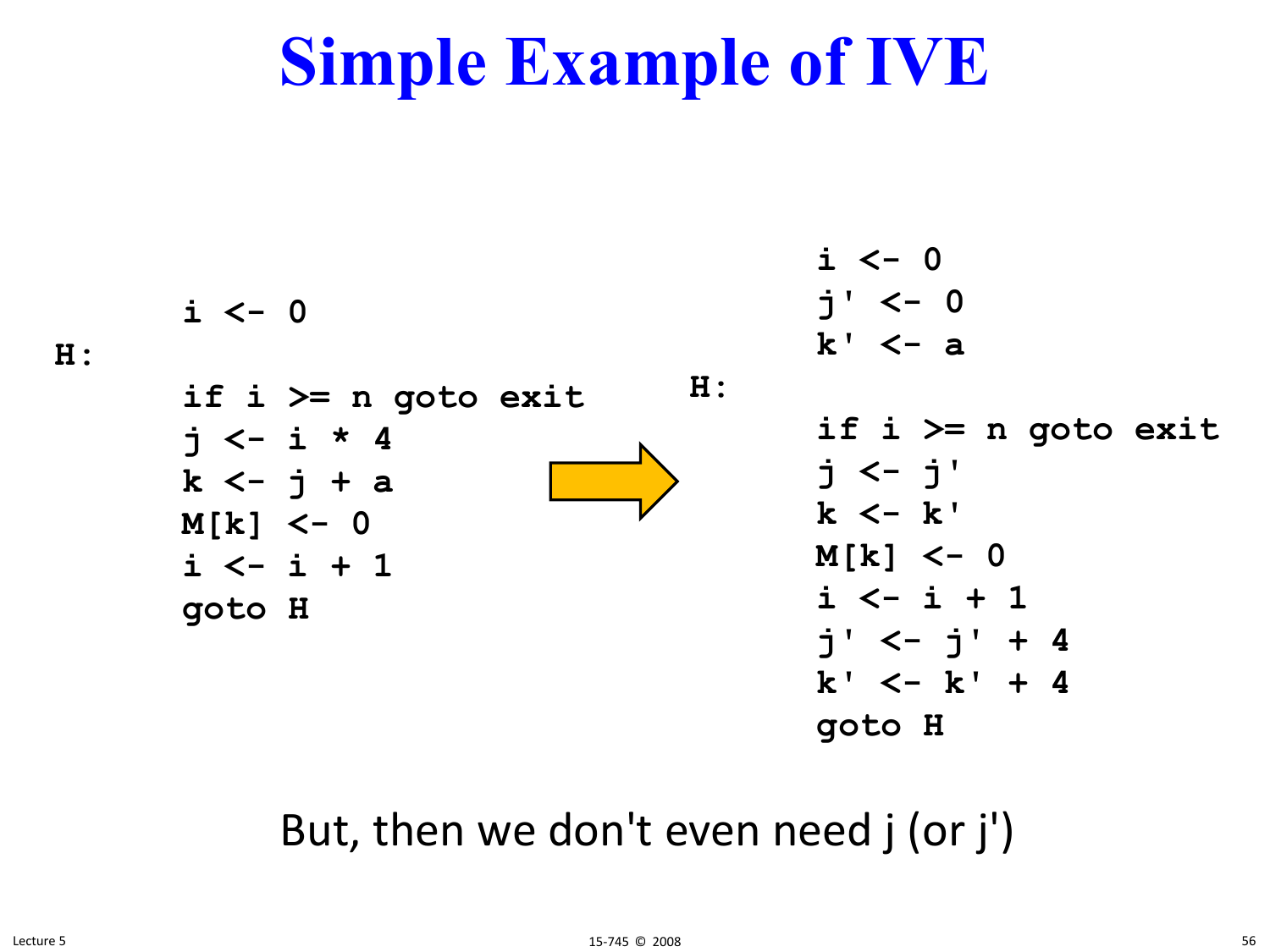# Simple Example of IVE

```
        i <- 0
H:
        if i >= n goto exit
        j <- i * 4
        k <- j + a
        M[k] <- 0
        i <- i + 1
        goto H
```

```
        i <- 0
        j' <- 0
        k' <- a
H:
        if i >= n goto exit
        j <- j'
        k <- k'
        M[k] <- 0
        i <- i + 1
        j' <- j' + 4
        k' <- k' + 4
        goto H
```

But, then we don't even need j (or j')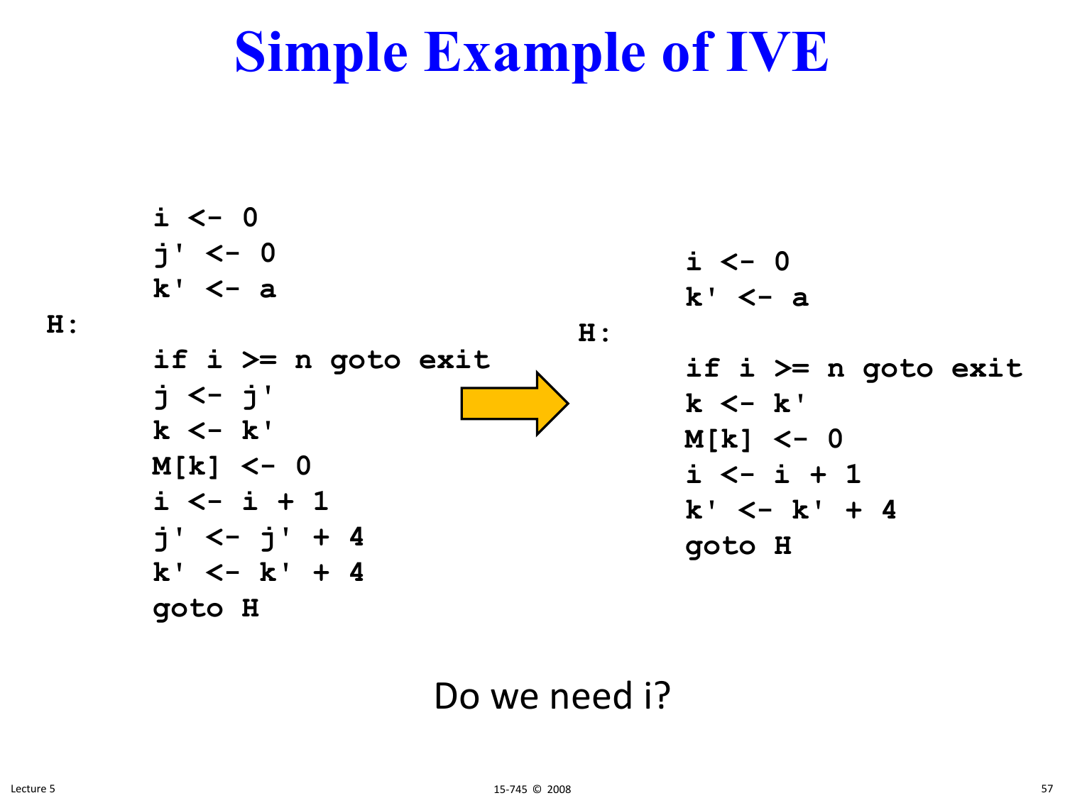# Simple Example of IVE

```
        i <- 0
        j' <- 0
        k' <- a
H:
        if i >= n goto exit
        j <- j'
        k <- k'
        M[k] <- 0
        i <- i + 1
        j' <- j' + 4
        k' <- k' + 4
        goto H
```

⇒

```
        i <- 0
        k' <- a
H:
        if i >= n goto exit
        k <- k'
        M[k] <- 0
        i <- i + 1
        k' <- k' + 4
        goto H
```

Do we need i?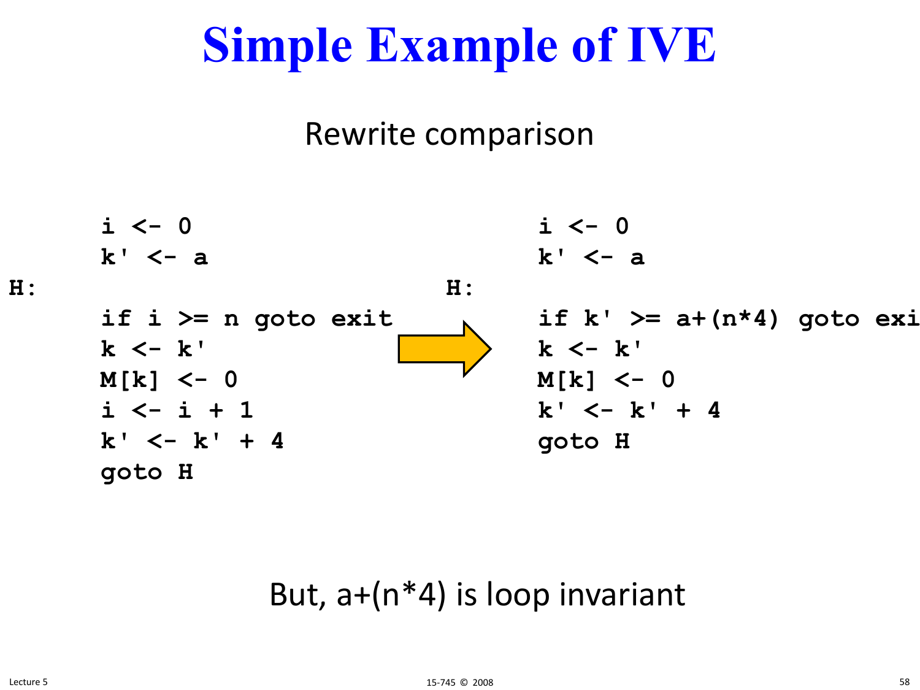# Simple Example of IVE

Rewrite comparison

```
      i <- 0
      k' <- a
H:
      if i >= n goto exit
      k <- k'
      M[k] <- 0
      i <- i + 1
      k' <- k' + 4
      goto H
```

```
      i <- 0
      k' <- a
H:
      if k' >= a+(n*4) goto exi
      k <- k'
      M[k] <- 0
      k' <- k' + 4
      goto H
```

But, a+(n*4) is loop invariant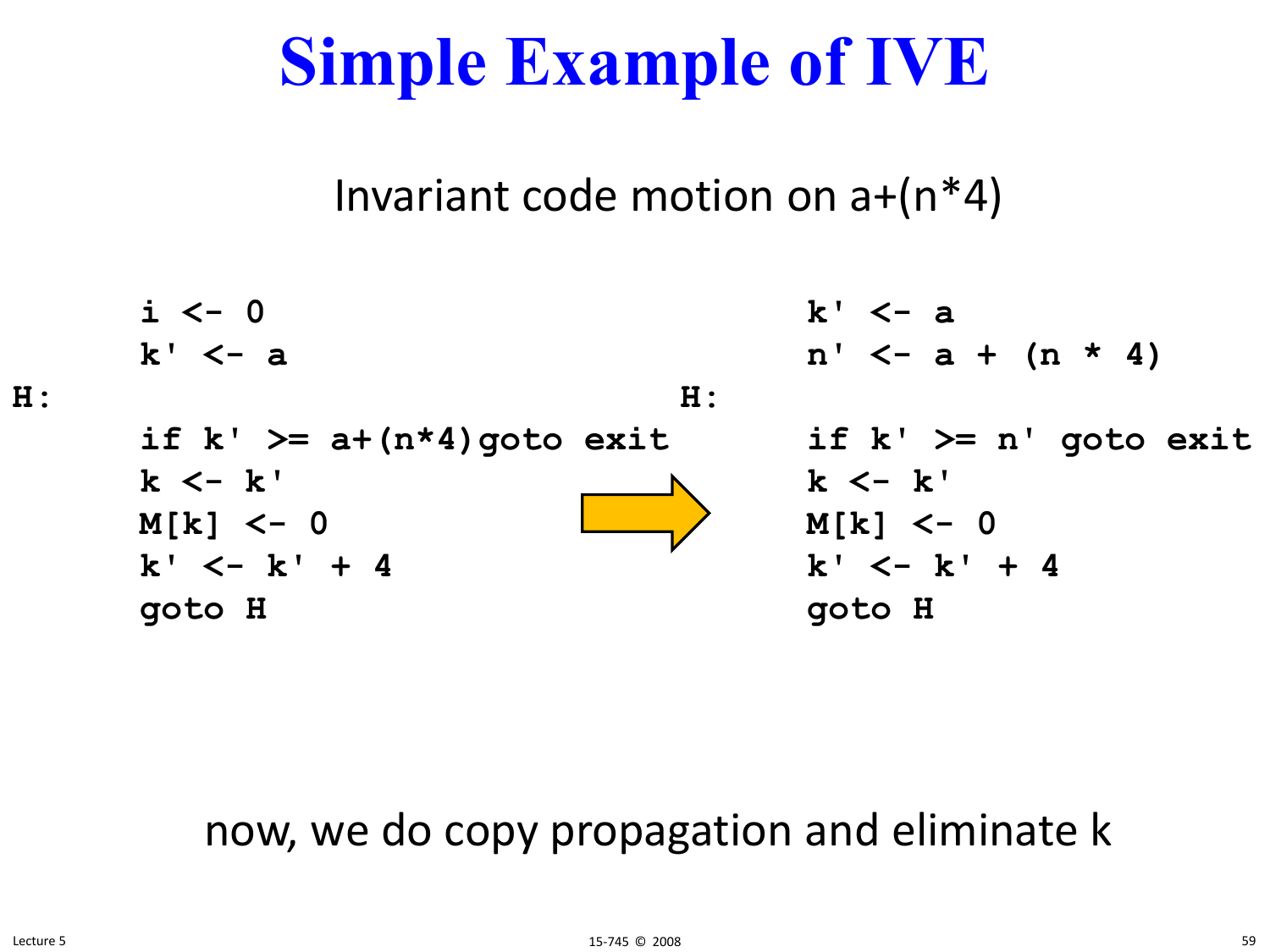# Simple Example of IVE

Invariant code motion on a+(n*4)

```
     i <- 0
     k' <- a
H:
     if k' >= a+(n*4)goto exit
     k <- k'
     M[k] <- 0
     k' <- k' + 4
     goto H
```

```
     k' <- a
     n' <- a + (n * 4)
H:
     if k' >= n' goto exit
     k <- k'
     M[k] <- 0
     k' <- k' + 4
     goto H
```

now, we do copy propagation and eliminate k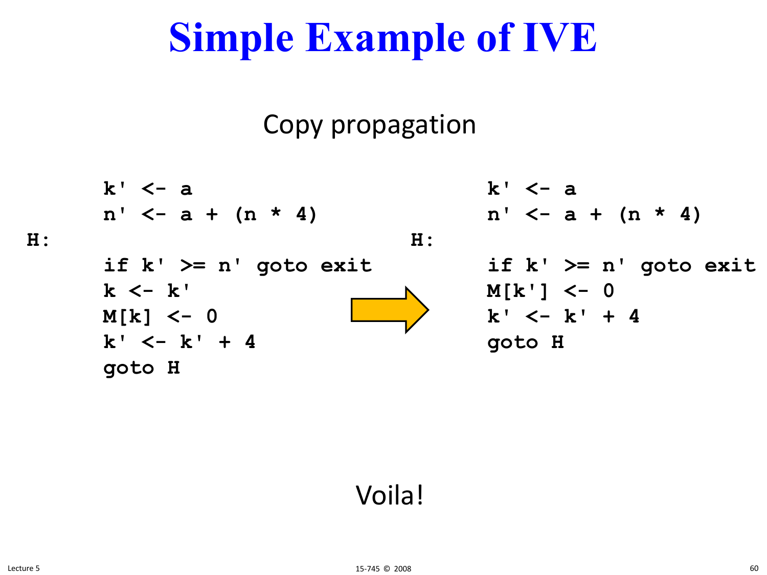# Simple Example of IVE

Copy propagation

```
     k' <- a
     n' <- a + (n * 4)
H:
     if k' >= n' goto exit
     k <- k'
     M[k] <- 0
     k' <- k' + 4
     goto H
```

⇒

```
     k' <- a
     n' <- a + (n * 4)
H:
     if k' >= n' goto exit
     M[k'] <- 0
     k' <- k' + 4
     goto H
```

Voila!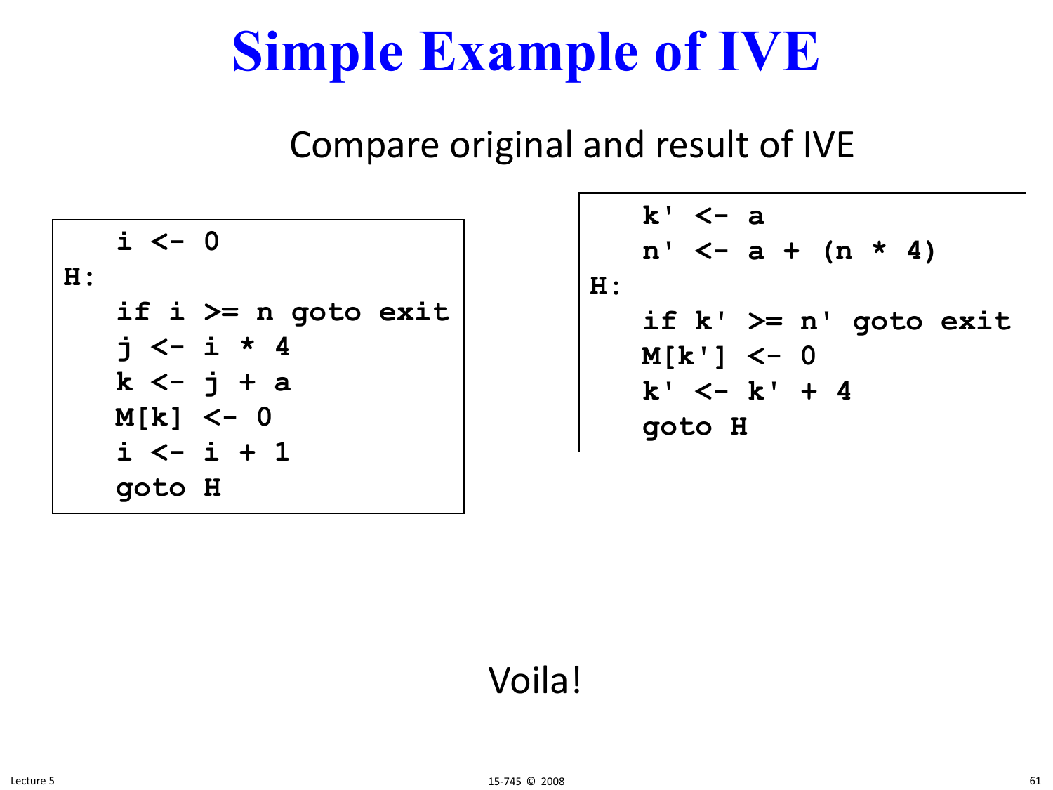# Simple Example of IVE

Compare original and result of IVE

```
   i <- 0
H:
   if i >= n goto exit
   j <- i * 4
   k <- j + a
   M[k] <- 0
   i <- i + 1
   goto H
```

```
   k' <- a
   n' <- a + (n * 4)
H:
   if k' >= n' goto exit
   M[k'] <- 0
   k' <- k' + 4
   goto H
```

Voila!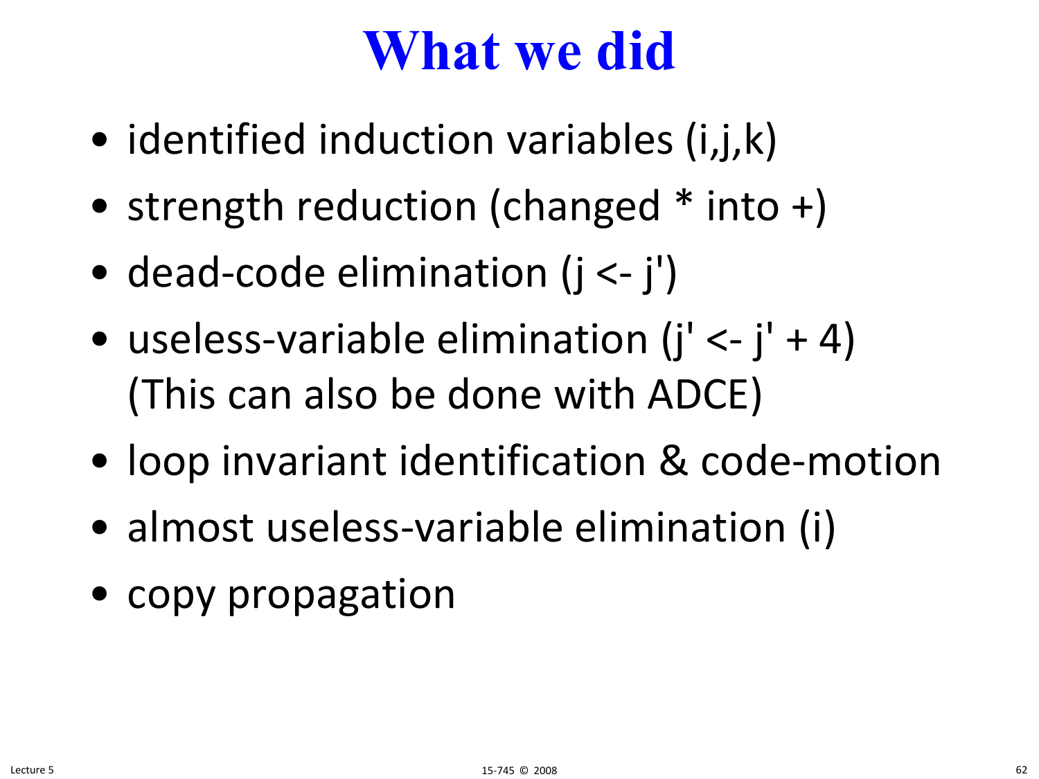# What we did

- identified induction variables (i,j,k)
- strength reduction (changed * into +)
- dead-code elimination (j <- j')
- useless-variable elimination (j' <- j' + 4) (This can also be done with ADCE)
- loop invariant identification & code-motion
- almost useless-variable elimination (i)
- copy propagation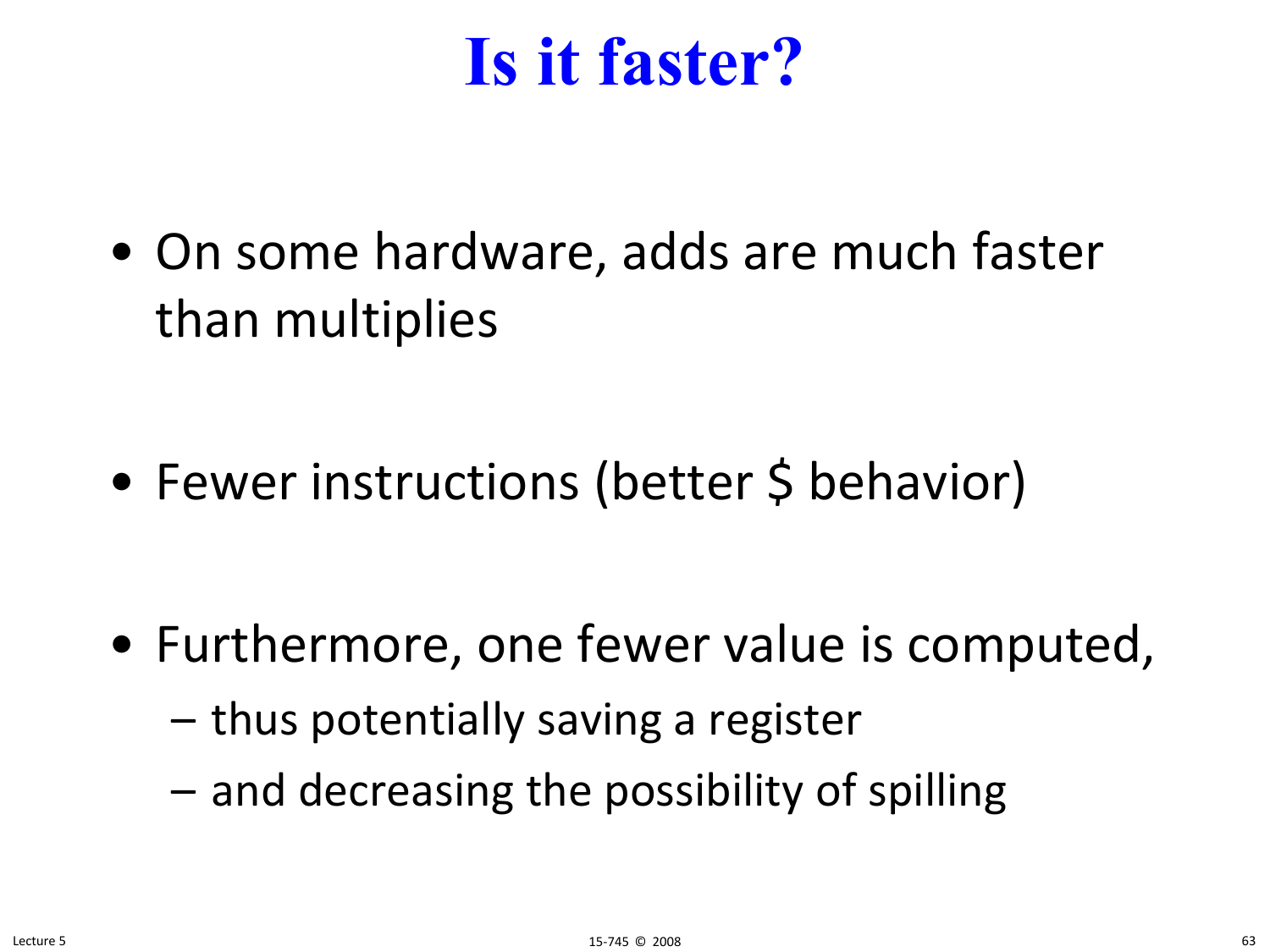# Is it faster?

- On some hardware, adds are much faster than multiplies

- Fewer instructions (better $ behavior)

- Furthermore, one fewer value is computed,
  - thus potentially saving a register
  - and decreasing the possibility of spilling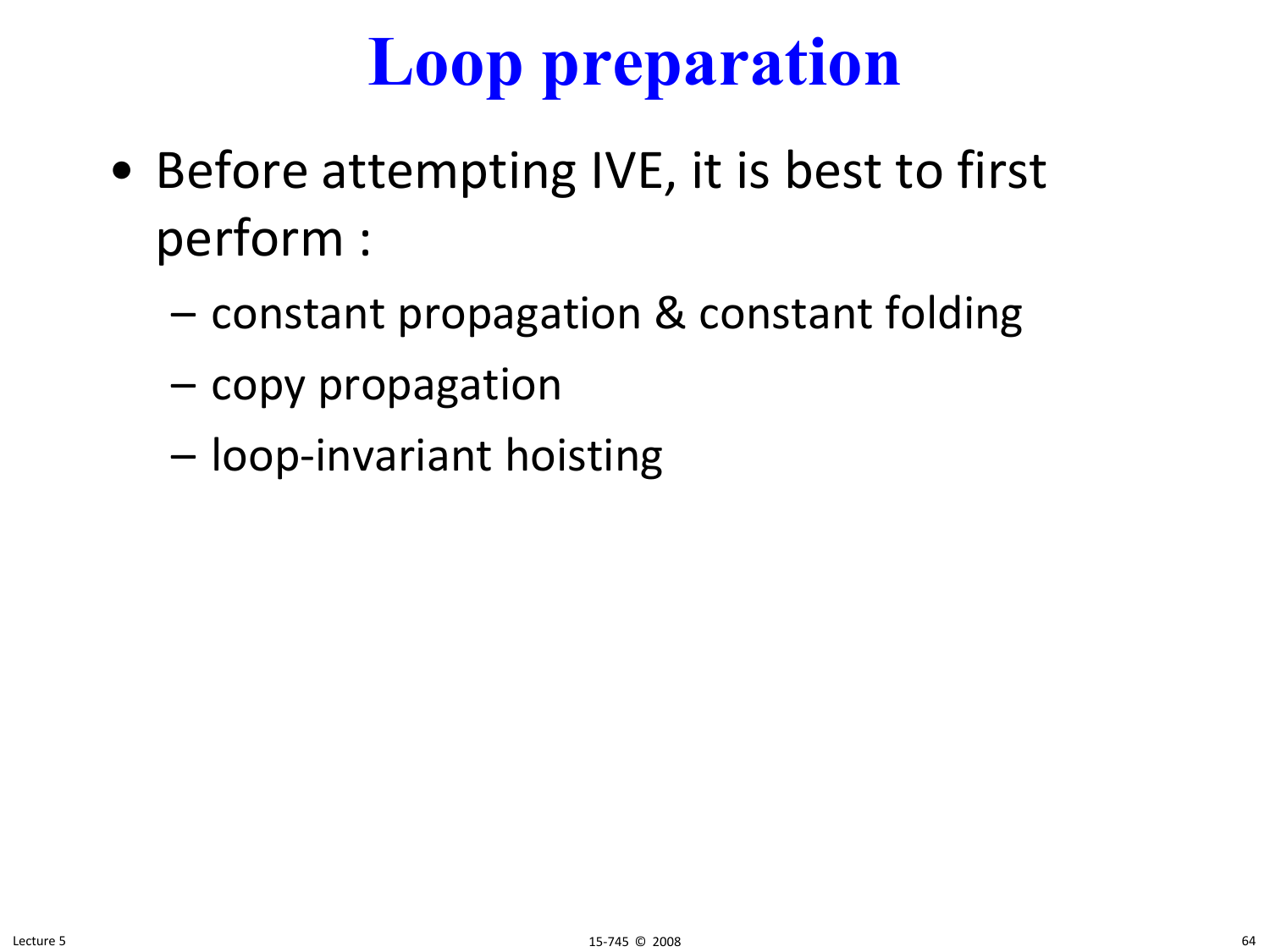# Loop preparation

- Before attempting IVE, it is best to first perform :
  - constant propagation & constant folding
  - copy propagation
  - loop-invariant hoisting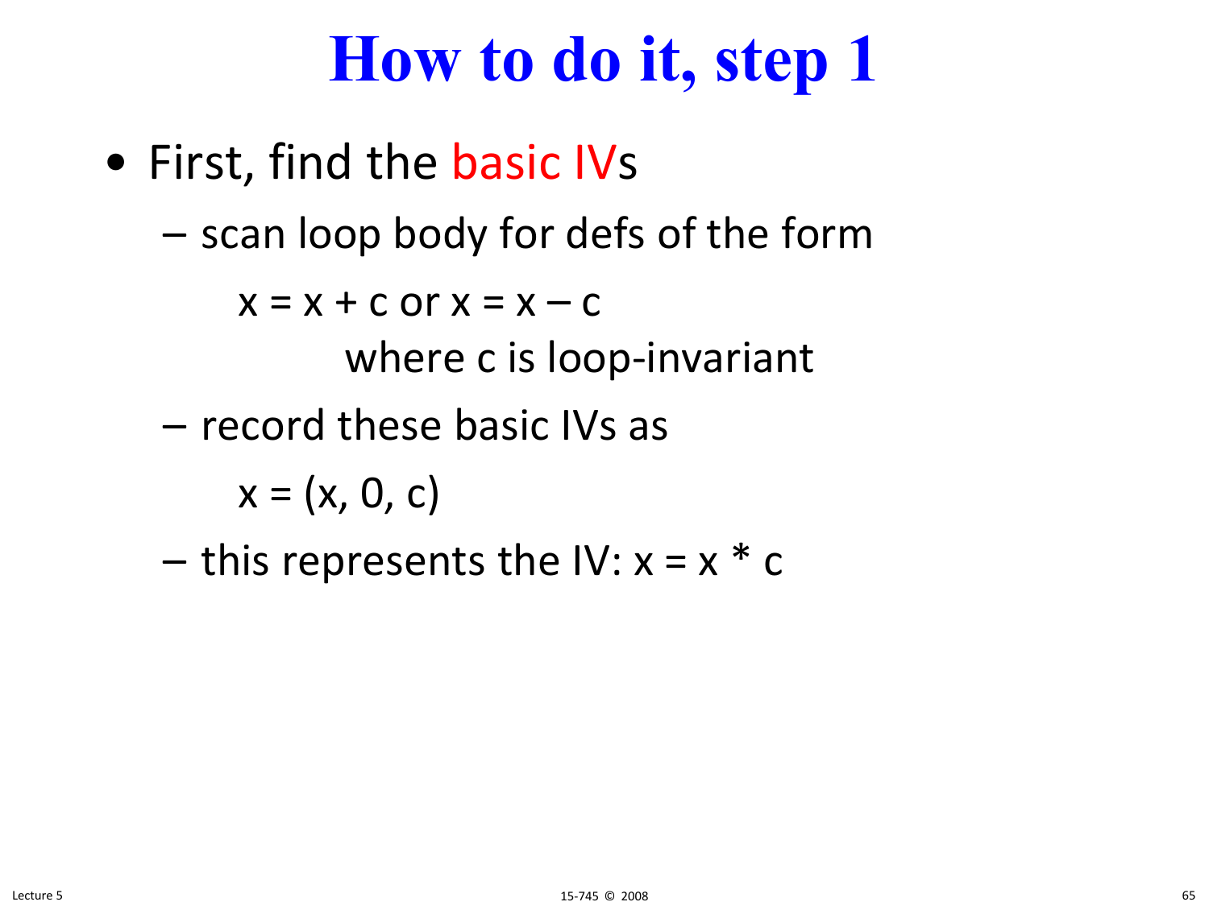# How to do it, step 1

- First, find the basic IVs
  - scan loop body for defs of the form

    $x = x + c$ or $x = x - c$

    where c is loop-invariant
  - record these basic IVs as

    $x = (x, 0, c)$
  - this represents the IV: $x = x * c$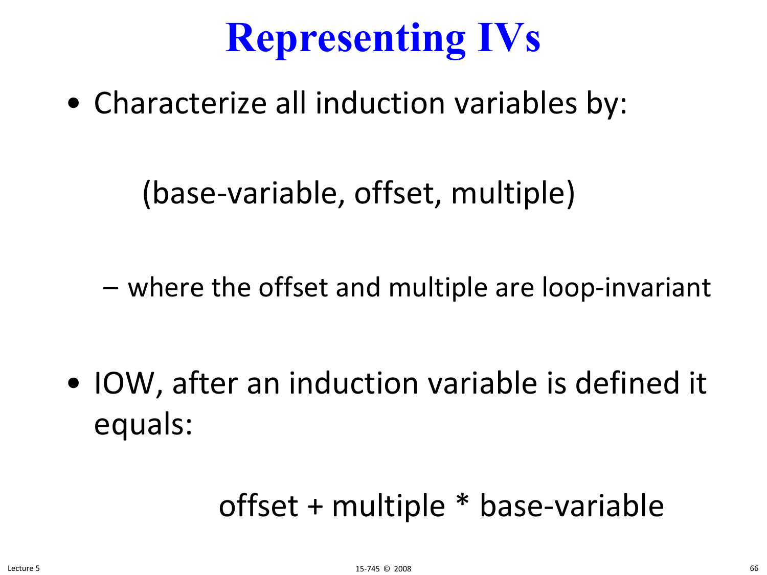# Representing IVs

- Characterize all induction variables by:

  (base-variable, offset, multiple)

  - where the offset and multiple are loop-invariant

- IOW, after an induction variable is defined it equals:

  offset + multiple * base-variable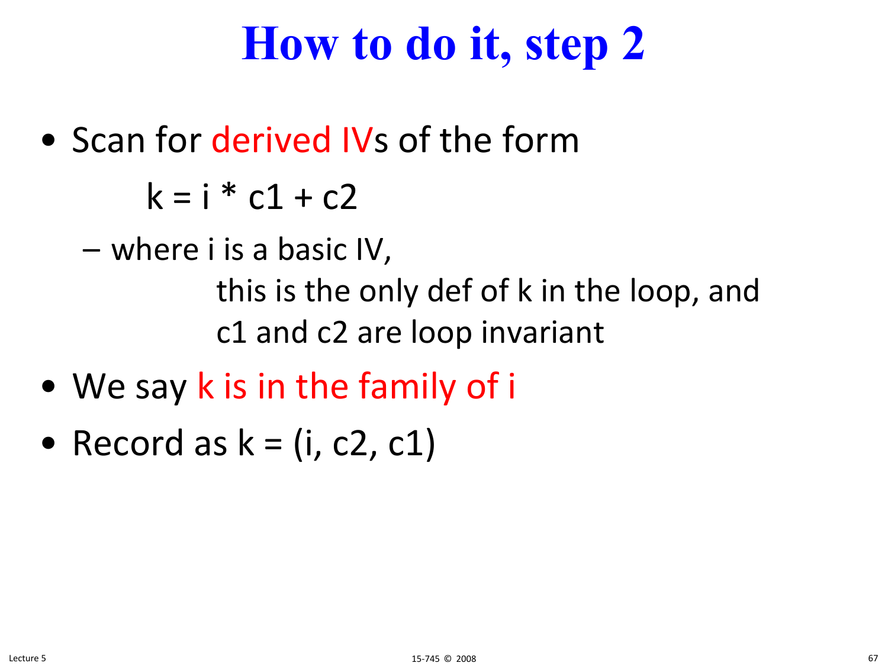# How to do it, step 2

- Scan for derived IVs of the form

  $$k = i * c1 + c2$$

  - where i is a basic IV,
    this is the only def of k in the loop, and
    c1 and c2 are loop invariant
- We say k is in the family of i
- Record as k = (i, c2, c1)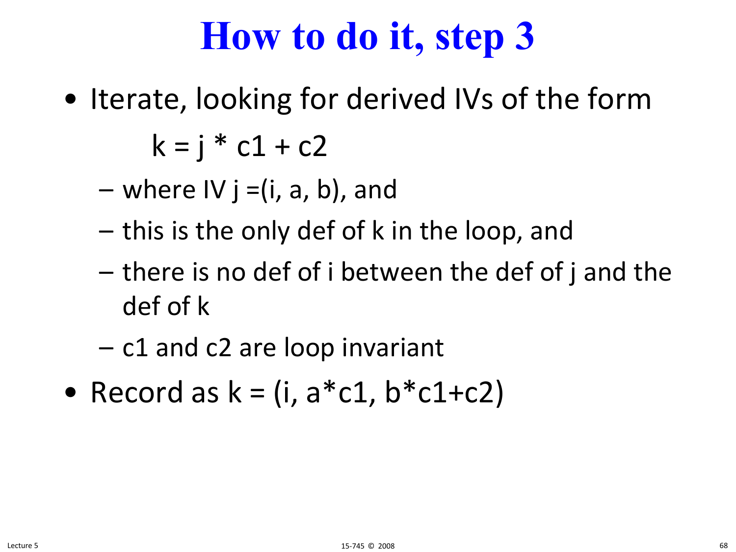# How to do it, step 3

- Iterate, looking for derived IVs of the form

  $k = j * c1 + c2$

  - where IV $j = (i, a, b)$, and
  - this is the only def of k in the loop, and
  - there is no def of i between the def of j and the def of k
  - c1 and c2 are loop invariant
- Record as $k = (i, a*c1, b*c1+c2)$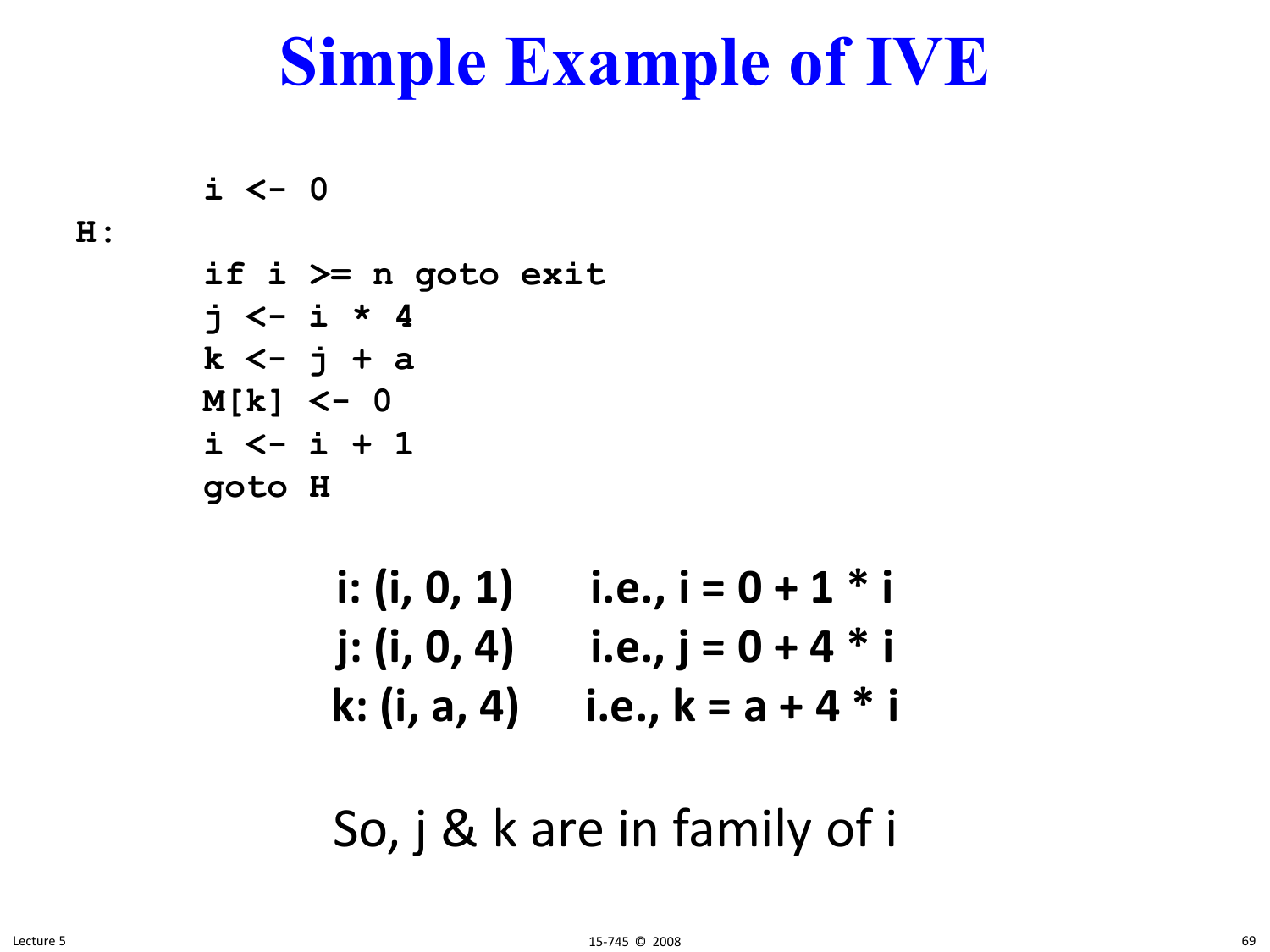# Simple Example of IVE

```
    i <- 0
H:
    if i >= n goto exit
    j <- i * 4
    k <- j + a
    M[k] <- 0
    i <- i + 1
    goto H
```

**i: (i, 0, 1)** &nbsp;&nbsp;&nbsp;&nbsp; **i.e., i = 0 + 1 * i**

**j: (i, 0, 4)** &nbsp;&nbsp;&nbsp;&nbsp; **i.e., j = 0 + 4 * i**

**k: (i, a, 4)** &nbsp;&nbsp;&nbsp;&nbsp; **i.e., k = a + 4 * i**

So, j & k are in family of i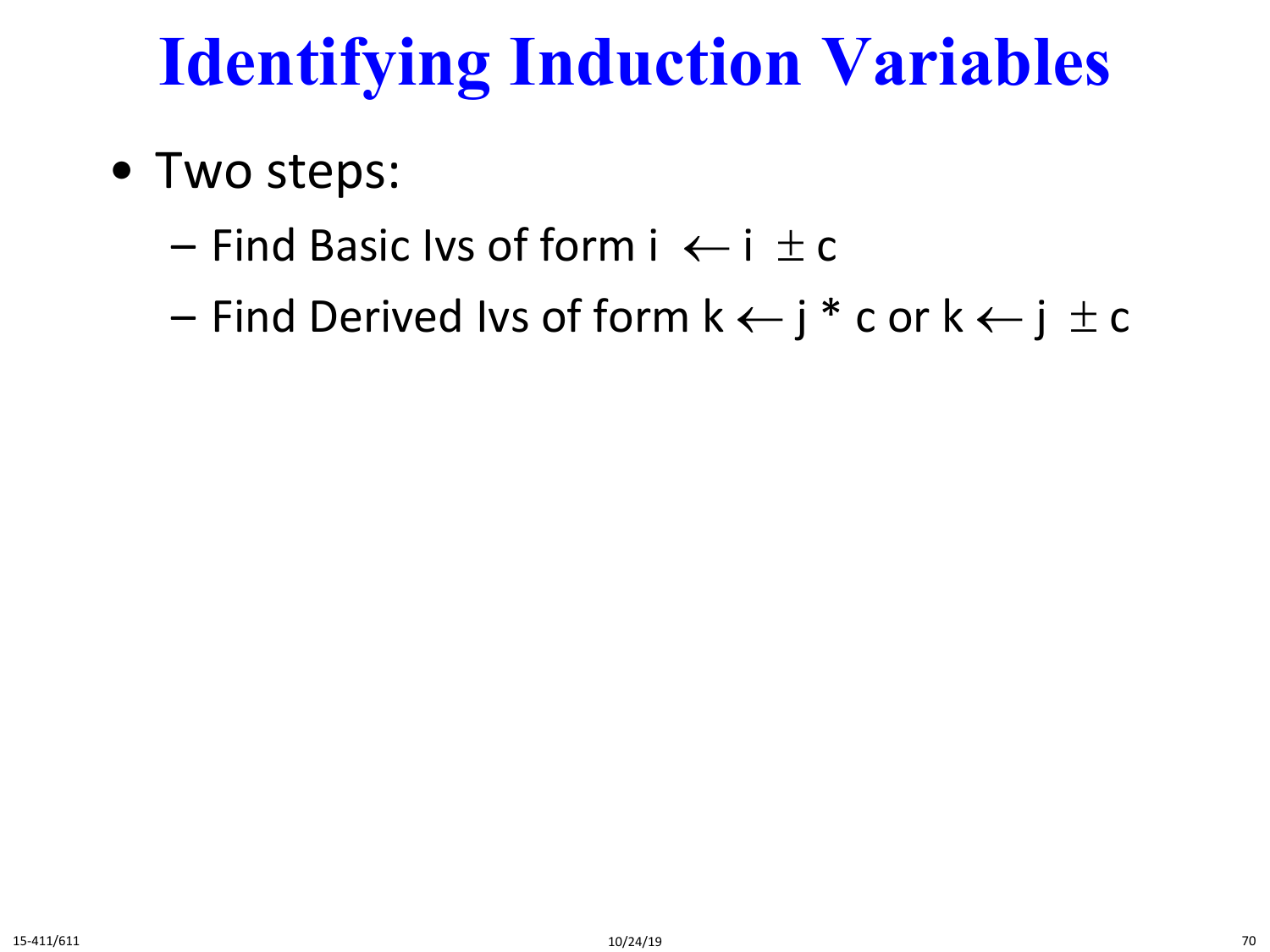# Identifying Induction Variables

- Two steps:
  - Find Basic Ivs of form i $\leftarrow$ i $\pm$ c
  - Find Derived Ivs of form k $\leftarrow$ j * c or k $\leftarrow$ j $\pm$ c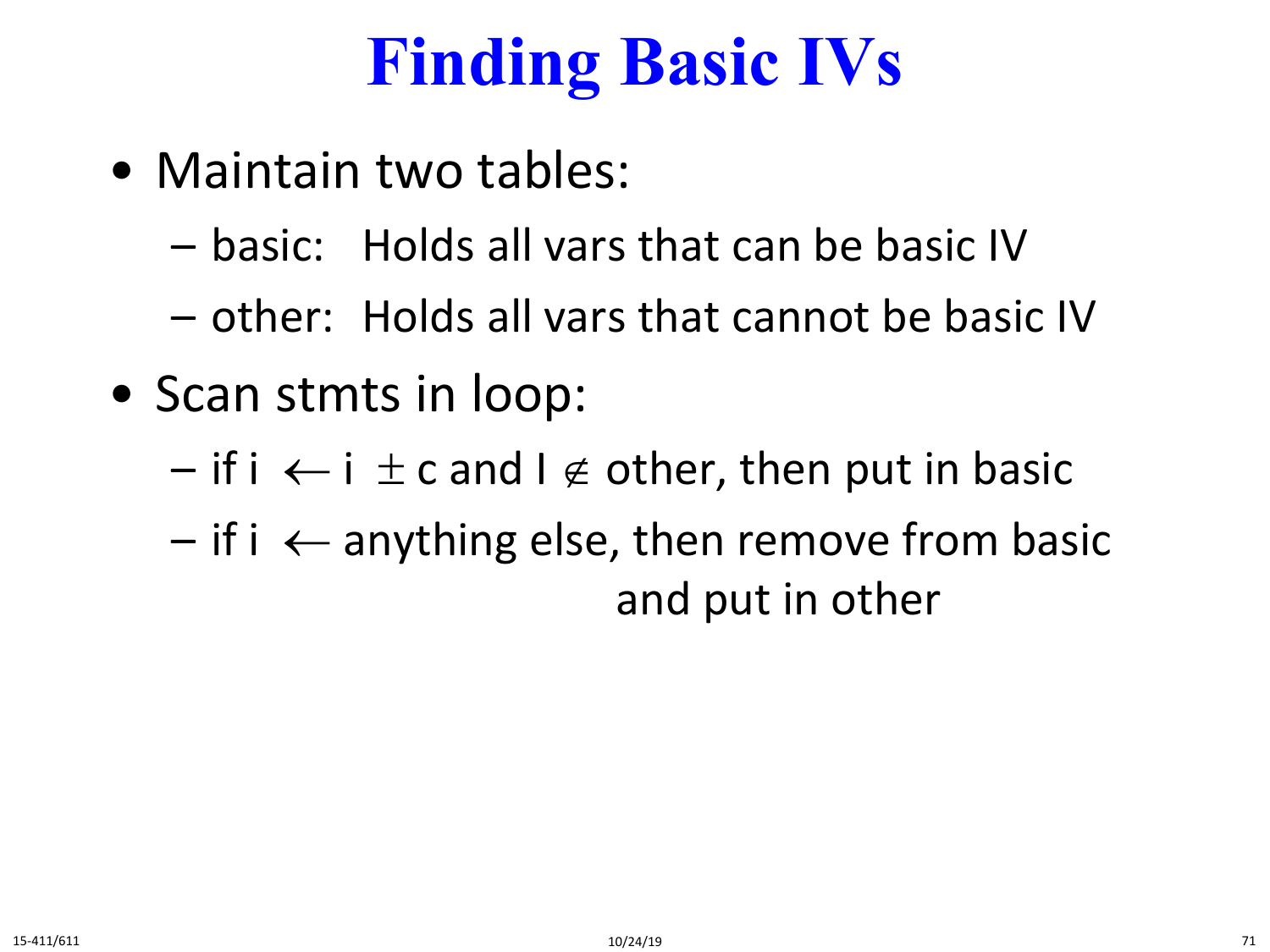# Finding Basic IVs

- Maintain two tables:
  - basic: Holds all vars that can be basic IV
  - other: Holds all vars that cannot be basic IV
- Scan stmts in loop:
  - if i $\leftarrow$ i $\pm$ c and I $\notin$ other, then put in basic
  - if i $\leftarrow$ anything else, then remove from basic and put in other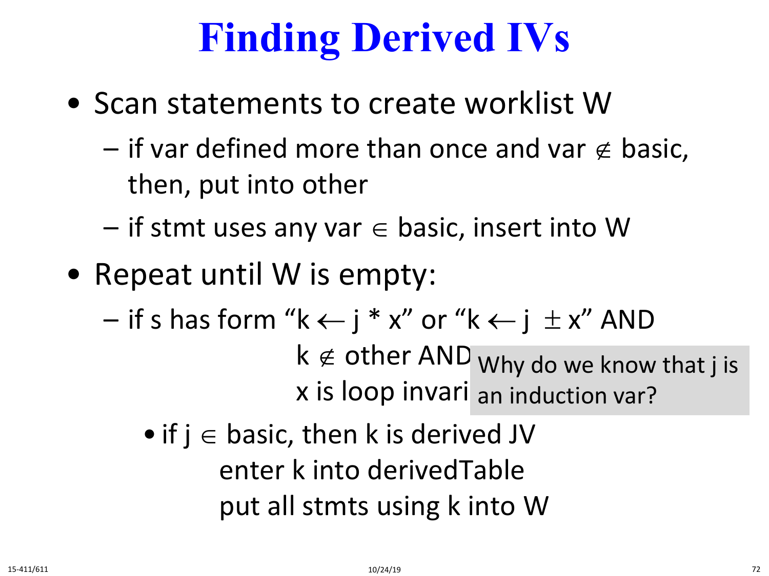# Finding Derived IVs

- Scan statements to create worklist W
  - if var defined more than once and var $\notin$ basic, then, put into other
  - if stmt uses any var $\in$ basic, insert into W
- Repeat until W is empty:
  - if s has form "$k \leftarrow j * x$" or "$k \leftarrow j \pm x$" AND
    $k \notin$ other AND
    x is loop invari

    Why do we know that j is an induction var?
    - if $j \in$ basic, then k is derived JV
      enter k into derivedTable
      put all stmts using k into W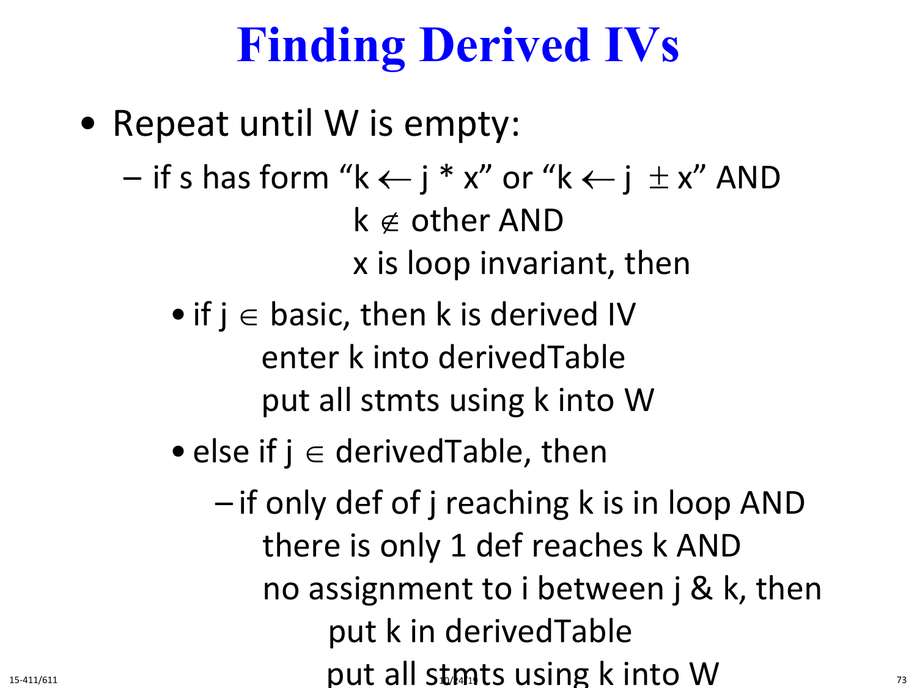# Finding Derived IVs

- Repeat until W is empty:
  - if s has form "k $\leftarrow$ j * x" or "k $\leftarrow$ j $\pm$ x" AND
    k $\notin$ other AND
    x is loop invariant, then
    - if j $\in$ basic, then k is derived IV
      enter k into derivedTable
      put all stmts using k into W
    - else if j $\in$ derivedTable, then
      - if only def of j reaching k is in loop AND
        there is only 1 def reaches k AND
        no assignment to i between j & k, then
        put k in derivedTable
        put all stmts using k into W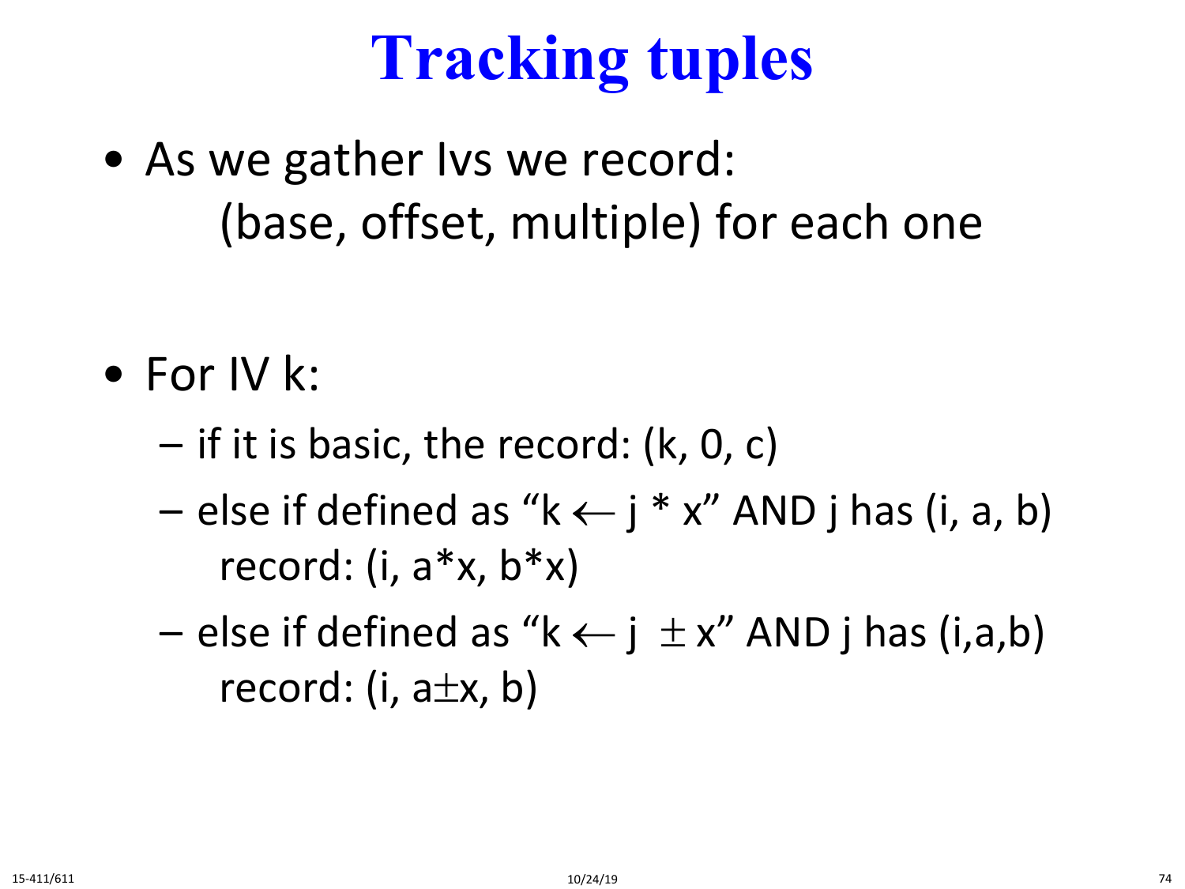# Tracking tuples

- As we gather Ivs we record:
  (base, offset, multiple) for each one

- For IV k:
  - if it is basic, the record: (k, 0, c)
  - else if defined as "k $\leftarrow$ j * x" AND j has (i, a, b)
    record: (i, a*x, b*x)
  - else if defined as "k $\leftarrow$ j $\pm$ x" AND j has (i,a,b)
    record: (i, a$\pm$x, b)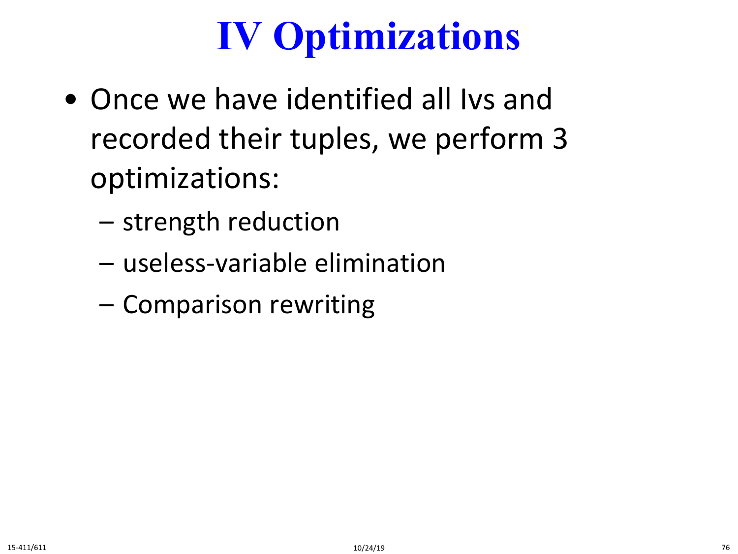# IV Optimizations

- Once we have identified all Ivs and recorded their tuples, we perform 3 optimizations:
  - strength reduction
  - useless-variable elimination
  - Comparison rewriting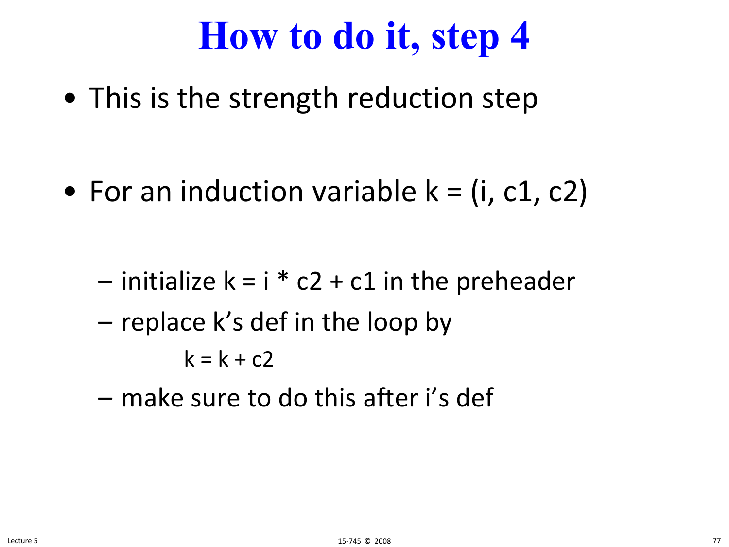# How to do it, step 4

- This is the strength reduction step

- For an induction variable k = (i, c1, c2)

  - initialize k = i * c2 + c1 in the preheader
  - replace k's def in the loop by

    k = k + c2

  - make sure to do this after i's def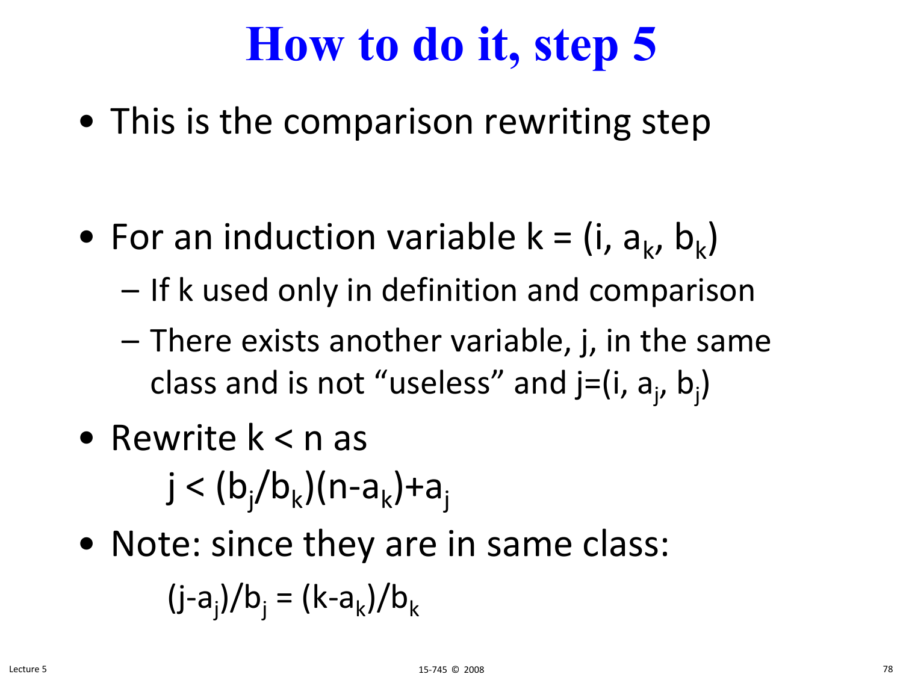# How to do it, step 5

- This is the comparison rewriting step
- For an induction variable $k = (i, a_k, b_k)$
  - If k used only in definition and comparison
  - There exists another variable, j, in the same class and is not "useless" and $j=(i, a_j, b_j)$
- Rewrite $k < n$ as

  $j < (b_j/b_k)(n-a_k)+a_j$

- Note: since they are in same class:

  $(j-a_j)/b_j = (k-a_k)/b_k$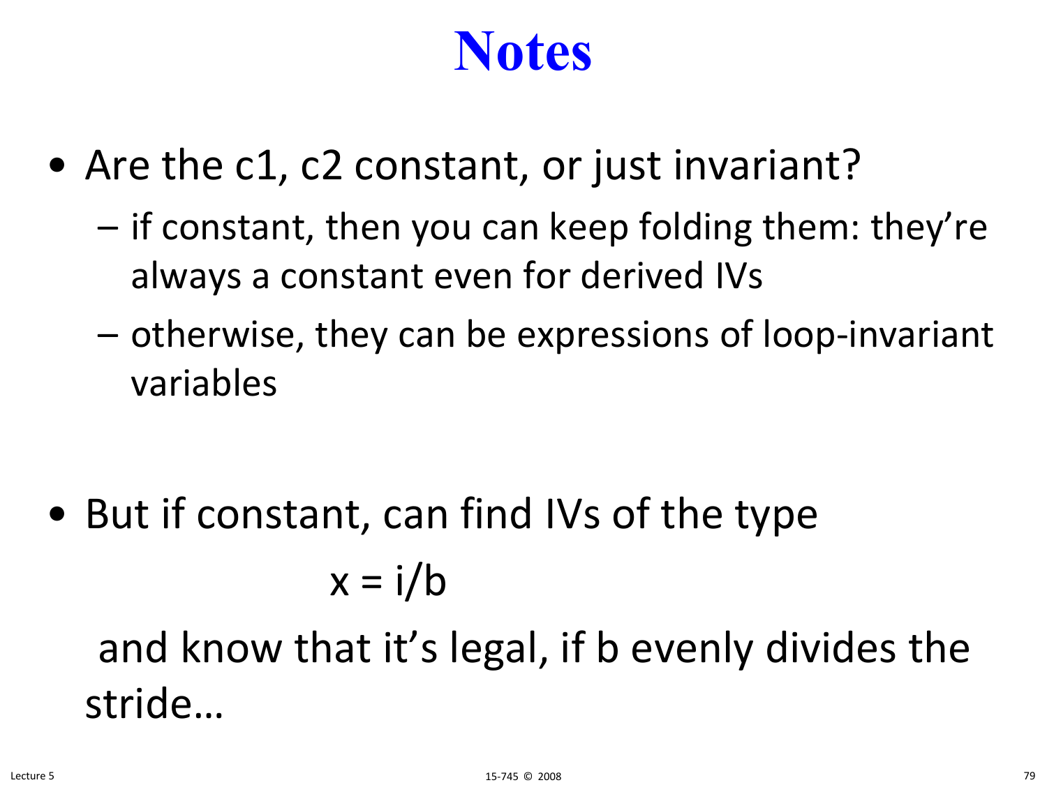# Notes

- Are the c1, c2 constant, or just invariant?
  - if constant, then you can keep folding them: they're always a constant even for derived IVs
  - otherwise, they can be expressions of loop-invariant variables

- But if constant, can find IVs of the type

$$x = i/b$$

and know that it's legal, if b evenly divides the stride…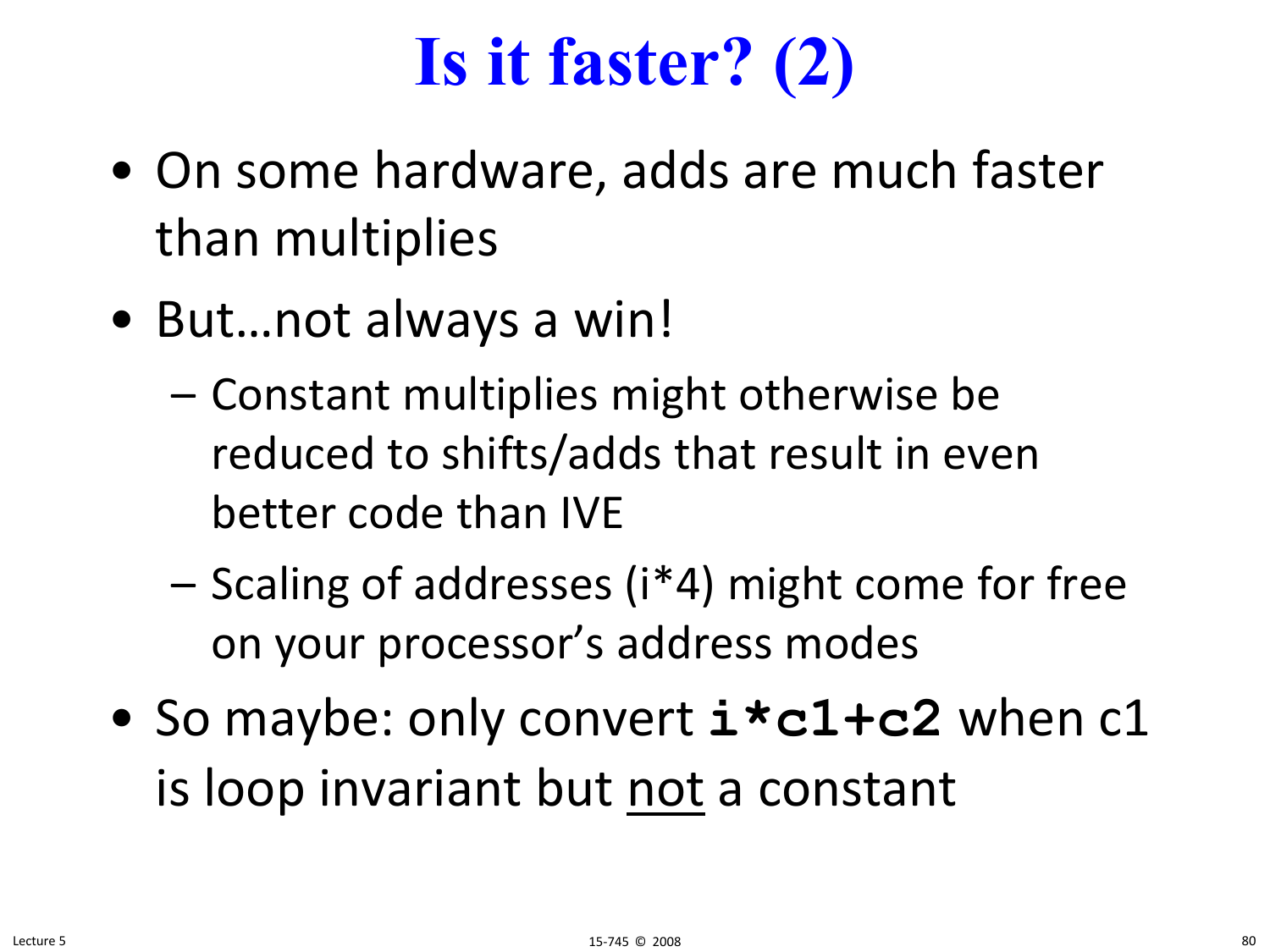# Is it faster? (2)

- On some hardware, adds are much faster than multiplies
- But…not always a win!
  - Constant multiplies might otherwise be reduced to shifts/adds that result in even better code than IVE
  - Scaling of addresses (i*4) might come for free on your processor's address modes
- So maybe: only convert **`i*c1+c2`** when c1 is loop invariant but <u>not</u> a constant